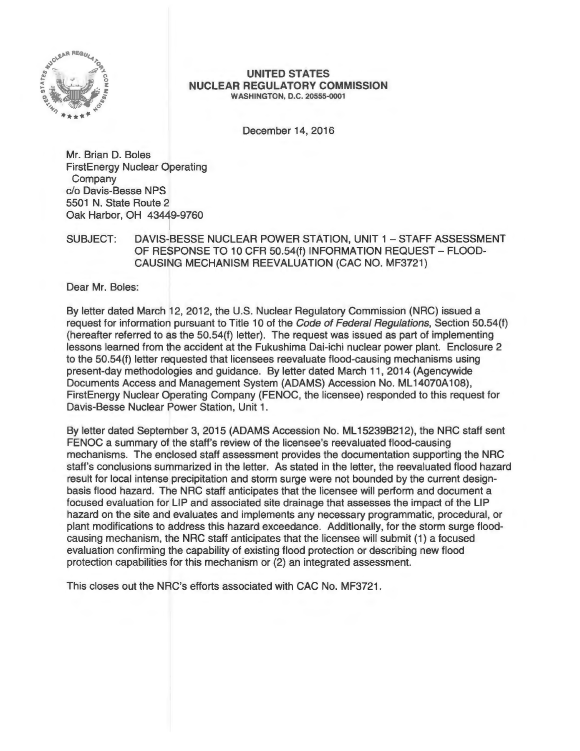**UNITED STATES**
**NUCLEAR REGULATORY COMMISSION**
**WASHINGTON, D.C. 20555-0001**

December 14, 2016

Mr. Brian D. Boles
FirstEnergy Nuclear Operating Company
c/o Davis-Besse NPS
5501 N. State Route 2
Oak Harbor, OH 43449-9760

SUBJECT: DAVIS-BESSE NUCLEAR POWER STATION, UNIT 1 – STAFF ASSESSMENT OF RESPONSE TO 10 CFR 50.54(f) INFORMATION REQUEST – FLOOD-CAUSING MECHANISM REEVALUATION (CAC NO. MF3721)

Dear Mr. Boles:

By letter dated March 12, 2012, the U.S. Nuclear Regulatory Commission (NRC) issued a request for information pursuant to Title 10 of the *Code of Federal Regulations*, Section 50.54(f) (hereafter referred to as the 50.54(f) letter). The request was issued as part of implementing lessons learned from the accident at the Fukushima Dai-ichi nuclear power plant. Enclosure 2 to the 50.54(f) letter requested that licensees reevaluate flood-causing mechanisms using present-day methodologies and guidance. By letter dated March 11, 2014 (Agencywide Documents Access and Management System (ADAMS) Accession No. ML14070A108), FirstEnergy Nuclear Operating Company (FENOC, the licensee) responded to this request for Davis-Besse Nuclear Power Station, Unit 1.

By letter dated September 3, 2015 (ADAMS Accession No. ML15239B212), the NRC staff sent FENOC a summary of the staff's review of the licensee's reevaluated flood-causing mechanisms. The enclosed staff assessment provides the documentation supporting the NRC staff's conclusions summarized in the letter. As stated in the letter, the reevaluated flood hazard result for local intense precipitation and storm surge were not bounded by the current design-basis flood hazard. The NRC staff anticipates that the licensee will perform and document a focused evaluation for LIP and associated site drainage that assesses the impact of the LIP hazard on the site and evaluates and implements any necessary programmatic, procedural, or plant modifications to address this hazard exceedance. Additionally, for the storm surge flood-causing mechanism, the NRC staff anticipates that the licensee will submit (1) a focused evaluation confirming the capability of existing flood protection or describing new flood protection capabilities for this mechanism or (2) an integrated assessment.

This closes out the NRC's efforts associated with CAC No. MF3721.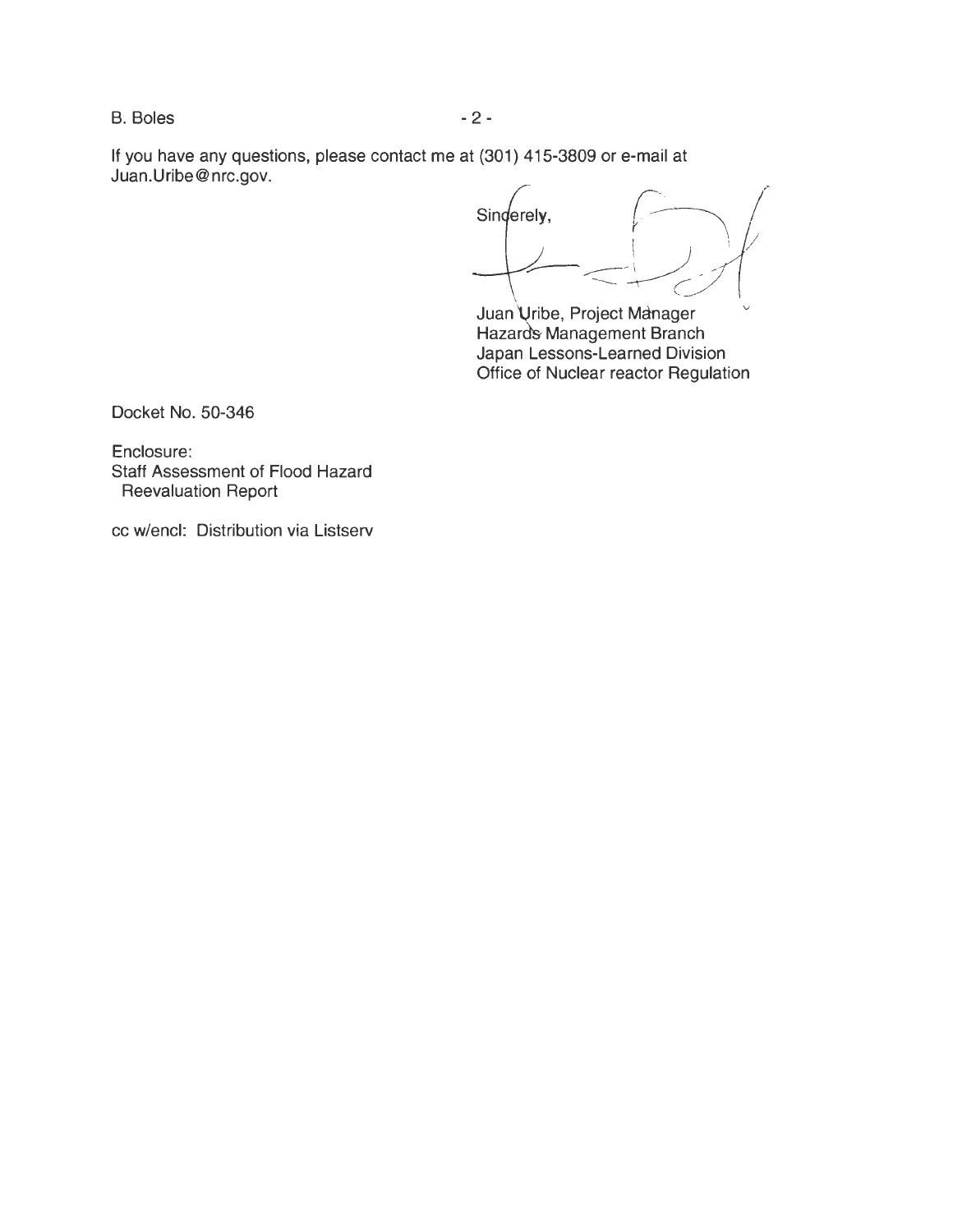If you have any questions, please contact me at (301) 415-3809 or e-mail at Juan.Uribe@nrc.gov.

Sincerely,

Juan Uribe, Project Manager
Hazards Management Branch
Japan Lessons-Learned Division
Office of Nuclear reactor Regulation

Docket No. 50-346

Enclosure:
Staff Assessment of Flood Hazard
Reevaluation Report

cc w/encl: Distribution via Listserv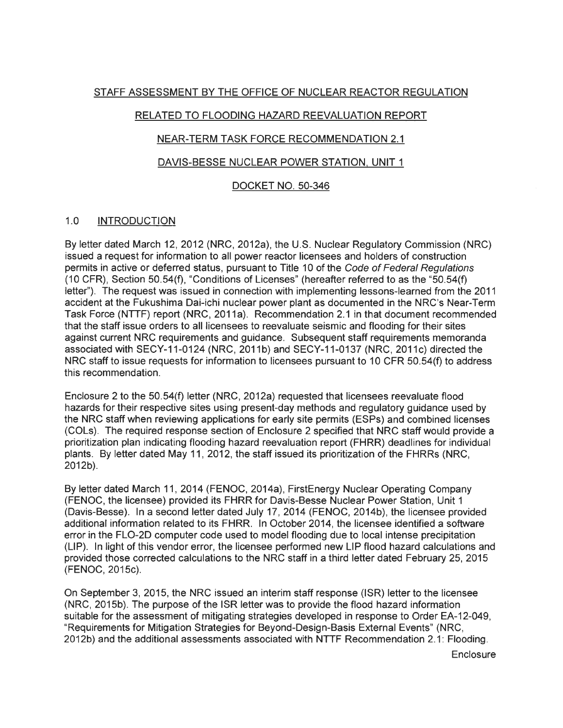STAFF ASSESSMENT BY THE OFFICE OF NUCLEAR REACTOR REGULATION

RELATED TO FLOODING HAZARD REEVALUATION REPORT

NEAR-TERM TASK FORCE RECOMMENDATION 2.1

DAVIS-BESSE NUCLEAR POWER STATION, UNIT 1

DOCKET NO. 50-346

## 1.0 INTRODUCTION

By letter dated March 12, 2012 (NRC, 2012a), the U.S. Nuclear Regulatory Commission (NRC) issued a request for information to all power reactor licensees and holders of construction permits in active or deferred status, pursuant to Title 10 of the *Code of Federal Regulations* (10 CFR), Section 50.54(f), "Conditions of Licenses" (hereafter referred to as the "50.54(f) letter"). The request was issued in connection with implementing lessons-learned from the 2011 accident at the Fukushima Dai-ichi nuclear power plant as documented in the NRC's Near-Term Task Force (NTTF) report (NRC, 2011a). Recommendation 2.1 in that document recommended that the staff issue orders to all licensees to reevaluate seismic and flooding for their sites against current NRC requirements and guidance. Subsequent staff requirements memoranda associated with SECY-11-0124 (NRC, 2011b) and SECY-11-0137 (NRC, 2011c) directed the NRC staff to issue requests for information to licensees pursuant to 10 CFR 50.54(f) to address this recommendation.

Enclosure 2 to the 50.54(f) letter (NRC, 2012a) requested that licensees reevaluate flood hazards for their respective sites using present-day methods and regulatory guidance used by the NRC staff when reviewing applications for early site permits (ESPs) and combined licenses (COLs). The required response section of Enclosure 2 specified that NRC staff would provide a prioritization plan indicating flooding hazard reevaluation report (FHRR) deadlines for individual plants. By letter dated May 11, 2012, the staff issued its prioritization of the FHRRs (NRC, 2012b).

By letter dated March 11, 2014 (FENOC, 2014a), FirstEnergy Nuclear Operating Company (FENOC, the licensee) provided its FHRR for Davis-Besse Nuclear Power Station, Unit 1 (Davis-Besse). In a second letter dated July 17, 2014 (FENOC, 2014b), the licensee provided additional information related to its FHRR. In October 2014, the licensee identified a software error in the FLO-2D computer code used to model flooding due to local intense precipitation (LIP). In light of this vendor error, the licensee performed new LIP flood hazard calculations and provided those corrected calculations to the NRC staff in a third letter dated February 25, 2015 (FENOC, 2015c).

On September 3, 2015, the NRC issued an interim staff response (ISR) letter to the licensee (NRC, 2015b). The purpose of the ISR letter was to provide the flood hazard information suitable for the assessment of mitigating strategies developed in response to Order EA-12-049, "Requirements for Mitigation Strategies for Beyond-Design-Basis External Events" (NRC, 2012b) and the additional assessments associated with NTTF Recommendation 2.1: Flooding.

Enclosure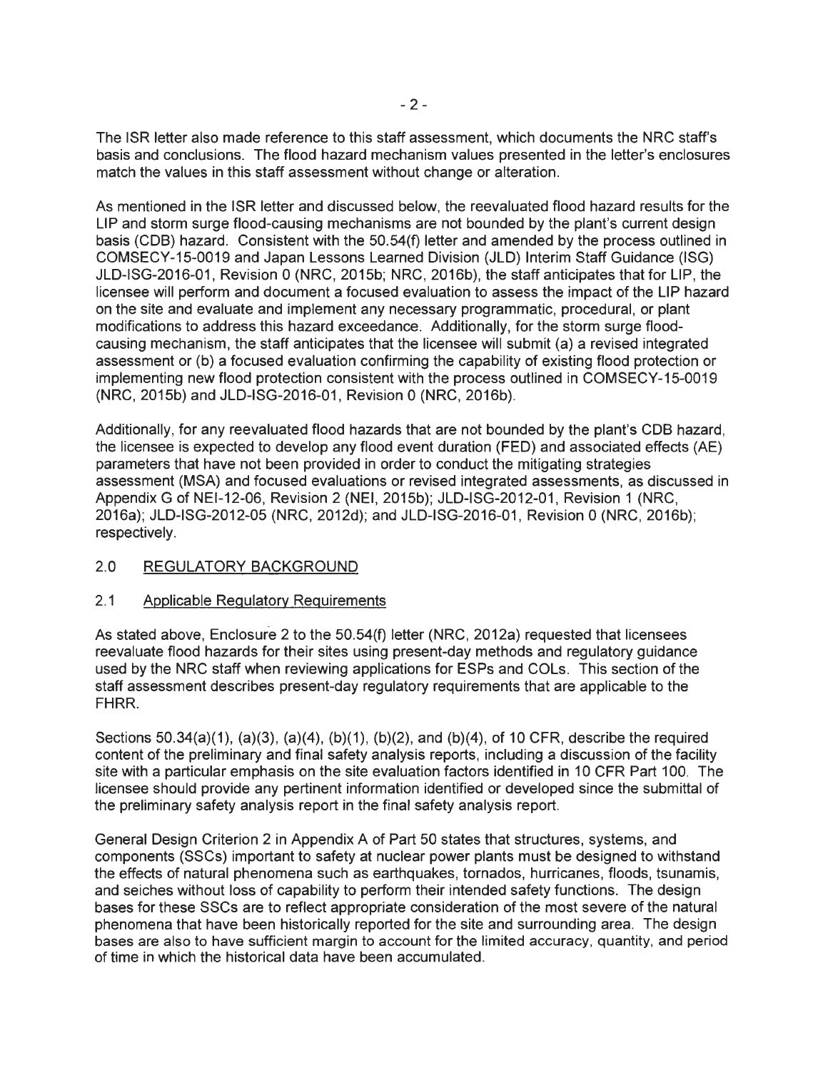The ISR letter also made reference to this staff assessment, which documents the NRC staff's basis and conclusions. The flood hazard mechanism values presented in the letter's enclosures match the values in this staff assessment without change or alteration.

As mentioned in the ISR letter and discussed below, the reevaluated flood hazard results for the LIP and storm surge flood-causing mechanisms are not bounded by the plant's current design basis (CDB) hazard. Consistent with the 50.54(f) letter and amended by the process outlined in COMSECY-15-0019 and Japan Lessons Learned Division (JLD) Interim Staff Guidance (ISG) JLD-ISG-2016-01, Revision 0 (NRC, 2015b; NRC, 2016b), the staff anticipates that for LIP, the licensee will perform and document a focused evaluation to assess the impact of the LIP hazard on the site and evaluate and implement any necessary programmatic, procedural, or plant modifications to address this hazard exceedance. Additionally, for the storm surge flood-causing mechanism, the staff anticipates that the licensee will submit (a) a revised integrated assessment or (b) a focused evaluation confirming the capability of existing flood protection or implementing new flood protection consistent with the process outlined in COMSECY-15-0019 (NRC, 2015b) and JLD-ISG-2016-01, Revision 0 (NRC, 2016b).

Additionally, for any reevaluated flood hazards that are not bounded by the plant's CDB hazard, the licensee is expected to develop any flood event duration (FED) and associated effects (AE) parameters that have not been provided in order to conduct the mitigating strategies assessment (MSA) and focused evaluations or revised integrated assessments, as discussed in Appendix G of NEI-12-06, Revision 2 (NEI, 2015b); JLD-ISG-2012-01, Revision 1 (NRC, 2016a); JLD-ISG-2012-05 (NRC, 2012d); and JLD-ISG-2016-01, Revision 0 (NRC, 2016b); respectively.

## 2.0 REGULATORY BACKGROUND

### 2.1 Applicable Regulatory Requirements

As stated above, Enclosure 2 to the 50.54(f) letter (NRC, 2012a) requested that licensees reevaluate flood hazards for their sites using present-day methods and regulatory guidance used by the NRC staff when reviewing applications for ESPs and COLs. This section of the staff assessment describes present-day regulatory requirements that are applicable to the FHRR.

Sections 50.34(a)(1), (a)(3), (a)(4), (b)(1), (b)(2), and (b)(4), of 10 CFR, describe the required content of the preliminary and final safety analysis reports, including a discussion of the facility site with a particular emphasis on the site evaluation factors identified in 10 CFR Part 100. The licensee should provide any pertinent information identified or developed since the submittal of the preliminary safety analysis report in the final safety analysis report.

General Design Criterion 2 in Appendix A of Part 50 states that structures, systems, and components (SSCs) important to safety at nuclear power plants must be designed to withstand the effects of natural phenomena such as earthquakes, tornados, hurricanes, floods, tsunamis, and seiches without loss of capability to perform their intended safety functions. The design bases for these SSCs are to reflect appropriate consideration of the most severe of the natural phenomena that have been historically reported for the site and surrounding area. The design bases are also to have sufficient margin to account for the limited accuracy, quantity, and period of time in which the historical data have been accumulated.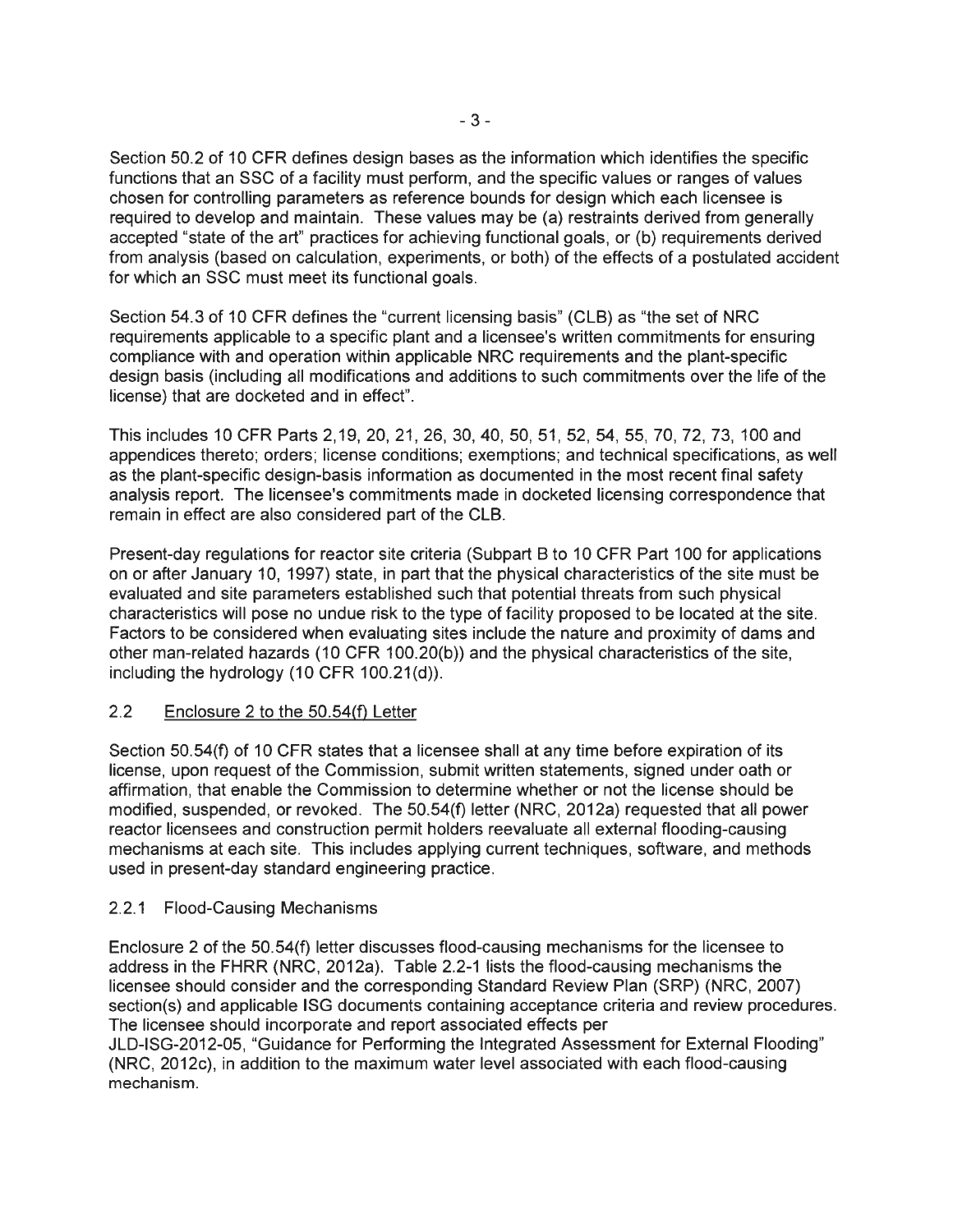Section 50.2 of 10 CFR defines design bases as the information which identifies the specific functions that an SSC of a facility must perform, and the specific values or ranges of values chosen for controlling parameters as reference bounds for design which each licensee is required to develop and maintain. These values may be (a) restraints derived from generally accepted "state of the art" practices for achieving functional goals, or (b) requirements derived from analysis (based on calculation, experiments, or both) of the effects of a postulated accident for which an SSC must meet its functional goals.

Section 54.3 of 10 CFR defines the "current licensing basis" (CLB) as "the set of NRC requirements applicable to a specific plant and a licensee's written commitments for ensuring compliance with and operation within applicable NRC requirements and the plant-specific design basis (including all modifications and additions to such commitments over the life of the license) that are docketed and in effect".

This includes 10 CFR Parts 2,19, 20, 21, 26, 30, 40, 50, 51, 52, 54, 55, 70, 72, 73, 100 and appendices thereto; orders; license conditions; exemptions; and technical specifications, as well as the plant-specific design-basis information as documented in the most recent final safety analysis report. The licensee's commitments made in docketed licensing correspondence that remain in effect are also considered part of the CLB.

Present-day regulations for reactor site criteria (Subpart B to 10 CFR Part 100 for applications on or after January 10, 1997) state, in part that the physical characteristics of the site must be evaluated and site parameters established such that potential threats from such physical characteristics will pose no undue risk to the type of facility proposed to be located at the site. Factors to be considered when evaluating sites include the nature and proximity of dams and other man-related hazards (10 CFR 100.20(b)) and the physical characteristics of the site, including the hydrology (10 CFR 100.21(d)).

## 2.2 Enclosure 2 to the 50.54(f) Letter

Section 50.54(f) of 10 CFR states that a licensee shall at any time before expiration of its license, upon request of the Commission, submit written statements, signed under oath or affirmation, that enable the Commission to determine whether or not the license should be modified, suspended, or revoked. The 50.54(f) letter (NRC, 2012a) requested that all power reactor licensees and construction permit holders reevaluate all external flooding-causing mechanisms at each site. This includes applying current techniques, software, and methods used in present-day standard engineering practice.

### 2.2.1 Flood-Causing Mechanisms

Enclosure 2 of the 50.54(f) letter discusses flood-causing mechanisms for the licensee to address in the FHRR (NRC, 2012a). Table 2.2-1 lists the flood-causing mechanisms the licensee should consider and the corresponding Standard Review Plan (SRP) (NRC, 2007) section(s) and applicable ISG documents containing acceptance criteria and review procedures. The licensee should incorporate and report associated effects per JLD-ISG-2012-05, "Guidance for Performing the Integrated Assessment for External Flooding" (NRC, 2012c), in addition to the maximum water level associated with each flood-causing mechanism.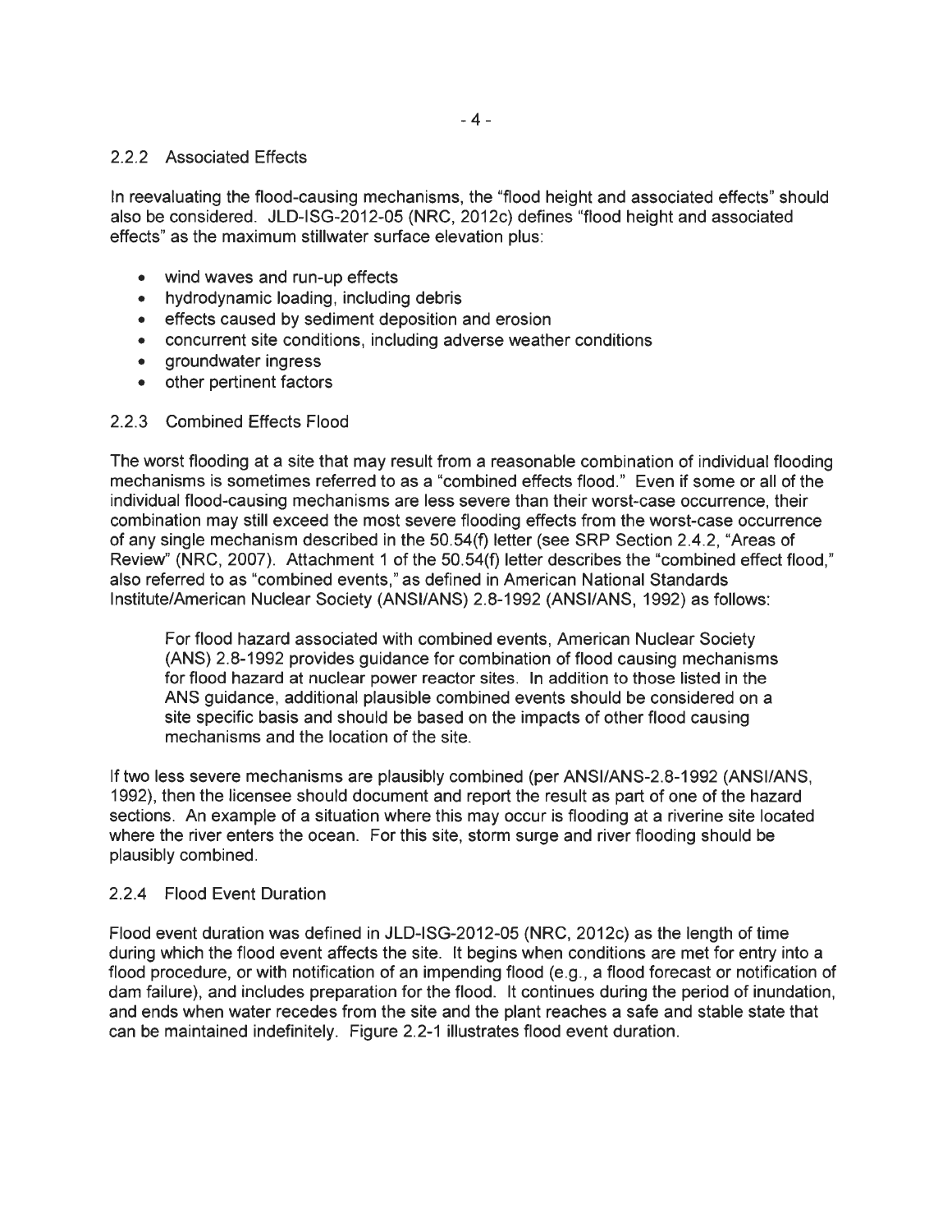### 2.2.2 Associated Effects

In reevaluating the flood-causing mechanisms, the "flood height and associated effects" should also be considered. JLD-ISG-2012-05 (NRC, 2012c) defines "flood height and associated effects" as the maximum stillwater surface elevation plus:

- wind waves and run-up effects
- hydrodynamic loading, including debris
- effects caused by sediment deposition and erosion
- concurrent site conditions, including adverse weather conditions
- groundwater ingress
- other pertinent factors

### 2.2.3 Combined Effects Flood

The worst flooding at a site that may result from a reasonable combination of individual flooding mechanisms is sometimes referred to as a "combined effects flood." Even if some or all of the individual flood-causing mechanisms are less severe than their worst-case occurrence, their combination may still exceed the most severe flooding effects from the worst-case occurrence of any single mechanism described in the 50.54(f) letter (see SRP Section 2.4.2, "Areas of Review" (NRC, 2007). Attachment 1 of the 50.54(f) letter describes the "combined effect flood," also referred to as "combined events," as defined in American National Standards Institute/American Nuclear Society (ANSI/ANS) 2.8-1992 (ANSI/ANS, 1992) as follows:

> For flood hazard associated with combined events, American Nuclear Society (ANS) 2.8-1992 provides guidance for combination of flood causing mechanisms for flood hazard at nuclear power reactor sites. In addition to those listed in the ANS guidance, additional plausible combined events should be considered on a site specific basis and should be based on the impacts of other flood causing mechanisms and the location of the site.

If two less severe mechanisms are plausibly combined (per ANSI/ANS-2.8-1992 (ANSI/ANS, 1992), then the licensee should document and report the result as part of one of the hazard sections. An example of a situation where this may occur is flooding at a riverine site located where the river enters the ocean. For this site, storm surge and river flooding should be plausibly combined.

### 2.2.4 Flood Event Duration

Flood event duration was defined in JLD-ISG-2012-05 (NRC, 2012c) as the length of time during which the flood event affects the site. It begins when conditions are met for entry into a flood procedure, or with notification of an impending flood (e.g., a flood forecast or notification of dam failure), and includes preparation for the flood. It continues during the period of inundation, and ends when water recedes from the site and the plant reaches a safe and stable state that can be maintained indefinitely. Figure 2.2-1 illustrates flood event duration.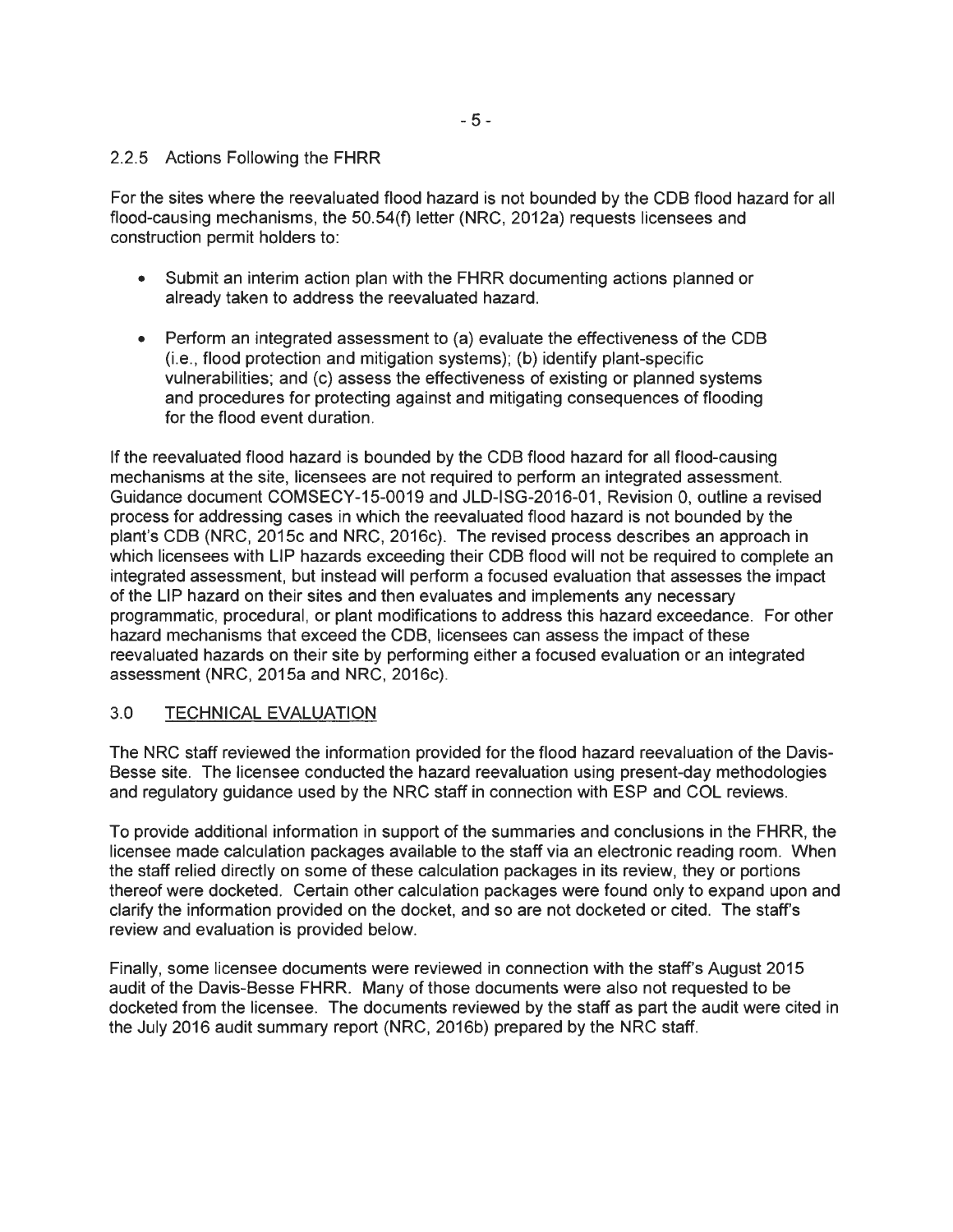### 2.2.5 Actions Following the FHRR

For the sites where the reevaluated flood hazard is not bounded by the CDB flood hazard for all flood-causing mechanisms, the 50.54(f) letter (NRC, 2012a) requests licensees and construction permit holders to:

- Submit an interim action plan with the FHRR documenting actions planned or already taken to address the reevaluated hazard.
- Perform an integrated assessment to (a) evaluate the effectiveness of the CDB (i.e., flood protection and mitigation systems); (b) identify plant-specific vulnerabilities; and (c) assess the effectiveness of existing or planned systems and procedures for protecting against and mitigating consequences of flooding for the flood event duration.

If the reevaluated flood hazard is bounded by the CDB flood hazard for all flood-causing mechanisms at the site, licensees are not required to perform an integrated assessment. Guidance document COMSECY-15-0019 and JLD-ISG-2016-01, Revision 0, outline a revised process for addressing cases in which the reevaluated flood hazard is not bounded by the plant's CDB (NRC, 2015c and NRC, 2016c). The revised process describes an approach in which licensees with LIP hazards exceeding their CDB flood will not be required to complete an integrated assessment, but instead will perform a focused evaluation that assesses the impact of the LIP hazard on their sites and then evaluates and implements any necessary programmatic, procedural, or plant modifications to address this hazard exceedance. For other hazard mechanisms that exceed the CDB, licensees can assess the impact of these reevaluated hazards on their site by performing either a focused evaluation or an integrated assessment (NRC, 2015a and NRC, 2016c).

## 3.0 TECHNICAL EVALUATION

The NRC staff reviewed the information provided for the flood hazard reevaluation of the Davis-Besse site. The licensee conducted the hazard reevaluation using present-day methodologies and regulatory guidance used by the NRC staff in connection with ESP and COL reviews.

To provide additional information in support of the summaries and conclusions in the FHRR, the licensee made calculation packages available to the staff via an electronic reading room. When the staff relied directly on some of these calculation packages in its review, they or portions thereof were docketed. Certain other calculation packages were found only to expand upon and clarify the information provided on the docket, and so are not docketed or cited. The staff's review and evaluation is provided below.

Finally, some licensee documents were reviewed in connection with the staff's August 2015 audit of the Davis-Besse FHRR. Many of those documents were also not requested to be docketed from the licensee. The documents reviewed by the staff as part the audit were cited in the July 2016 audit summary report (NRC, 2016b) prepared by the NRC staff.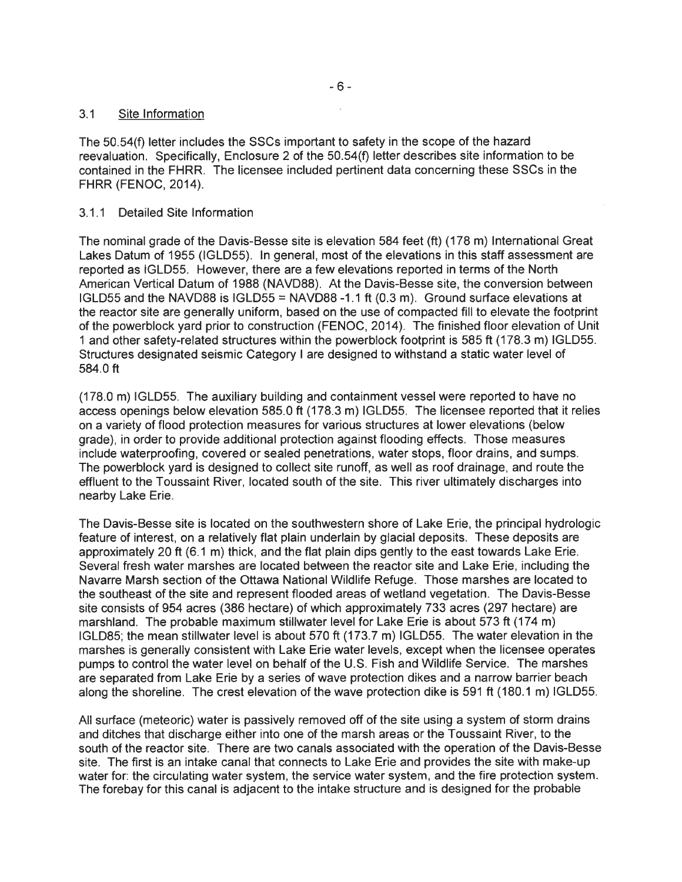### 3.1 Site Information

The 50.54(f) letter includes the SSCs important to safety in the scope of the hazard reevaluation. Specifically, Enclosure 2 of the 50.54(f) letter describes site information to be contained in the FHRR. The licensee included pertinent data concerning these SSCs in the FHRR (FENOC, 2014).

#### 3.1.1 Detailed Site Information

The nominal grade of the Davis-Besse site is elevation 584 feet (ft) (178 m) International Great Lakes Datum of 1955 (IGLD55). In general, most of the elevations in this staff assessment are reported as IGLD55. However, there are a few elevations reported in terms of the North American Vertical Datum of 1988 (NAVD88). At the Davis-Besse site, the conversion between IGLD55 and the NAVD88 is IGLD55 = NAVD88 -1.1 ft (0.3 m). Ground surface elevations at the reactor site are generally uniform, based on the use of compacted fill to elevate the footprint of the powerblock yard prior to construction (FENOC, 2014). The finished floor elevation of Unit 1 and other safety-related structures within the powerblock footprint is 585 ft (178.3 m) IGLD55. Structures designated seismic Category I are designed to withstand a static water level of 584.0 ft (178.0 m) IGLD55. The auxiliary building and containment vessel were reported to have no access openings below elevation 585.0 ft (178.3 m) IGLD55. The licensee reported that it relies on a variety of flood protection measures for various structures at lower elevations (below grade), in order to provide additional protection against flooding effects. Those measures include waterproofing, covered or sealed penetrations, water stops, floor drains, and sumps. The powerblock yard is designed to collect site runoff, as well as roof drainage, and route the effluent to the Toussaint River, located south of the site. This river ultimately discharges into nearby Lake Erie.

The Davis-Besse site is located on the southwestern shore of Lake Erie, the principal hydrologic feature of interest, on a relatively flat plain underlain by glacial deposits. These deposits are approximately 20 ft (6.1 m) thick, and the flat plain dips gently to the east towards Lake Erie. Several fresh water marshes are located between the reactor site and Lake Erie, including the Navarre Marsh section of the Ottawa National Wildlife Refuge. Those marshes are located to the southeast of the site and represent flooded areas of wetland vegetation. The Davis-Besse site consists of 954 acres (386 hectare) of which approximately 733 acres (297 hectare) are marshland. The probable maximum stillwater level for Lake Erie is about 573 ft (174 m) IGLD85; the mean stillwater level is about 570 ft (173.7 m) IGLD55. The water elevation in the marshes is generally consistent with Lake Erie water levels, except when the licensee operates pumps to control the water level on behalf of the U.S. Fish and Wildlife Service. The marshes are separated from Lake Erie by a series of wave protection dikes and a narrow barrier beach along the shoreline. The crest elevation of the wave protection dike is 591 ft (180.1 m) IGLD55.

All surface (meteoric) water is passively removed off of the site using a system of storm drains and ditches that discharge either into one of the marsh areas or the Toussaint River, to the south of the reactor site. There are two canals associated with the operation of the Davis-Besse site. The first is an intake canal that connects to Lake Erie and provides the site with make-up water for: the circulating water system, the service water system, and the fire protection system. The forebay for this canal is adjacent to the intake structure and is designed for the probable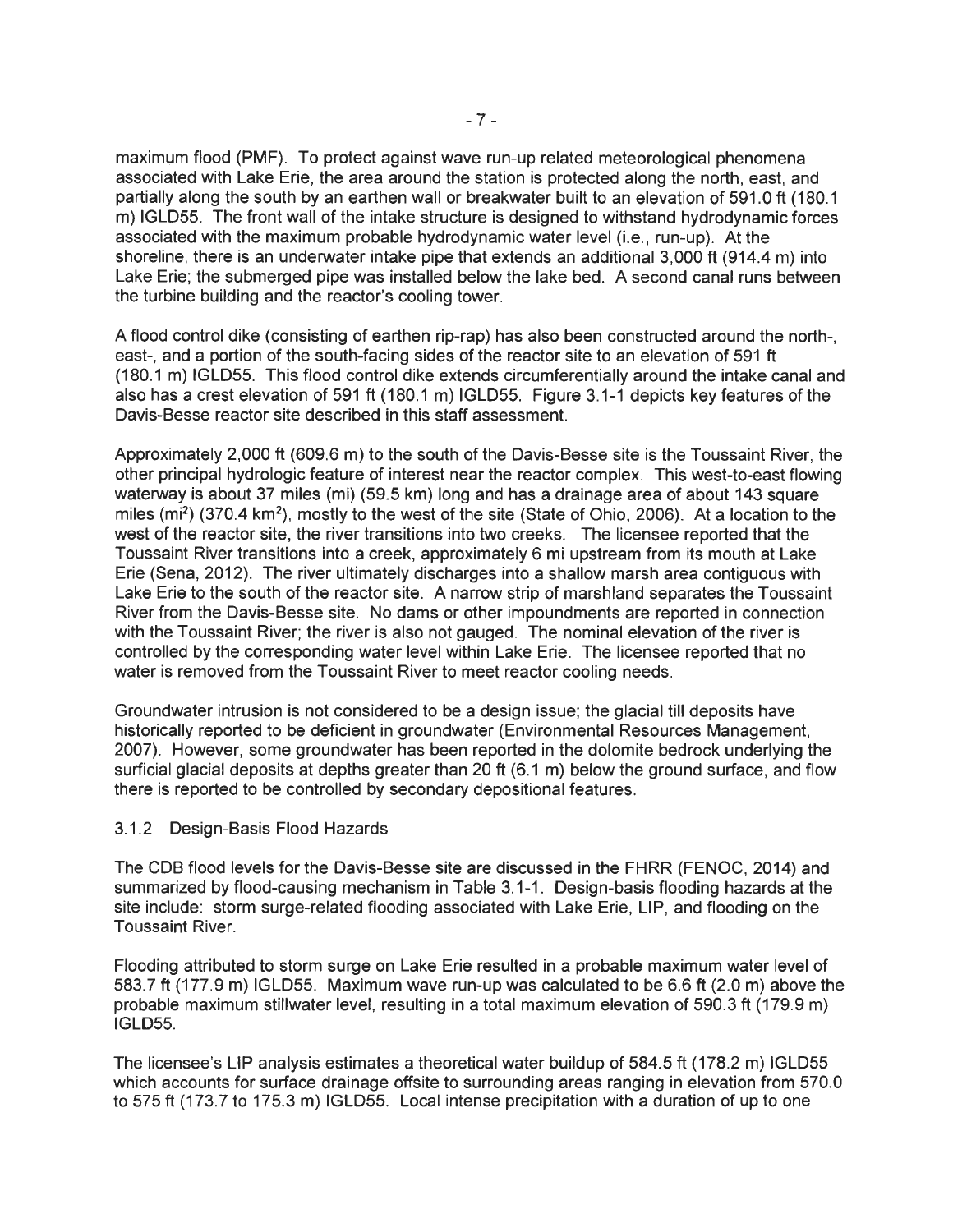maximum flood (PMF). To protect against wave run-up related meteorological phenomena associated with Lake Erie, the area around the station is protected along the north, east, and partially along the south by an earthen wall or breakwater built to an elevation of 591.0 ft (180.1 m) IGLD55. The front wall of the intake structure is designed to withstand hydrodynamic forces associated with the maximum probable hydrodynamic water level (i.e., run-up). At the shoreline, there is an underwater intake pipe that extends an additional 3,000 ft (914.4 m) into Lake Erie; the submerged pipe was installed below the lake bed. A second canal runs between the turbine building and the reactor's cooling tower.

A flood control dike (consisting of earthen rip-rap) has also been constructed around the north-, east-, and a portion of the south-facing sides of the reactor site to an elevation of 591 ft (180.1 m) IGLD55. This flood control dike extends circumferentially around the intake canal and also has a crest elevation of 591 ft (180.1 m) IGLD55. Figure 3.1-1 depicts key features of the Davis-Besse reactor site described in this staff assessment.

Approximately 2,000 ft (609.6 m) to the south of the Davis-Besse site is the Toussaint River, the other principal hydrologic feature of interest near the reactor complex. This west-to-east flowing waterway is about 37 miles (mi) (59.5 km) long and has a drainage area of about 143 square miles ($mi^2$) (370.4 $km^2$), mostly to the west of the site (State of Ohio, 2006). At a location to the west of the reactor site, the river transitions into two creeks. The licensee reported that the Toussaint River transitions into a creek, approximately 6 mi upstream from its mouth at Lake Erie (Sena, 2012). The river ultimately discharges into a shallow marsh area contiguous with Lake Erie to the south of the reactor site. A narrow strip of marshland separates the Toussaint River from the Davis-Besse site. No dams or other impoundments are reported in connection with the Toussaint River; the river is also not gauged. The nominal elevation of the river is controlled by the corresponding water level within Lake Erie. The licensee reported that no water is removed from the Toussaint River to meet reactor cooling needs.

Groundwater intrusion is not considered to be a design issue; the glacial till deposits have historically reported to be deficient in groundwater (Environmental Resources Management, 2007). However, some groundwater has been reported in the dolomite bedrock underlying the surficial glacial deposits at depths greater than 20 ft (6.1 m) below the ground surface, and flow there is reported to be controlled by secondary depositional features.

### 3.1.2 Design-Basis Flood Hazards

The CDB flood levels for the Davis-Besse site are discussed in the FHRR (FENOC, 2014) and summarized by flood-causing mechanism in Table 3.1-1. Design-basis flooding hazards at the site include: storm surge-related flooding associated with Lake Erie, LIP, and flooding on the Toussaint River.

Flooding attributed to storm surge on Lake Erie resulted in a probable maximum water level of 583.7 ft (177.9 m) IGLD55. Maximum wave run-up was calculated to be 6.6 ft (2.0 m) above the probable maximum stillwater level, resulting in a total maximum elevation of 590.3 ft (179.9 m) IGLD55.

The licensee's LIP analysis estimates a theoretical water buildup of 584.5 ft (178.2 m) IGLD55 which accounts for surface drainage offsite to surrounding areas ranging in elevation from 570.0 to 575 ft (173.7 to 175.3 m) IGLD55. Local intense precipitation with a duration of up to one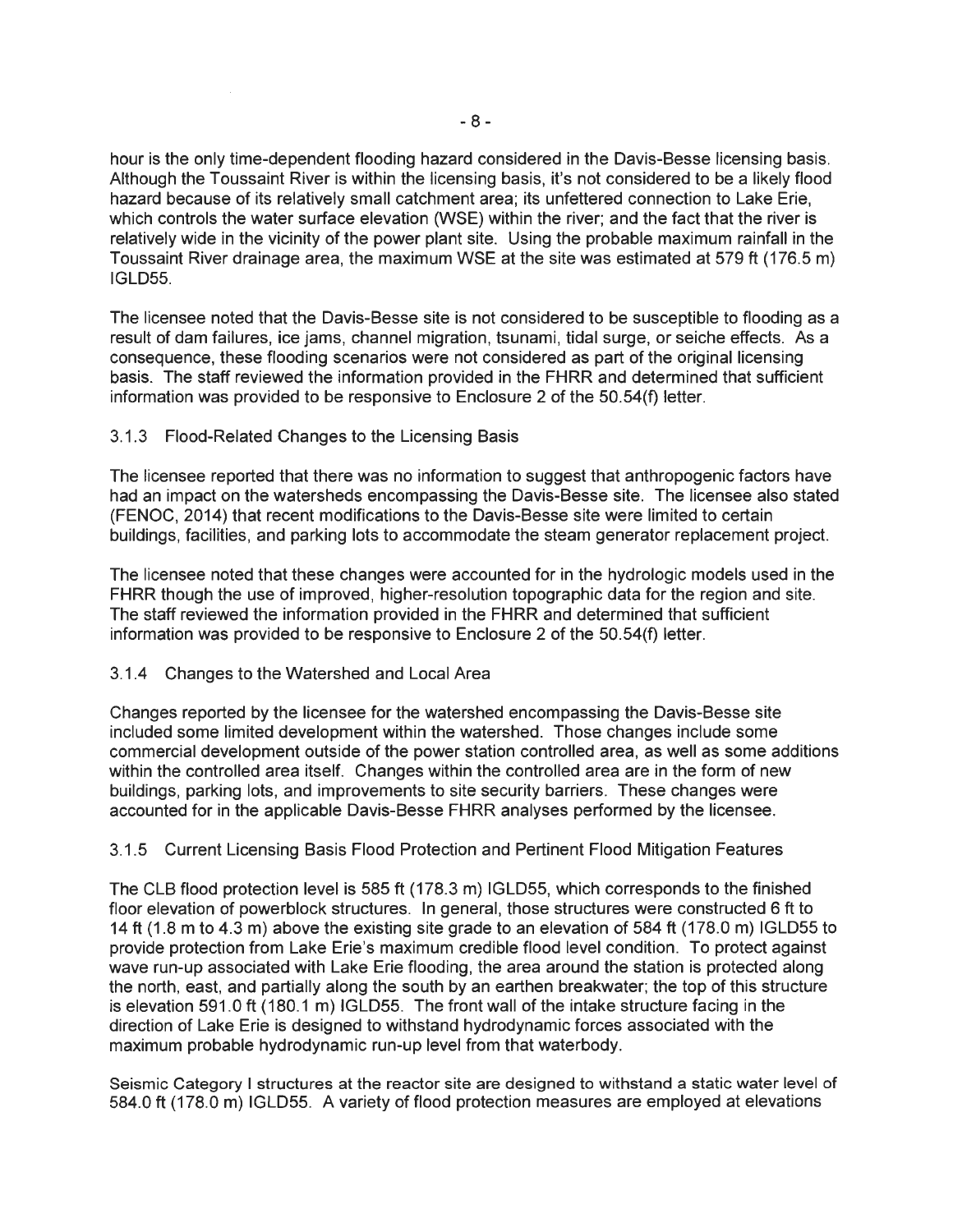hour is the only time-dependent flooding hazard considered in the Davis-Besse licensing basis. Although the Toussaint River is within the licensing basis, it's not considered to be a likely flood hazard because of its relatively small catchment area; its unfettered connection to Lake Erie, which controls the water surface elevation (WSE) within the river; and the fact that the river is relatively wide in the vicinity of the power plant site. Using the probable maximum rainfall in the Toussaint River drainage area, the maximum WSE at the site was estimated at 579 ft (176.5 m) IGLD55.

The licensee noted that the Davis-Besse site is not considered to be susceptible to flooding as a result of dam failures, ice jams, channel migration, tsunami, tidal surge, or seiche effects. As a consequence, these flooding scenarios were not considered as part of the original licensing basis. The staff reviewed the information provided in the FHRR and determined that sufficient information was provided to be responsive to Enclosure 2 of the 50.54(f) letter.

### 3.1.3 Flood-Related Changes to the Licensing Basis

The licensee reported that there was no information to suggest that anthropogenic factors have had an impact on the watersheds encompassing the Davis-Besse site. The licensee also stated (FENOC, 2014) that recent modifications to the Davis-Besse site were limited to certain buildings, facilities, and parking lots to accommodate the steam generator replacement project.

The licensee noted that these changes were accounted for in the hydrologic models used in the FHRR though the use of improved, higher-resolution topographic data for the region and site. The staff reviewed the information provided in the FHRR and determined that sufficient information was provided to be responsive to Enclosure 2 of the 50.54(f) letter.

### 3.1.4 Changes to the Watershed and Local Area

Changes reported by the licensee for the watershed encompassing the Davis-Besse site included some limited development within the watershed. Those changes include some commercial development outside of the power station controlled area, as well as some additions within the controlled area itself. Changes within the controlled area are in the form of new buildings, parking lots, and improvements to site security barriers. These changes were accounted for in the applicable Davis-Besse FHRR analyses performed by the licensee.

### 3.1.5 Current Licensing Basis Flood Protection and Pertinent Flood Mitigation Features

The CLB flood protection level is 585 ft (178.3 m) IGLD55, which corresponds to the finished floor elevation of powerblock structures. In general, those structures were constructed 6 ft to 14 ft (1.8 m to 4.3 m) above the existing site grade to an elevation of 584 ft (178.0 m) IGLD55 to provide protection from Lake Erie's maximum credible flood level condition. To protect against wave run-up associated with Lake Erie flooding, the area around the station is protected along the north, east, and partially along the south by an earthen breakwater; the top of this structure is elevation 591.0 ft (180.1 m) IGLD55. The front wall of the intake structure facing in the direction of Lake Erie is designed to withstand hydrodynamic forces associated with the maximum probable hydrodynamic run-up level from that waterbody.

Seismic Category I structures at the reactor site are designed to withstand a static water level of 584.0 ft (178.0 m) IGLD55. A variety of flood protection measures are employed at elevations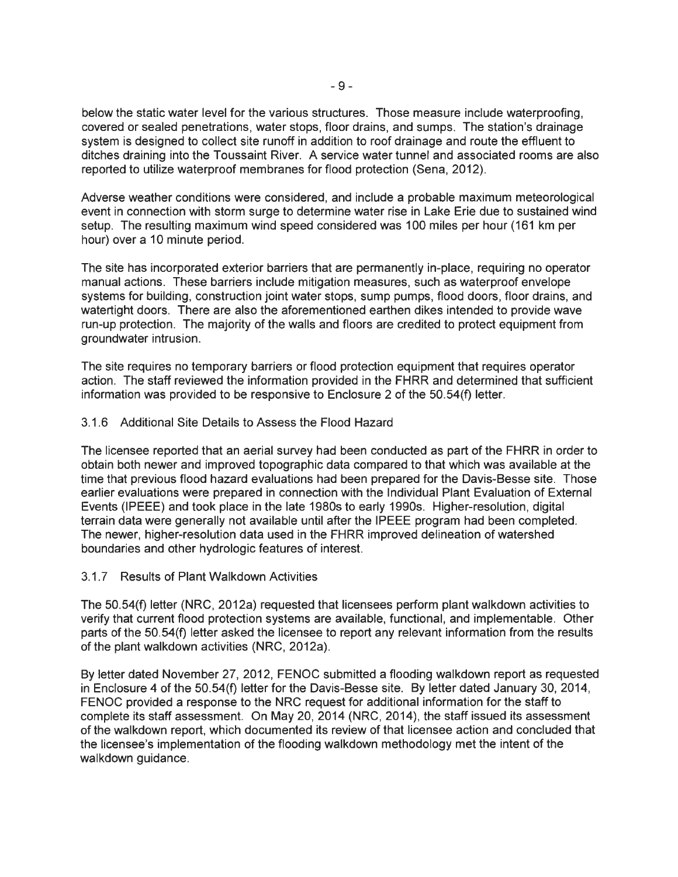below the static water level for the various structures. Those measure include waterproofing, covered or sealed penetrations, water stops, floor drains, and sumps. The station's drainage system is designed to collect site runoff in addition to roof drainage and route the effluent to ditches draining into the Toussaint River. A service water tunnel and associated rooms are also reported to utilize waterproof membranes for flood protection (Sena, 2012).

Adverse weather conditions were considered, and include a probable maximum meteorological event in connection with storm surge to determine water rise in Lake Erie due to sustained wind setup. The resulting maximum wind speed considered was 100 miles per hour (161 km per hour) over a 10 minute period.

The site has incorporated exterior barriers that are permanently in-place, requiring no operator manual actions. These barriers include mitigation measures, such as waterproof envelope systems for building, construction joint water stops, sump pumps, flood doors, floor drains, and watertight doors. There are also the aforementioned earthen dikes intended to provide wave run-up protection. The majority of the walls and floors are credited to protect equipment from groundwater intrusion.

The site requires no temporary barriers or flood protection equipment that requires operator action. The staff reviewed the information provided in the FHRR and determined that sufficient information was provided to be responsive to Enclosure 2 of the 50.54(f) letter.

### 3.1.6 Additional Site Details to Assess the Flood Hazard

The licensee reported that an aerial survey had been conducted as part of the FHRR in order to obtain both newer and improved topographic data compared to that which was available at the time that previous flood hazard evaluations had been prepared for the Davis-Besse site. Those earlier evaluations were prepared in connection with the Individual Plant Evaluation of External Events (IPEEE) and took place in the late 1980s to early 1990s. Higher-resolution, digital terrain data were generally not available until after the IPEEE program had been completed. The newer, higher-resolution data used in the FHRR improved delineation of watershed boundaries and other hydrologic features of interest.

### 3.1.7 Results of Plant Walkdown Activities

The 50.54(f) letter (NRC, 2012a) requested that licensees perform plant walkdown activities to verify that current flood protection systems are available, functional, and implementable. Other parts of the 50.54(f) letter asked the licensee to report any relevant information from the results of the plant walkdown activities (NRC, 2012a).

By letter dated November 27, 2012, FENOC submitted a flooding walkdown report as requested in Enclosure 4 of the 50.54(f) letter for the Davis-Besse site. By letter dated January 30, 2014, FENOC provided a response to the NRC request for additional information for the staff to complete its staff assessment. On May 20, 2014 (NRC, 2014), the staff issued its assessment of the walkdown report, which documented its review of that licensee action and concluded that the licensee's implementation of the flooding walkdown methodology met the intent of the walkdown guidance.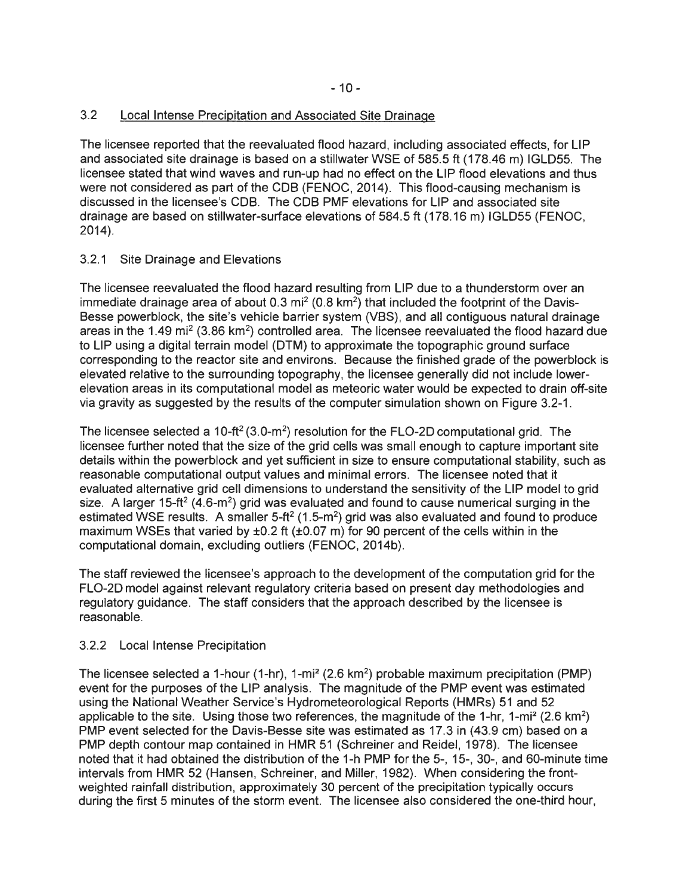## 3.2 Local Intense Precipitation and Associated Site Drainage

The licensee reported that the reevaluated flood hazard, including associated effects, for LIP and associated site drainage is based on a stillwater WSE of 585.5 ft (178.46 m) IGLD55. The licensee stated that wind waves and run-up had no effect on the LIP flood elevations and thus were not considered as part of the CDB (FENOC, 2014). This flood-causing mechanism is discussed in the licensee's CDB. The CDB PMF elevations for LIP and associated site drainage are based on stillwater-surface elevations of 584.5 ft (178.16 m) IGLD55 (FENOC, 2014).

### 3.2.1 Site Drainage and Elevations

The licensee reevaluated the flood hazard resulting from LIP due to a thunderstorm over an immediate drainage area of about 0.3 mi$^2$ (0.8 km$^2$) that included the footprint of the Davis-Besse powerblock, the site's vehicle barrier system (VBS), and all contiguous natural drainage areas in the 1.49 mi$^2$ (3.86 km$^2$) controlled area. The licensee reevaluated the flood hazard due to LIP using a digital terrain model (DTM) to approximate the topographic ground surface corresponding to the reactor site and environs. Because the finished grade of the powerblock is elevated relative to the surrounding topography, the licensee generally did not include lower-elevation areas in its computational model as meteoric water would be expected to drain off-site via gravity as suggested by the results of the computer simulation shown on Figure 3.2-1.

The licensee selected a 10-ft$^2$ (3.0-m$^2$) resolution for the FLO-2D computational grid. The licensee further noted that the size of the grid cells was small enough to capture important site details within the powerblock and yet sufficient in size to ensure computational stability, such as reasonable computational output values and minimal errors. The licensee noted that it evaluated alternative grid cell dimensions to understand the sensitivity of the LIP model to grid size. A larger 15-ft$^2$ (4.6-m$^2$) grid was evaluated and found to cause numerical surging in the estimated WSE results. A smaller 5-ft$^2$ (1.5-m$^2$) grid was also evaluated and found to produce maximum WSEs that varied by ±0.2 ft (±0.07 m) for 90 percent of the cells within in the computational domain, excluding outliers (FENOC, 2014b).

The staff reviewed the licensee's approach to the development of the computation grid for the FLO-2D model against relevant regulatory criteria based on present day methodologies and regulatory guidance. The staff considers that the approach described by the licensee is reasonable.

### 3.2.2 Local Intense Precipitation

The licensee selected a 1-hour (1-hr), 1-mi$^2$ (2.6 km$^2$) probable maximum precipitation (PMP) event for the purposes of the LIP analysis. The magnitude of the PMP event was estimated using the National Weather Service's Hydrometeorological Reports (HMRs) 51 and 52 applicable to the site. Using those two references, the magnitude of the 1-hr, 1-mi$^2$ (2.6 km$^2$) PMP event selected for the Davis-Besse site was estimated as 17.3 in (43.9 cm) based on a PMP depth contour map contained in HMR 51 (Schreiner and Reidel, 1978). The licensee noted that it had obtained the distribution of the 1-h PMP for the 5-, 15-, 30-, and 60-minute time intervals from HMR 52 (Hansen, Schreiner, and Miller, 1982). When considering the front-weighted rainfall distribution, approximately 30 percent of the precipitation typically occurs during the first 5 minutes of the storm event. The licensee also considered the one-third hour,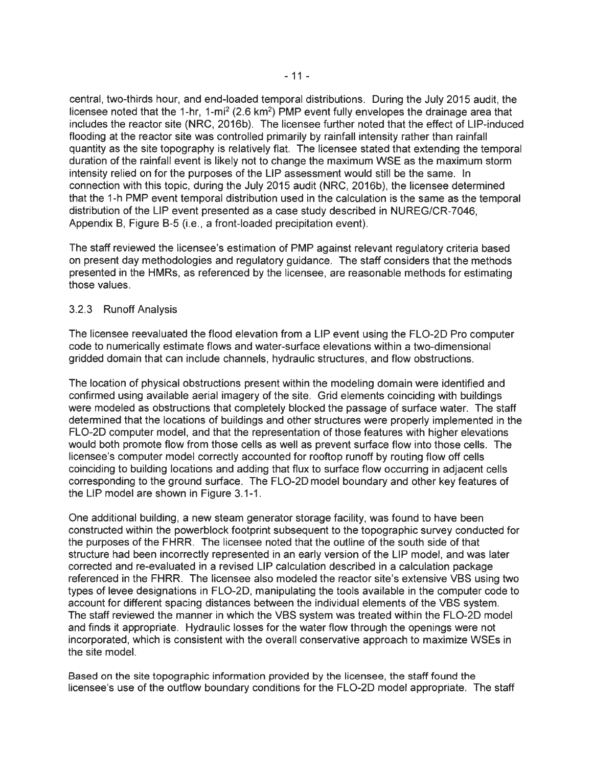central, two-thirds hour, and end-loaded temporal distributions. During the July 2015 audit, the licensee noted that the 1-hr, 1-mi$^2$ (2.6 km$^2$) PMP event fully envelopes the drainage area that includes the reactor site (NRC, 2016b). The licensee further noted that the effect of LIP-induced flooding at the reactor site was controlled primarily by rainfall intensity rather than rainfall quantity as the site topography is relatively flat. The licensee stated that extending the temporal duration of the rainfall event is likely not to change the maximum WSE as the maximum storm intensity relied on for the purposes of the LIP assessment would still be the same. In connection with this topic, during the July 2015 audit (NRC, 2016b), the licensee determined that the 1-h PMP event temporal distribution used in the calculation is the same as the temporal distribution of the LIP event presented as a case study described in NUREG/CR-7046, Appendix B, Figure B-5 (i.e., a front-loaded precipitation event).

The staff reviewed the licensee's estimation of PMP against relevant regulatory criteria based on present day methodologies and regulatory guidance. The staff considers that the methods presented in the HMRs, as referenced by the licensee, are reasonable methods for estimating those values.

### 3.2.3 Runoff Analysis

The licensee reevaluated the flood elevation from a LIP event using the FLO-2D Pro computer code to numerically estimate flows and water-surface elevations within a two-dimensional gridded domain that can include channels, hydraulic structures, and flow obstructions.

The location of physical obstructions present within the modeling domain were identified and confirmed using available aerial imagery of the site. Grid elements coinciding with buildings were modeled as obstructions that completely blocked the passage of surface water. The staff determined that the locations of buildings and other structures were properly implemented in the FLO-2D computer model, and that the representation of those features with higher elevations would both promote flow from those cells as well as prevent surface flow into those cells. The licensee's computer model correctly accounted for rooftop runoff by routing flow off cells coinciding to building locations and adding that flux to surface flow occurring in adjacent cells corresponding to the ground surface. The FLO-2D model boundary and other key features of the LIP model are shown in Figure 3.1-1.

One additional building, a new steam generator storage facility, was found to have been constructed within the powerblock footprint subsequent to the topographic survey conducted for the purposes of the FHRR. The licensee noted that the outline of the south side of that structure had been incorrectly represented in an early version of the LIP model, and was later corrected and re-evaluated in a revised LIP calculation described in a calculation package referenced in the FHRR. The licensee also modeled the reactor site's extensive VBS using two types of levee designations in FLO-2D, manipulating the tools available in the computer code to account for different spacing distances between the individual elements of the VBS system. The staff reviewed the manner in which the VBS system was treated within the FLO-2D model and finds it appropriate. Hydraulic losses for the water flow through the openings were not incorporated, which is consistent with the overall conservative approach to maximize WSEs in the site model.

Based on the site topographic information provided by the licensee, the staff found the licensee's use of the outflow boundary conditions for the FLO-2D model appropriate. The staff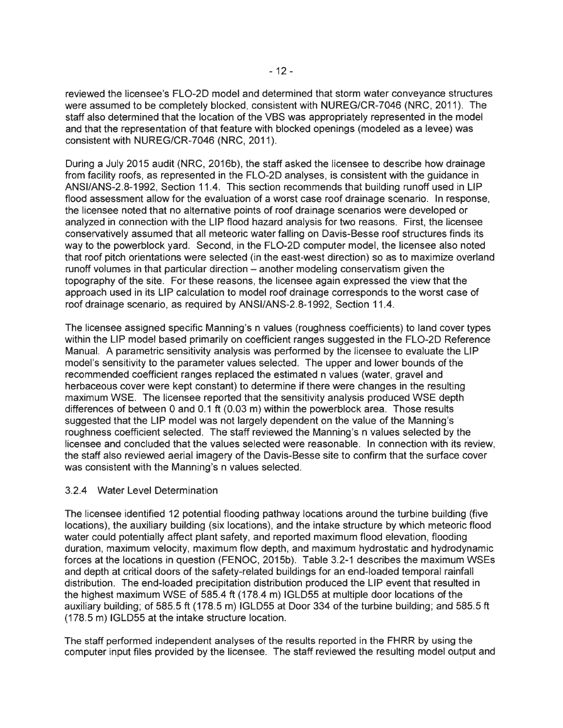reviewed the licensee's FLO-2D model and determined that storm water conveyance structures were assumed to be completely blocked, consistent with NUREG/CR-7046 (NRC, 2011). The staff also determined that the location of the VBS was appropriately represented in the model and that the representation of that feature with blocked openings (modeled as a levee) was consistent with NUREG/CR-7046 (NRC, 2011).

During a July 2015 audit (NRC, 2016b), the staff asked the licensee to describe how drainage from facility roofs, as represented in the FLO-2D analyses, is consistent with the guidance in ANSI/ANS-2.8-1992, Section 11.4. This section recommends that building runoff used in LIP flood assessment allow for the evaluation of a worst case roof drainage scenario. In response, the licensee noted that no alternative points of roof drainage scenarios were developed or analyzed in connection with the LIP flood hazard analysis for two reasons. First, the licensee conservatively assumed that all meteoric water falling on Davis-Besse roof structures finds its way to the powerblock yard. Second, in the FLO-2D computer model, the licensee also noted that roof pitch orientations were selected (in the east-west direction) so as to maximize overland runoff volumes in that particular direction – another modeling conservatism given the topography of the site. For these reasons, the licensee again expressed the view that the approach used in its LIP calculation to model roof drainage corresponds to the worst case of roof drainage scenario, as required by ANSI/ANS-2.8-1992, Section 11.4.

The licensee assigned specific Manning's n values (roughness coefficients) to land cover types within the LIP model based primarily on coefficient ranges suggested in the FLO-2D Reference Manual. A parametric sensitivity analysis was performed by the licensee to evaluate the LIP model's sensitivity to the parameter values selected. The upper and lower bounds of the recommended coefficient ranges replaced the estimated n values (water, gravel and herbaceous cover were kept constant) to determine if there were changes in the resulting maximum WSE. The licensee reported that the sensitivity analysis produced WSE depth differences of between 0 and 0.1 ft (0.03 m) within the powerblock area. Those results suggested that the LIP model was not largely dependent on the value of the Manning's roughness coefficient selected. The staff reviewed the Manning's n values selected by the licensee and concluded that the values selected were reasonable. In connection with its review, the staff also reviewed aerial imagery of the Davis-Besse site to confirm that the surface cover was consistent with the Manning's n values selected.

### 3.2.4 Water Level Determination

The licensee identified 12 potential flooding pathway locations around the turbine building (five locations), the auxiliary building (six locations), and the intake structure by which meteoric flood water could potentially affect plant safety, and reported maximum flood elevation, flooding duration, maximum velocity, maximum flow depth, and maximum hydrostatic and hydrodynamic forces at the locations in question (FENOC, 2015b). Table 3.2-1 describes the maximum WSEs and depth at critical doors of the safety-related buildings for an end-loaded temporal rainfall distribution. The end-loaded precipitation distribution produced the LIP event that resulted in the highest maximum WSE of 585.4 ft (178.4 m) IGLD55 at multiple door locations of the auxiliary building; of 585.5 ft (178.5 m) IGLD55 at Door 334 of the turbine building; and 585.5 ft (178.5 m) IGLD55 at the intake structure location.

The staff performed independent analyses of the results reported in the FHRR by using the computer input files provided by the licensee. The staff reviewed the resulting model output and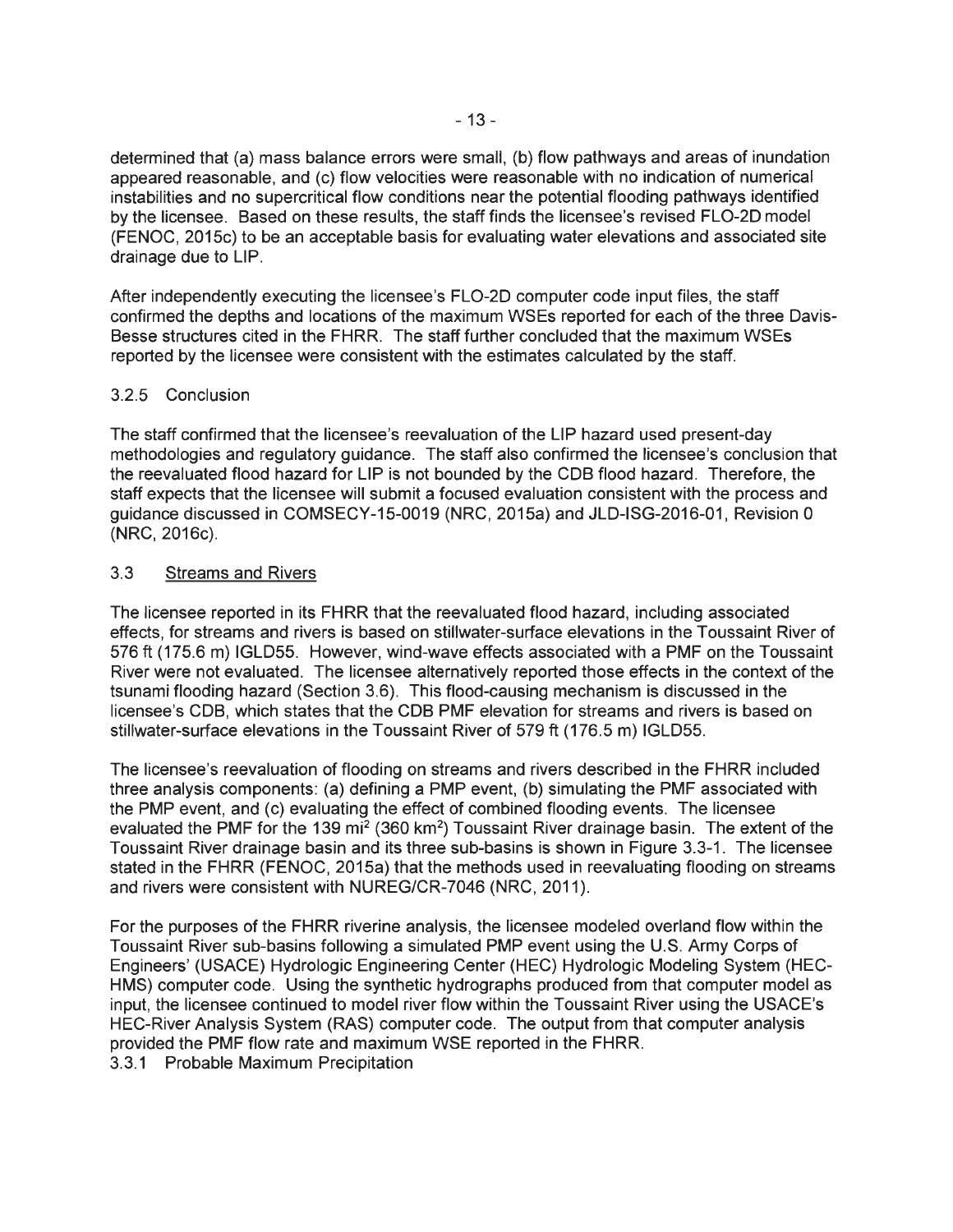determined that (a) mass balance errors were small, (b) flow pathways and areas of inundation appeared reasonable, and (c) flow velocities were reasonable with no indication of numerical instabilities and no supercritical flow conditions near the potential flooding pathways identified by the licensee. Based on these results, the staff finds the licensee's revised FLO-2D model (FENOC, 2015c) to be an acceptable basis for evaluating water elevations and associated site drainage due to LIP.

After independently executing the licensee's FLO-2D computer code input files, the staff confirmed the depths and locations of the maximum WSEs reported for each of the three Davis-Besse structures cited in the FHRR. The staff further concluded that the maximum WSEs reported by the licensee were consistent with the estimates calculated by the staff.

### 3.2.5 Conclusion

The staff confirmed that the licensee's reevaluation of the LIP hazard used present-day methodologies and regulatory guidance. The staff also confirmed the licensee's conclusion that the reevaluated flood hazard for LIP is not bounded by the CDB flood hazard. Therefore, the staff expects that the licensee will submit a focused evaluation consistent with the process and guidance discussed in COMSECY-15-0019 (NRC, 2015a) and JLD-ISG-2016-01, Revision 0 (NRC, 2016c).

## 3.3 Streams and Rivers

The licensee reported in its FHRR that the reevaluated flood hazard, including associated effects, for streams and rivers is based on stillwater-surface elevations in the Toussaint River of 576 ft (175.6 m) IGLD55. However, wind-wave effects associated with a PMF on the Toussaint River were not evaluated. The licensee alternatively reported those effects in the context of the tsunami flooding hazard (Section 3.6). This flood-causing mechanism is discussed in the licensee's CDB, which states that the CDB PMF elevation for streams and rivers is based on stillwater-surface elevations in the Toussaint River of 579 ft (176.5 m) IGLD55.

The licensee's reevaluation of flooding on streams and rivers described in the FHRR included three analysis components: (a) defining a PMP event, (b) simulating the PMF associated with the PMP event, and (c) evaluating the effect of combined flooding events. The licensee evaluated the PMF for the 139 $mi^2$ (360 $km^2$) Toussaint River drainage basin. The extent of the Toussaint River drainage basin and its three sub-basins is shown in Figure 3.3-1. The licensee stated in the FHRR (FENOC, 2015a) that the methods used in reevaluating flooding on streams and rivers were consistent with NUREG/CR-7046 (NRC, 2011).

For the purposes of the FHRR riverine analysis, the licensee modeled overland flow within the Toussaint River sub-basins following a simulated PMP event using the U.S. Army Corps of Engineers' (USACE) Hydrologic Engineering Center (HEC) Hydrologic Modeling System (HEC-HMS) computer code. Using the synthetic hydrographs produced from that computer model as input, the licensee continued to model river flow within the Toussaint River using the USACE's HEC-River Analysis System (RAS) computer code. The output from that computer analysis provided the PMF flow rate and maximum WSE reported in the FHRR.

### 3.3.1 Probable Maximum Precipitation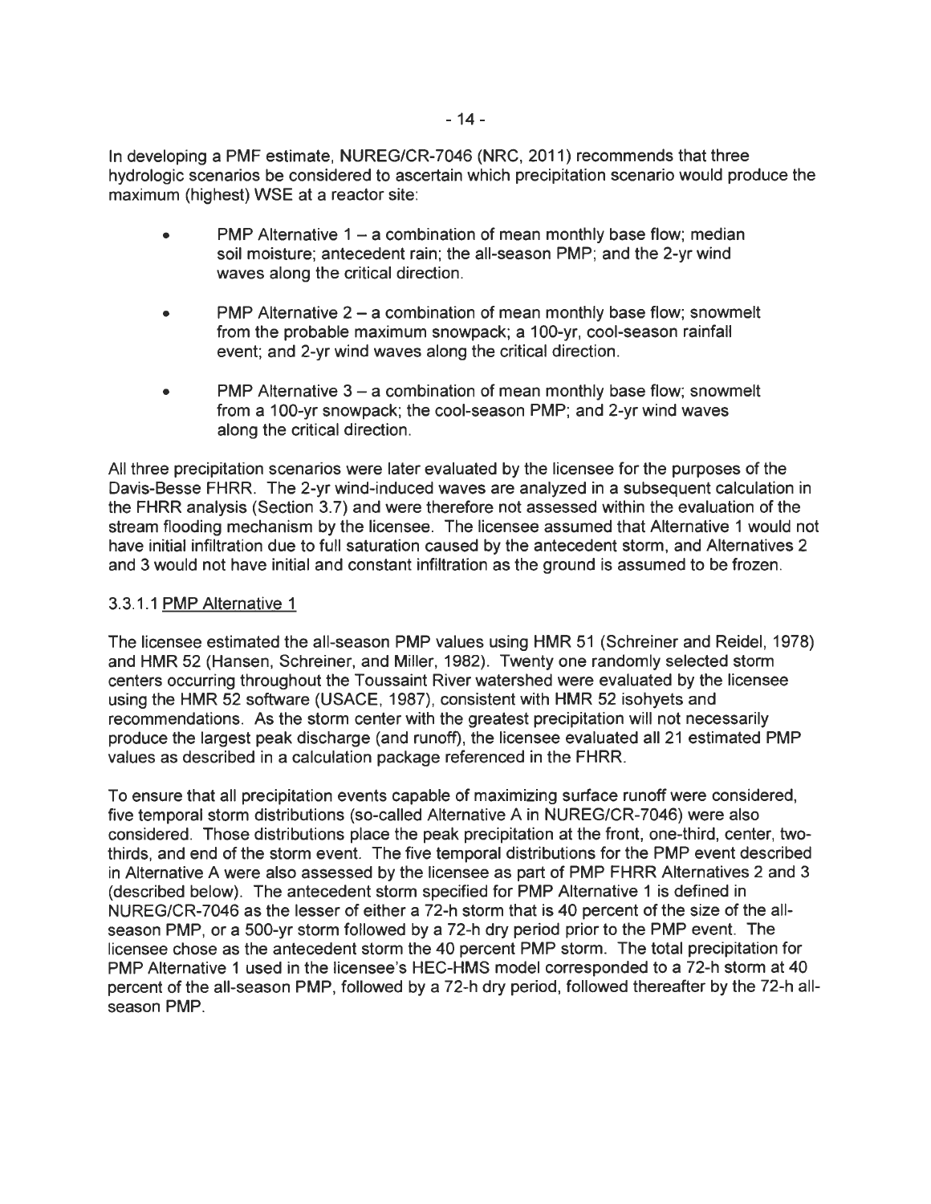In developing a PMF estimate, NUREG/CR-7046 (NRC, 2011) recommends that three hydrologic scenarios be considered to ascertain which precipitation scenario would produce the maximum (highest) WSE at a reactor site:

- PMP Alternative 1 – a combination of mean monthly base flow; median soil moisture; antecedent rain; the all-season PMP; and the 2-yr wind waves along the critical direction.
- PMP Alternative 2 – a combination of mean monthly base flow; snowmelt from the probable maximum snowpack; a 100-yr, cool-season rainfall event; and 2-yr wind waves along the critical direction.
- PMP Alternative 3 – a combination of mean monthly base flow; snowmelt from a 100-yr snowpack; the cool-season PMP; and 2-yr wind waves along the critical direction.

All three precipitation scenarios were later evaluated by the licensee for the purposes of the Davis-Besse FHRR. The 2-yr wind-induced waves are analyzed in a subsequent calculation in the FHRR analysis (Section 3.7) and were therefore not assessed within the evaluation of the stream flooding mechanism by the licensee. The licensee assumed that Alternative 1 would not have initial infiltration due to full saturation caused by the antecedent storm, and Alternatives 2 and 3 would not have initial and constant infiltration as the ground is assumed to be frozen.

#### 3.3.1.1 PMP Alternative 1

The licensee estimated the all-season PMP values using HMR 51 (Schreiner and Reidel, 1978) and HMR 52 (Hansen, Schreiner, and Miller, 1982). Twenty one randomly selected storm centers occurring throughout the Toussaint River watershed were evaluated by the licensee using the HMR 52 software (USACE, 1987), consistent with HMR 52 isohyets and recommendations. As the storm center with the greatest precipitation will not necessarily produce the largest peak discharge (and runoff), the licensee evaluated all 21 estimated PMP values as described in a calculation package referenced in the FHRR.

To ensure that all precipitation events capable of maximizing surface runoff were considered, five temporal storm distributions (so-called Alternative A in NUREG/CR-7046) were also considered. Those distributions place the peak precipitation at the front, one-third, center, two-thirds, and end of the storm event. The five temporal distributions for the PMP event described in Alternative A were also assessed by the licensee as part of PMP FHRR Alternatives 2 and 3 (described below). The antecedent storm specified for PMP Alternative 1 is defined in NUREG/CR-7046 as the lesser of either a 72-h storm that is 40 percent of the size of the all-season PMP, or a 500-yr storm followed by a 72-h dry period prior to the PMP event. The licensee chose as the antecedent storm the 40 percent PMP storm. The total precipitation for PMP Alternative 1 used in the licensee's HEC-HMS model corresponded to a 72-h storm at 40 percent of the all-season PMP, followed by a 72-h dry period, followed thereafter by the 72-h all-season PMP.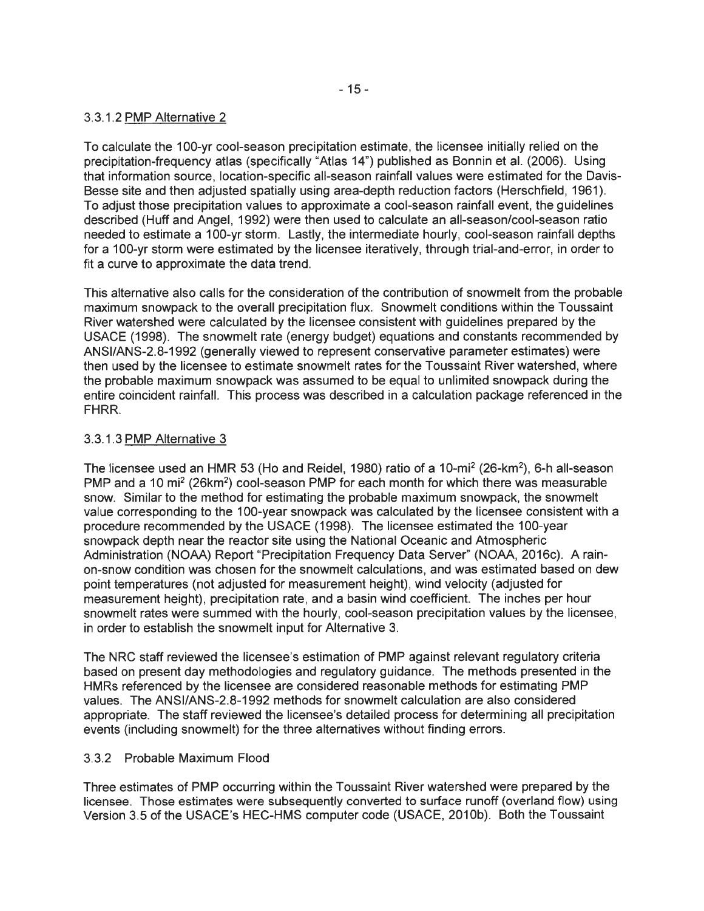#### 3.3.1.2 PMP Alternative 2

To calculate the 100-yr cool-season precipitation estimate, the licensee initially relied on the precipitation-frequency atlas (specifically "Atlas 14") published as Bonnin et al. (2006). Using that information source, location-specific all-season rainfall values were estimated for the Davis-Besse site and then adjusted spatially using area-depth reduction factors (Herschfield, 1961). To adjust those precipitation values to approximate a cool-season rainfall event, the guidelines described (Huff and Angel, 1992) were then used to calculate an all-season/cool-season ratio needed to estimate a 100-yr storm. Lastly, the intermediate hourly, cool-season rainfall depths for a 100-yr storm were estimated by the licensee iteratively, through trial-and-error, in order to fit a curve to approximate the data trend.

This alternative also calls for the consideration of the contribution of snowmelt from the probable maximum snowpack to the overall precipitation flux. Snowmelt conditions within the Toussaint River watershed were calculated by the licensee consistent with guidelines prepared by the USACE (1998). The snowmelt rate (energy budget) equations and constants recommended by ANSI/ANS-2.8-1992 (generally viewed to represent conservative parameter estimates) were then used by the licensee to estimate snowmelt rates for the Toussaint River watershed, where the probable maximum snowpack was assumed to be equal to unlimited snowpack during the entire coincident rainfall. This process was described in a calculation package referenced in the FHRR.

#### 3.3.1.3 PMP Alternative 3

The licensee used an HMR 53 (Ho and Reidel, 1980) ratio of a 10-mi$^2$ (26-km$^2$), 6-h all-season PMP and a 10 mi$^2$ (26km$^2$) cool-season PMP for each month for which there was measurable snow. Similar to the method for estimating the probable maximum snowpack, the snowmelt value corresponding to the 100-year snowpack was calculated by the licensee consistent with a procedure recommended by the USACE (1998). The licensee estimated the 100-year snowpack depth near the reactor site using the National Oceanic and Atmospheric Administration (NOAA) Report "Precipitation Frequency Data Server" (NOAA, 2016c). A rain-on-snow condition was chosen for the snowmelt calculations, and was estimated based on dew point temperatures (not adjusted for measurement height), wind velocity (adjusted for measurement height), precipitation rate, and a basin wind coefficient. The inches per hour snowmelt rates were summed with the hourly, cool-season precipitation values by the licensee, in order to establish the snowmelt input for Alternative 3.

The NRC staff reviewed the licensee's estimation of PMP against relevant regulatory criteria based on present day methodologies and regulatory guidance. The methods presented in the HMRs referenced by the licensee are considered reasonable methods for estimating PMP values. The ANSI/ANS-2.8-1992 methods for snowmelt calculation are also considered appropriate. The staff reviewed the licensee's detailed process for determining all precipitation events (including snowmelt) for the three alternatives without finding errors.

### 3.3.2 Probable Maximum Flood

Three estimates of PMP occurring within the Toussaint River watershed were prepared by the licensee. Those estimates were subsequently converted to surface runoff (overland flow) using Version 3.5 of the USACE's HEC-HMS computer code (USACE, 2010b). Both the Toussaint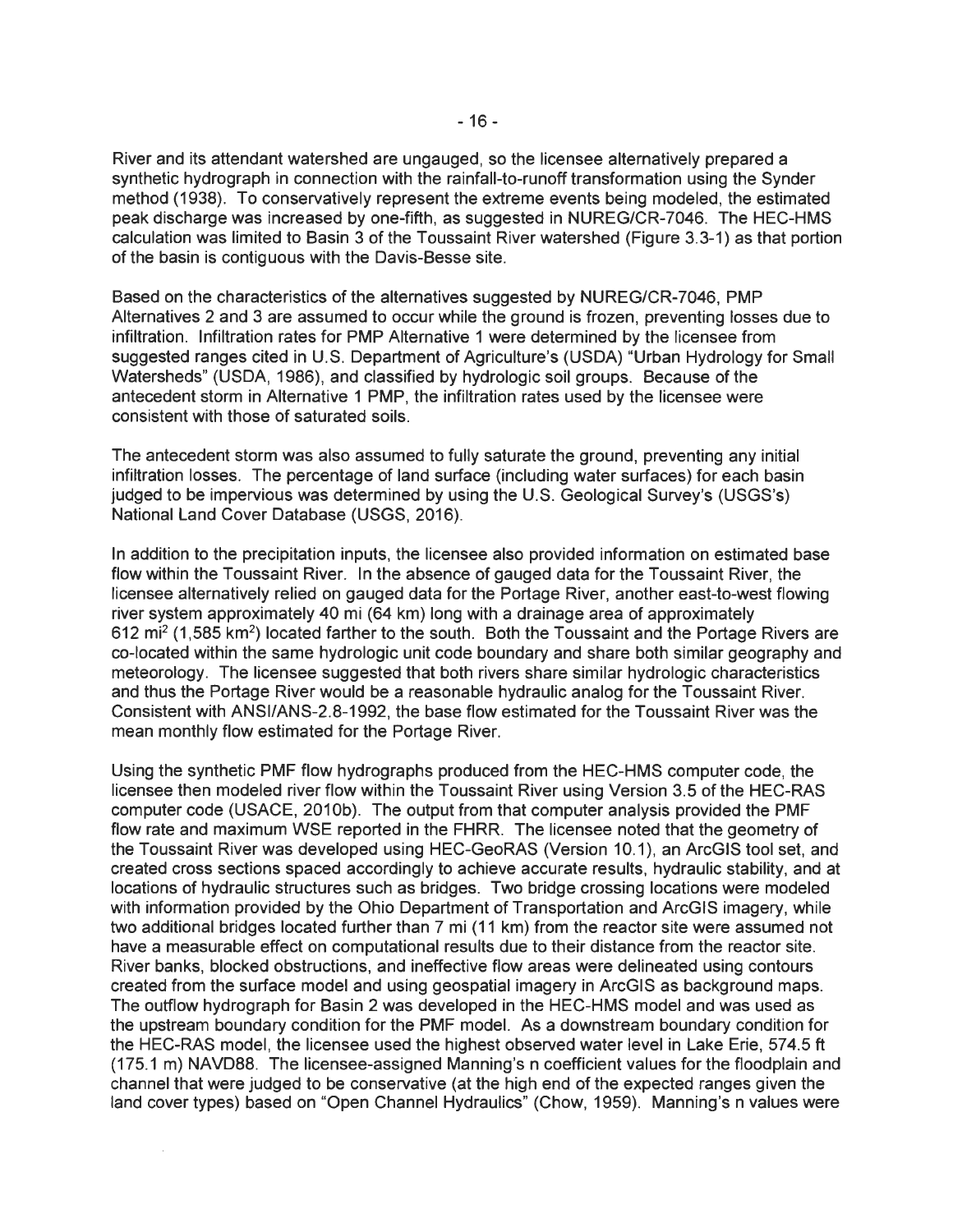River and its attendant watershed are ungauged, so the licensee alternatively prepared a synthetic hydrograph in connection with the rainfall-to-runoff transformation using the Synder method (1938). To conservatively represent the extreme events being modeled, the estimated peak discharge was increased by one-fifth, as suggested in NUREG/CR-7046. The HEC-HMS calculation was limited to Basin 3 of the Toussaint River watershed (Figure 3.3-1) as that portion of the basin is contiguous with the Davis-Besse site.

Based on the characteristics of the alternatives suggested by NUREG/CR-7046, PMP Alternatives 2 and 3 are assumed to occur while the ground is frozen, preventing losses due to infiltration. Infiltration rates for PMP Alternative 1 were determined by the licensee from suggested ranges cited in U.S. Department of Agriculture's (USDA) "Urban Hydrology for Small Watersheds" (USDA, 1986), and classified by hydrologic soil groups. Because of the antecedent storm in Alternative 1 PMP, the infiltration rates used by the licensee were consistent with those of saturated soils.

The antecedent storm was also assumed to fully saturate the ground, preventing any initial infiltration losses. The percentage of land surface (including water surfaces) for each basin judged to be impervious was determined by using the U.S. Geological Survey's (USGS's) National Land Cover Database (USGS, 2016).

In addition to the precipitation inputs, the licensee also provided information on estimated base flow within the Toussaint River. In the absence of gauged data for the Toussaint River, the licensee alternatively relied on gauged data for the Portage River, another east-to-west flowing river system approximately 40 mi (64 km) long with a drainage area of approximately 612 mi$^2$ (1,585 km$^2$) located farther to the south. Both the Toussaint and the Portage Rivers are co-located within the same hydrologic unit code boundary and share both similar geography and meteorology. The licensee suggested that both rivers share similar hydrologic characteristics and thus the Portage River would be a reasonable hydraulic analog for the Toussaint River. Consistent with ANSI/ANS-2.8-1992, the base flow estimated for the Toussaint River was the mean monthly flow estimated for the Portage River.

Using the synthetic PMF flow hydrographs produced from the HEC-HMS computer code, the licensee then modeled river flow within the Toussaint River using Version 3.5 of the HEC-RAS computer code (USACE, 2010b). The output from that computer analysis provided the PMF flow rate and maximum WSE reported in the FHRR. The licensee noted that the geometry of the Toussaint River was developed using HEC-GeoRAS (Version 10.1), an ArcGIS tool set, and created cross sections spaced accordingly to achieve accurate results, hydraulic stability, and at locations of hydraulic structures such as bridges. Two bridge crossing locations were modeled with information provided by the Ohio Department of Transportation and ArcGIS imagery, while two additional bridges located further than 7 mi (11 km) from the reactor site were assumed not have a measurable effect on computational results due to their distance from the reactor site. River banks, blocked obstructions, and ineffective flow areas were delineated using contours created from the surface model and using geospatial imagery in ArcGIS as background maps. The outflow hydrograph for Basin 2 was developed in the HEC-HMS model and was used as the upstream boundary condition for the PMF model. As a downstream boundary condition for the HEC-RAS model, the licensee used the highest observed water level in Lake Erie, 574.5 ft (175.1 m) NAVD88. The licensee-assigned Manning's n coefficient values for the floodplain and channel that were judged to be conservative (at the high end of the expected ranges given the land cover types) based on "Open Channel Hydraulics" (Chow, 1959). Manning's n values were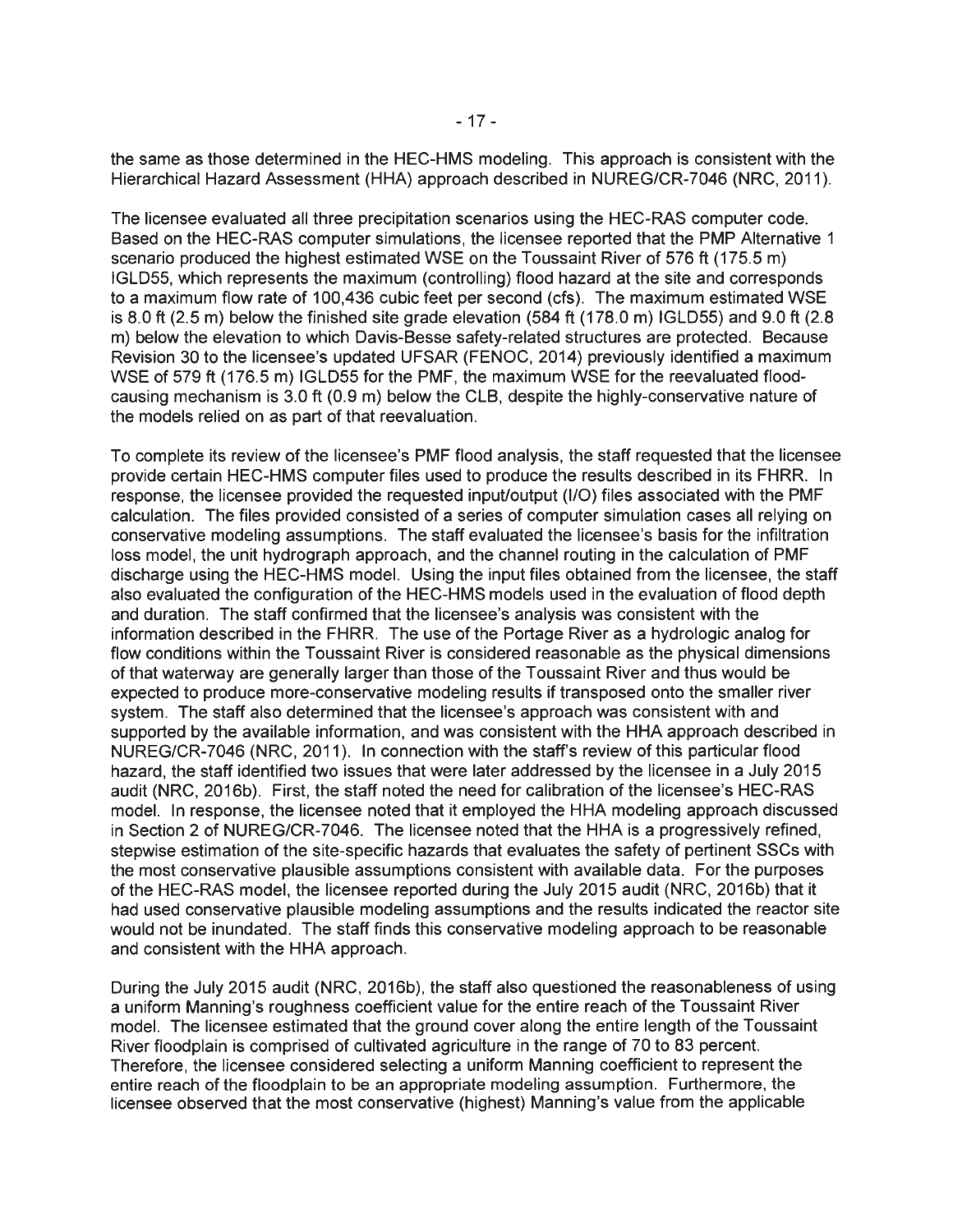the same as those determined in the HEC-HMS modeling. This approach is consistent with the Hierarchical Hazard Assessment (HHA) approach described in NUREG/CR-7046 (NRC, 2011).

The licensee evaluated all three precipitation scenarios using the HEC-RAS computer code. Based on the HEC-RAS computer simulations, the licensee reported that the PMP Alternative 1 scenario produced the highest estimated WSE on the Toussaint River of 576 ft (175.5 m) IGLD55, which represents the maximum (controlling) flood hazard at the site and corresponds to a maximum flow rate of 100,436 cubic feet per second (cfs). The maximum estimated WSE is 8.0 ft (2.5 m) below the finished site grade elevation (584 ft (178.0 m) IGLD55) and 9.0 ft (2.8 m) below the elevation to which Davis-Besse safety-related structures are protected. Because Revision 30 to the licensee's updated UFSAR (FENOC, 2014) previously identified a maximum WSE of 579 ft (176.5 m) IGLD55 for the PMF, the maximum WSE for the reevaluated flood-causing mechanism is 3.0 ft (0.9 m) below the CLB, despite the highly-conservative nature of the models relied on as part of that reevaluation.

To complete its review of the licensee's PMF flood analysis, the staff requested that the licensee provide certain HEC-HMS computer files used to produce the results described in its FHRR. In response, the licensee provided the requested input/output (I/O) files associated with the PMF calculation. The files provided consisted of a series of computer simulation cases all relying on conservative modeling assumptions. The staff evaluated the licensee's basis for the infiltration loss model, the unit hydrograph approach, and the channel routing in the calculation of PMF discharge using the HEC-HMS model. Using the input files obtained from the licensee, the staff also evaluated the configuration of the HEC-HMS models used in the evaluation of flood depth and duration. The staff confirmed that the licensee's analysis was consistent with the information described in the FHRR. The use of the Portage River as a hydrologic analog for flow conditions within the Toussaint River is considered reasonable as the physical dimensions of that waterway are generally larger than those of the Toussaint River and thus would be expected to produce more-conservative modeling results if transposed onto the smaller river system. The staff also determined that the licensee's approach was consistent with and supported by the available information, and was consistent with the HHA approach described in NUREG/CR-7046 (NRC, 2011). In connection with the staff's review of this particular flood hazard, the staff identified two issues that were later addressed by the licensee in a July 2015 audit (NRC, 2016b). First, the staff noted the need for calibration of the licensee's HEC-RAS model. In response, the licensee noted that it employed the HHA modeling approach discussed in Section 2 of NUREG/CR-7046. The licensee noted that the HHA is a progressively refined, stepwise estimation of the site-specific hazards that evaluates the safety of pertinent SSCs with the most conservative plausible assumptions consistent with available data. For the purposes of the HEC-RAS model, the licensee reported during the July 2015 audit (NRC, 2016b) that it had used conservative plausible modeling assumptions and the results indicated the reactor site would not be inundated. The staff finds this conservative modeling approach to be reasonable and consistent with the HHA approach.

During the July 2015 audit (NRC, 2016b), the staff also questioned the reasonableness of using a uniform Manning's roughness coefficient value for the entire reach of the Toussaint River model. The licensee estimated that the ground cover along the entire length of the Toussaint River floodplain is comprised of cultivated agriculture in the range of 70 to 83 percent. Therefore, the licensee considered selecting a uniform Manning coefficient to represent the entire reach of the floodplain to be an appropriate modeling assumption. Furthermore, the licensee observed that the most conservative (highest) Manning's value from the applicable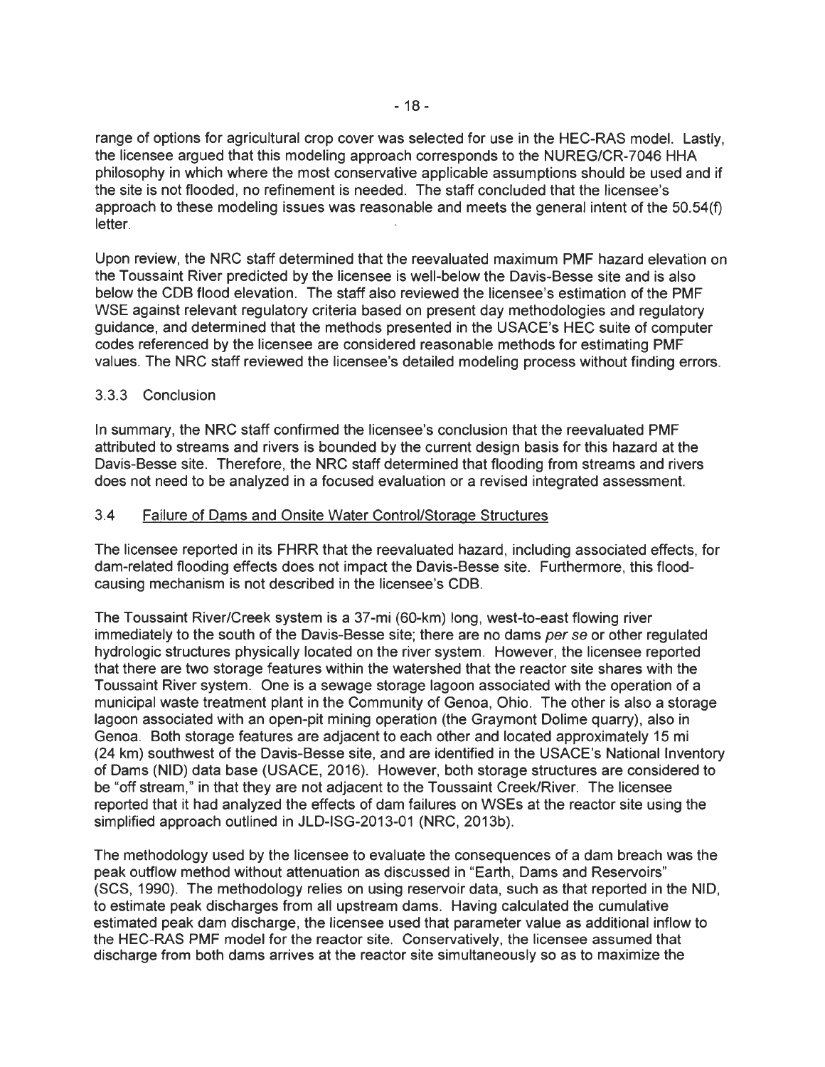range of options for agricultural crop cover was selected for use in the HEC-RAS model. Lastly, the licensee argued that this modeling approach corresponds to the NUREG/CR-7046 HHA philosophy in which where the most conservative applicable assumptions should be used and if the site is not flooded, no refinement is needed. The staff concluded that the licensee's approach to these modeling issues was reasonable and meets the general intent of the 50.54(f) letter.

Upon review, the NRC staff determined that the reevaluated maximum PMF hazard elevation on the Toussaint River predicted by the licensee is well-below the Davis-Besse site and is also below the CDB flood elevation. The staff also reviewed the licensee's estimation of the PMF WSE against relevant regulatory criteria based on present day methodologies and regulatory guidance, and determined that the methods presented in the USACE's HEC suite of computer codes referenced by the licensee are considered reasonable methods for estimating PMF values. The NRC staff reviewed the licensee's detailed modeling process without finding errors.

### 3.3.3 Conclusion

In summary, the NRC staff confirmed the licensee's conclusion that the reevaluated PMF attributed to streams and rivers is bounded by the current design basis for this hazard at the Davis-Besse site. Therefore, the NRC staff determined that flooding from streams and rivers does not need to be analyzed in a focused evaluation or a revised integrated assessment.

## 3.4 Failure of Dams and Onsite Water Control/Storage Structures

The licensee reported in its FHRR that the reevaluated hazard, including associated effects, for dam-related flooding effects does not impact the Davis-Besse site. Furthermore, this flood-causing mechanism is not described in the licensee's CDB.

The Toussaint River/Creek system is a 37-mi (60-km) long, west-to-east flowing river immediately to the south of the Davis-Besse site; there are no dams *per se* or other regulated hydrologic structures physically located on the river system. However, the licensee reported that there are two storage features within the watershed that the reactor site shares with the Toussaint River system. One is a sewage storage lagoon associated with the operation of a municipal waste treatment plant in the Community of Genoa, Ohio. The other is also a storage lagoon associated with an open-pit mining operation (the Graymont Dolime quarry), also in Genoa. Both storage features are adjacent to each other and located approximately 15 mi (24 km) southwest of the Davis-Besse site, and are identified in the USACE's National Inventory of Dams (NID) data base (USACE, 2016). However, both storage structures are considered to be "off stream," in that they are not adjacent to the Toussaint Creek/River. The licensee reported that it had analyzed the effects of dam failures on WSEs at the reactor site using the simplified approach outlined in JLD-ISG-2013-01 (NRC, 2013b).

The methodology used by the licensee to evaluate the consequences of a dam breach was the peak outflow method without attenuation as discussed in "Earth, Dams and Reservoirs" (SCS, 1990). The methodology relies on using reservoir data, such as that reported in the NID, to estimate peak discharges from all upstream dams. Having calculated the cumulative estimated peak dam discharge, the licensee used that parameter value as additional inflow to the HEC-RAS PMF model for the reactor site. Conservatively, the licensee assumed that discharge from both dams arrives at the reactor site simultaneously so as to maximize the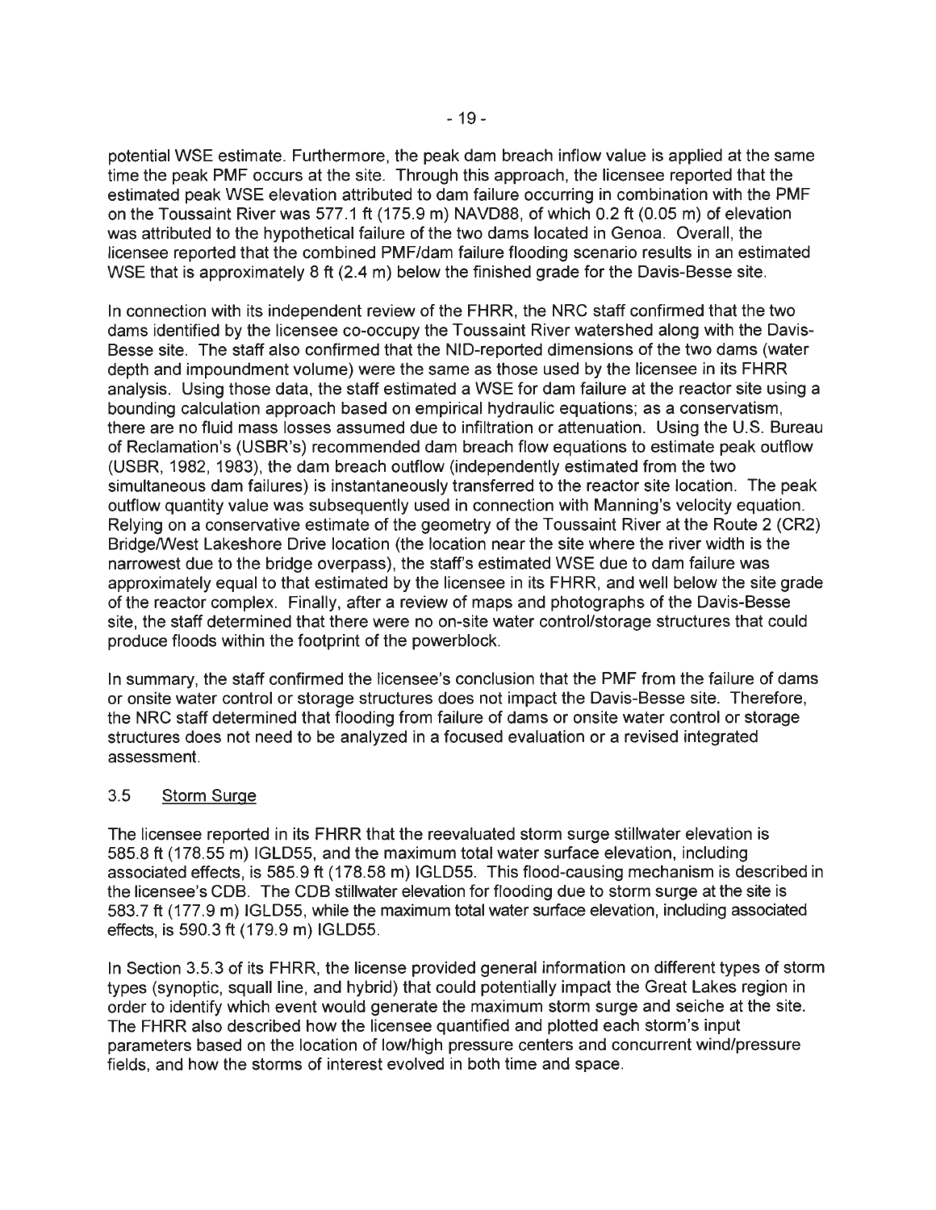potential WSE estimate. Furthermore, the peak dam breach inflow value is applied at the same time the peak PMF occurs at the site. Through this approach, the licensee reported that the estimated peak WSE elevation attributed to dam failure occurring in combination with the PMF on the Toussaint River was 577.1 ft (175.9 m) NAVD88, of which 0.2 ft (0.05 m) of elevation was attributed to the hypothetical failure of the two dams located in Genoa. Overall, the licensee reported that the combined PMF/dam failure flooding scenario results in an estimated WSE that is approximately 8 ft (2.4 m) below the finished grade for the Davis-Besse site.

In connection with its independent review of the FHRR, the NRC staff confirmed that the two dams identified by the licensee co-occupy the Toussaint River watershed along with the Davis-Besse site. The staff also confirmed that the NID-reported dimensions of the two dams (water depth and impoundment volume) were the same as those used by the licensee in its FHRR analysis. Using those data, the staff estimated a WSE for dam failure at the reactor site using a bounding calculation approach based on empirical hydraulic equations; as a conservatism, there are no fluid mass losses assumed due to infiltration or attenuation. Using the U.S. Bureau of Reclamation's (USBR's) recommended dam breach flow equations to estimate peak outflow (USBR, 1982, 1983), the dam breach outflow (independently estimated from the two simultaneous dam failures) is instantaneously transferred to the reactor site location. The peak outflow quantity value was subsequently used in connection with Manning's velocity equation. Relying on a conservative estimate of the geometry of the Toussaint River at the Route 2 (CR2) Bridge/West Lakeshore Drive location (the location near the site where the river width is the narrowest due to the bridge overpass), the staff's estimated WSE due to dam failure was approximately equal to that estimated by the licensee in its FHRR, and well below the site grade of the reactor complex. Finally, after a review of maps and photographs of the Davis-Besse site, the staff determined that there were no on-site water control/storage structures that could produce floods within the footprint of the powerblock.

In summary, the staff confirmed the licensee's conclusion that the PMF from the failure of dams or onsite water control or storage structures does not impact the Davis-Besse site. Therefore, the NRC staff determined that flooding from failure of dams or onsite water control or storage structures does not need to be analyzed in a focused evaluation or a revised integrated assessment.

### 3.5 Storm Surge

The licensee reported in its FHRR that the reevaluated storm surge stillwater elevation is 585.8 ft (178.55 m) IGLD55, and the maximum total water surface elevation, including associated effects, is 585.9 ft (178.58 m) IGLD55. This flood-causing mechanism is described in the licensee's CDB. The CDB stillwater elevation for flooding due to storm surge at the site is 583.7 ft (177.9 m) IGLD55, while the maximum total water surface elevation, including associated effects, is 590.3 ft (179.9 m) IGLD55.

In Section 3.5.3 of its FHRR, the license provided general information on different types of storm types (synoptic, squall line, and hybrid) that could potentially impact the Great Lakes region in order to identify which event would generate the maximum storm surge and seiche at the site. The FHRR also described how the licensee quantified and plotted each storm's input parameters based on the location of low/high pressure centers and concurrent wind/pressure fields, and how the storms of interest evolved in both time and space.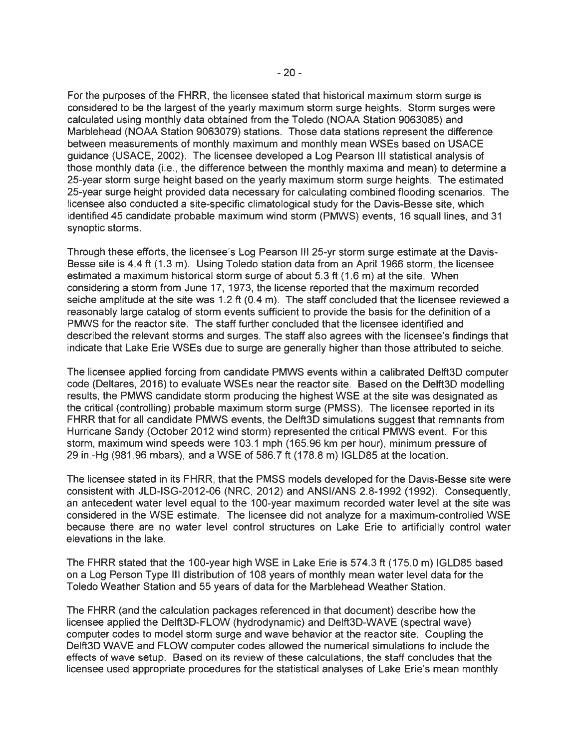For the purposes of the FHRR, the licensee stated that historical maximum storm surge is considered to be the largest of the yearly maximum storm surge heights. Storm surges were calculated using monthly data obtained from the Toledo (NOAA Station 9063085) and Marblehead (NOAA Station 9063079) stations. Those data stations represent the difference between measurements of monthly maximum and monthly mean WSEs based on USACE guidance (USACE, 2002). The licensee developed a Log Pearson III statistical analysis of those monthly data (i.e., the difference between the monthly maxima and mean) to determine a 25-year storm surge height based on the yearly maximum storm surge heights. The estimated 25-year surge height provided data necessary for calculating combined flooding scenarios. The licensee also conducted a site-specific climatological study for the Davis-Besse site, which identified 45 candidate probable maximum wind storm (PMWS) events, 16 squall lines, and 31 synoptic storms.

Through these efforts, the licensee's Log Pearson III 25-yr storm surge estimate at the Davis-Besse site is 4.4 ft (1.3 m). Using Toledo station data from an April 1966 storm, the licensee estimated a maximum historical storm surge of about 5.3 ft (1.6 m) at the site. When considering a storm from June 17, 1973, the license reported that the maximum recorded seiche amplitude at the site was 1.2 ft (0.4 m). The staff concluded that the licensee reviewed a reasonably large catalog of storm events sufficient to provide the basis for the definition of a PMWS for the reactor site. The staff further concluded that the licensee identified and described the relevant storms and surges. The staff also agrees with the licensee's findings that indicate that Lake Erie WSEs due to surge are generally higher than those attributed to seiche.

The licensee applied forcing from candidate PMWS events within a calibrated Delft3D computer code (Deltares, 2016) to evaluate WSEs near the reactor site. Based on the Delft3D modelling results, the PMWS candidate storm producing the highest WSE at the site was designated as the critical (controlling) probable maximum storm surge (PMSS). The licensee reported in its FHRR that for all candidate PMWS events, the Delft3D simulations suggest that remnants from Hurricane Sandy (October 2012 wind storm) represented the critical PMWS event. For this storm, maximum wind speeds were 103.1 mph (165.96 km per hour), minimum pressure of 29 in.-Hg (981.96 mbars), and a WSE of 586.7 ft (178.8 m) IGLD85 at the location.

The licensee stated in its FHRR, that the PMSS models developed for the Davis-Besse site were consistent with JLD-ISG-2012-06 (NRC, 2012) and ANSI/ANS 2.8-1992 (1992). Consequently, an antecedent water level equal to the 100-year maximum recorded water level at the site was considered in the WSE estimate. The licensee did not analyze for a maximum-controlled WSE because there are no water level control structures on Lake Erie to artificially control water elevations in the lake.

The FHRR stated that the 100-year high WSE in Lake Erie is 574.3 ft (175.0 m) IGLD85 based on a Log Person Type III distribution of 108 years of monthly mean water level data for the Toledo Weather Station and 55 years of data for the Marblehead Weather Station.

The FHRR (and the calculation packages referenced in that document) describe how the licensee applied the Delft3D-FLOW (hydrodynamic) and Delft3D-WAVE (spectral wave) computer codes to model storm surge and wave behavior at the reactor site. Coupling the Delft3D WAVE and FLOW computer codes allowed the numerical simulations to include the effects of wave setup. Based on its review of these calculations, the staff concludes that the licensee used appropriate procedures for the statistical analyses of Lake Erie's mean monthly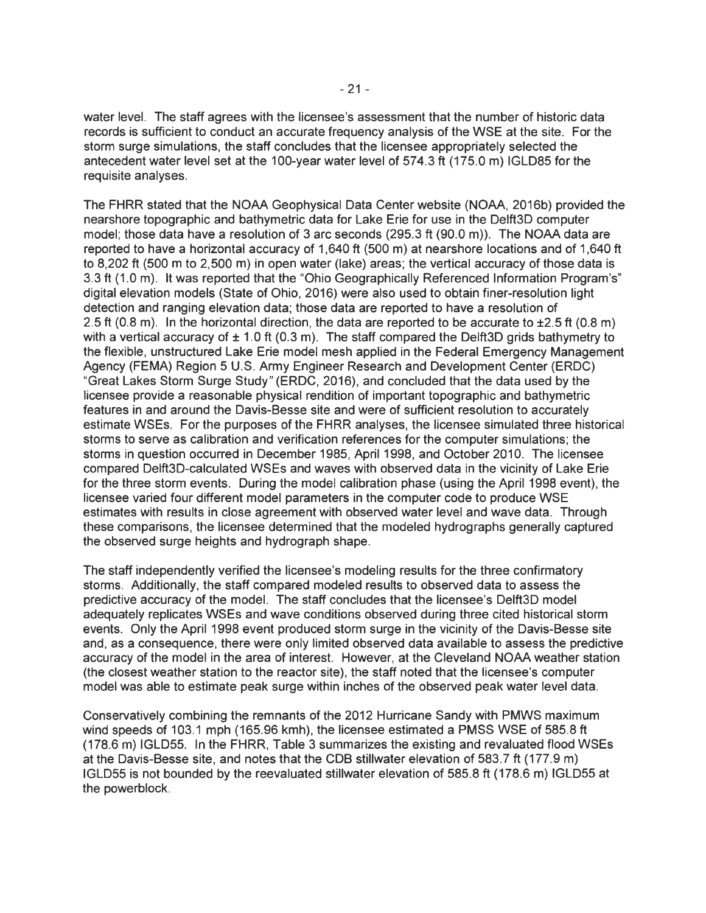water level. The staff agrees with the licensee's assessment that the number of historic data records is sufficient to conduct an accurate frequency analysis of the WSE at the site. For the storm surge simulations, the staff concludes that the licensee appropriately selected the antecedent water level set at the 100-year water level of 574.3 ft (175.0 m) IGLD85 for the requisite analyses.

The FHRR stated that the NOAA Geophysical Data Center website (NOAA, 2016b) provided the nearshore topographic and bathymetric data for Lake Erie for use in the Delft3D computer model; those data have a resolution of 3 arc seconds (295.3 ft (90.0 m)). The NOAA data are reported to have a horizontal accuracy of 1,640 ft (500 m) at nearshore locations and of 1,640 ft to 8,202 ft (500 m to 2,500 m) in open water (lake) areas; the vertical accuracy of those data is 3.3 ft (1.0 m). It was reported that the "Ohio Geographically Referenced Information Program's" digital elevation models (State of Ohio, 2016) were also used to obtain finer-resolution light detection and ranging elevation data; those data are reported to have a resolution of 2.5 ft (0.8 m). In the horizontal direction, the data are reported to be accurate to ±2.5 ft (0.8 m) with a vertical accuracy of ± 1.0 ft (0.3 m). The staff compared the Delft3D grids bathymetry to the flexible, unstructured Lake Erie model mesh applied in the Federal Emergency Management Agency (FEMA) Region 5 U.S. Army Engineer Research and Development Center (ERDC) "Great Lakes Storm Surge Study" (ERDC, 2016), and concluded that the data used by the licensee provide a reasonable physical rendition of important topographic and bathymetric features in and around the Davis-Besse site and were of sufficient resolution to accurately estimate WSEs. For the purposes of the FHRR analyses, the licensee simulated three historical storms to serve as calibration and verification references for the computer simulations; the storms in question occurred in December 1985, April 1998, and October 2010. The licensee compared Delft3D-calculated WSEs and waves with observed data in the vicinity of Lake Erie for the three storm events. During the model calibration phase (using the April 1998 event), the licensee varied four different model parameters in the computer code to produce WSE estimates with results in close agreement with observed water level and wave data. Through these comparisons, the licensee determined that the modeled hydrographs generally captured the observed surge heights and hydrograph shape.

The staff independently verified the licensee's modeling results for the three confirmatory storms. Additionally, the staff compared modeled results to observed data to assess the predictive accuracy of the model. The staff concludes that the licensee's Delft3D model adequately replicates WSEs and wave conditions observed during three cited historical storm events. Only the April 1998 event produced storm surge in the vicinity of the Davis-Besse site and, as a consequence, there were only limited observed data available to assess the predictive accuracy of the model in the area of interest. However, at the Cleveland NOAA weather station (the closest weather station to the reactor site), the staff noted that the licensee's computer model was able to estimate peak surge within inches of the observed peak water level data.

Conservatively combining the remnants of the 2012 Hurricane Sandy with PMWS maximum wind speeds of 103.1 mph (165.96 kmh), the licensee estimated a PMSS WSE of 585.8 ft (178.6 m) IGLD55. In the FHRR, Table 3 summarizes the existing and reevaluated flood WSEs at the Davis-Besse site, and notes that the CDB stillwater elevation of 583.7 ft (177.9 m) IGLD55 is not bounded by the reevaluated stillwater elevation of 585.8 ft (178.6 m) IGLD55 at the powerblock.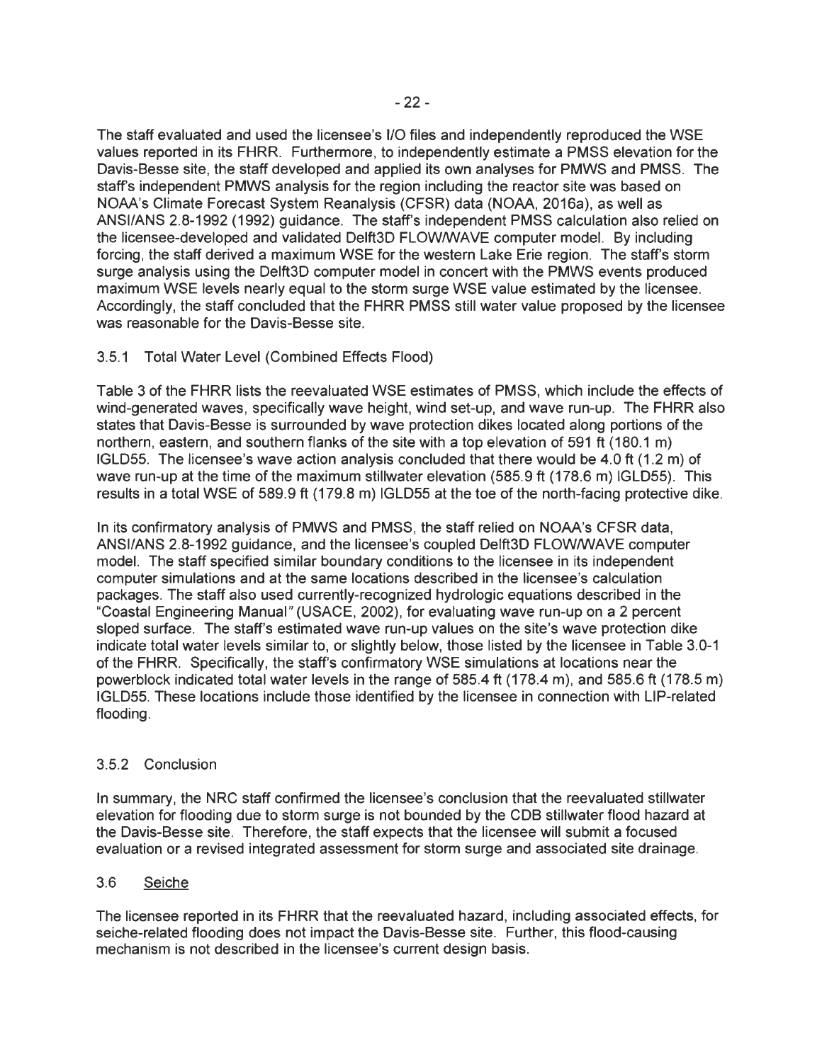The staff evaluated and used the licensee's I/O files and independently reproduced the WSE values reported in its FHRR. Furthermore, to independently estimate a PMSS elevation for the Davis-Besse site, the staff developed and applied its own analyses for PMWS and PMSS. The staff's independent PMWS analysis for the region including the reactor site was based on NOAA's Climate Forecast System Reanalysis (CFSR) data (NOAA, 2016a), as well as ANSI/ANS 2.8-1992 (1992) guidance. The staff's independent PMSS calculation also relied on the licensee-developed and validated Delft3D FLOW/WAVE computer model. By including forcing, the staff derived a maximum WSE for the western Lake Erie region. The staff's storm surge analysis using the Delft3D computer model in concert with the PMWS events produced maximum WSE levels nearly equal to the storm surge WSE value estimated by the licensee. Accordingly, the staff concluded that the FHRR PMSS still water value proposed by the licensee was reasonable for the Davis-Besse site.

### 3.5.1 Total Water Level (Combined Effects Flood)

Table 3 of the FHRR lists the reevaluated WSE estimates of PMSS, which include the effects of wind-generated waves, specifically wave height, wind set-up, and wave run-up. The FHRR also states that Davis-Besse is surrounded by wave protection dikes located along portions of the northern, eastern, and southern flanks of the site with a top elevation of 591 ft (180.1 m) IGLD55. The licensee's wave action analysis concluded that there would be 4.0 ft (1.2 m) of wave run-up at the time of the maximum stillwater elevation (585.9 ft (178.6 m) IGLD55). This results in a total WSE of 589.9 ft (179.8 m) IGLD55 at the toe of the north-facing protective dike.

In its confirmatory analysis of PMWS and PMSS, the staff relied on NOAA's CFSR data, ANSI/ANS 2.8-1992 guidance, and the licensee's coupled Delft3D FLOW/WAVE computer model. The staff specified similar boundary conditions to the licensee in its independent computer simulations and at the same locations described in the licensee's calculation packages. The staff also used currently-recognized hydrologic equations described in the "Coastal Engineering Manual" (USACE, 2002), for evaluating wave run-up on a 2 percent sloped surface. The staff's estimated wave run-up values on the site's wave protection dike indicate total water levels similar to, or slightly below, those listed by the licensee in Table 3.0-1 of the FHRR. Specifically, the staff's confirmatory WSE simulations at locations near the powerblock indicated total water levels in the range of 585.4 ft (178.4 m), and 585.6 ft (178.5 m) IGLD55. These locations include those identified by the licensee in connection with LIP-related flooding.

### 3.5.2 Conclusion

In summary, the NRC staff confirmed the licensee's conclusion that the reevaluated stillwater elevation for flooding due to storm surge is not bounded by the CDB stillwater flood hazard at the Davis-Besse site. Therefore, the staff expects that the licensee will submit a focused evaluation or a revised integrated assessment for storm surge and associated site drainage.

## 3.6 Seiche

The licensee reported in its FHRR that the reevaluated hazard, including associated effects, for seiche-related flooding does not impact the Davis-Besse site. Further, this flood-causing mechanism is not described in the licensee's current design basis.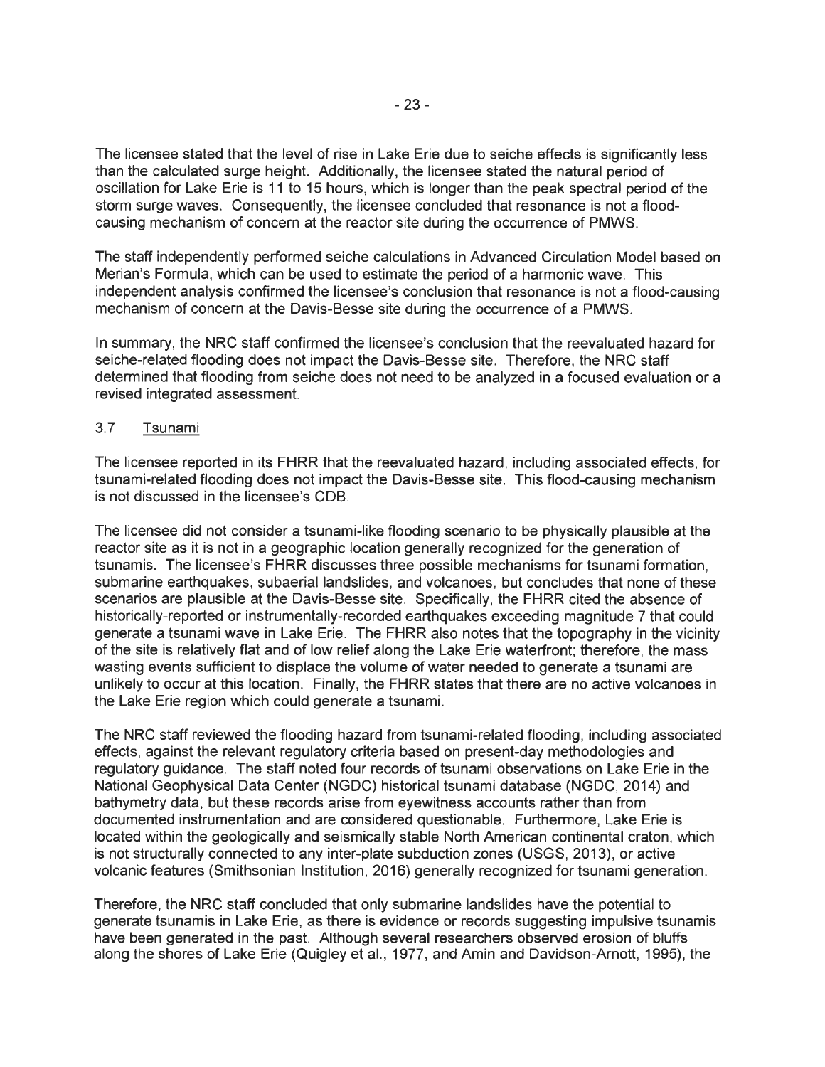The licensee stated that the level of rise in Lake Erie due to seiche effects is significantly less than the calculated surge height. Additionally, the licensee stated the natural period of oscillation for Lake Erie is 11 to 15 hours, which is longer than the peak spectral period of the storm surge waves. Consequently, the licensee concluded that resonance is not a flood-causing mechanism of concern at the reactor site during the occurrence of PMWS.

The staff independently performed seiche calculations in Advanced Circulation Model based on Merian's Formula, which can be used to estimate the period of a harmonic wave. This independent analysis confirmed the licensee's conclusion that resonance is not a flood-causing mechanism of concern at the Davis-Besse site during the occurrence of a PMWS.

In summary, the NRC staff confirmed the licensee's conclusion that the reevaluated hazard for seiche-related flooding does not impact the Davis-Besse site. Therefore, the NRC staff determined that flooding from seiche does not need to be analyzed in a focused evaluation or a revised integrated assessment.

### 3.7 Tsunami

The licensee reported in its FHRR that the reevaluated hazard, including associated effects, for tsunami-related flooding does not impact the Davis-Besse site. This flood-causing mechanism is not discussed in the licensee's CDB.

The licensee did not consider a tsunami-like flooding scenario to be physically plausible at the reactor site as it is not in a geographic location generally recognized for the generation of tsunamis. The licensee's FHRR discusses three possible mechanisms for tsunami formation, submarine earthquakes, subaerial landslides, and volcanoes, but concludes that none of these scenarios are plausible at the Davis-Besse site. Specifically, the FHRR cited the absence of historically-reported or instrumentally-recorded earthquakes exceeding magnitude 7 that could generate a tsunami wave in Lake Erie. The FHRR also notes that the topography in the vicinity of the site is relatively flat and of low relief along the Lake Erie waterfront; therefore, the mass wasting events sufficient to displace the volume of water needed to generate a tsunami are unlikely to occur at this location. Finally, the FHRR states that there are no active volcanoes in the Lake Erie region which could generate a tsunami.

The NRC staff reviewed the flooding hazard from tsunami-related flooding, including associated effects, against the relevant regulatory criteria based on present-day methodologies and regulatory guidance. The staff noted four records of tsunami observations on Lake Erie in the National Geophysical Data Center (NGDC) historical tsunami database (NGDC, 2014) and bathymetry data, but these records arise from eyewitness accounts rather than from documented instrumentation and are considered questionable. Furthermore, Lake Erie is located within the geologically and seismically stable North American continental craton, which is not structurally connected to any inter-plate subduction zones (USGS, 2013), or active volcanic features (Smithsonian Institution, 2016) generally recognized for tsunami generation.

Therefore, the NRC staff concluded that only submarine landslides have the potential to generate tsunamis in Lake Erie, as there is evidence or records suggesting impulsive tsunamis have been generated in the past. Although several researchers observed erosion of bluffs along the shores of Lake Erie (Quigley et al., 1977, and Amin and Davidson-Arnott, 1995), the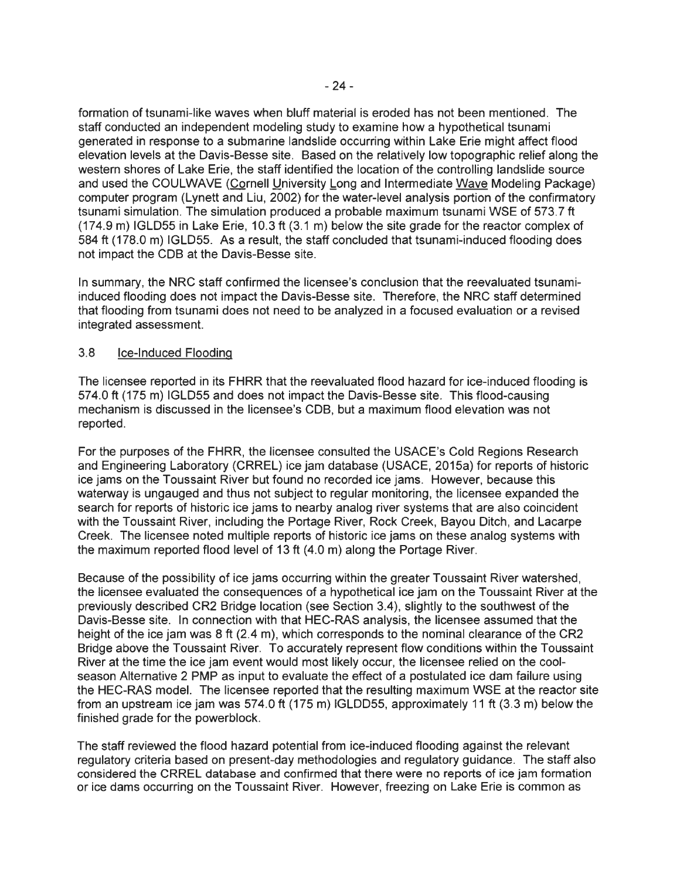formation of tsunami-like waves when bluff material is eroded has not been mentioned. The staff conducted an independent modeling study to examine how a hypothetical tsunami generated in response to a submarine landslide occurring within Lake Erie might affect flood elevation levels at the Davis-Besse site. Based on the relatively low topographic relief along the western shores of Lake Erie, the staff identified the location of the controlling landslide source and used the COULWAVE (Cornell University Long and Intermediate Wave Modeling Package) computer program (Lynett and Liu, 2002) for the water-level analysis portion of the confirmatory tsunami simulation. The simulation produced a probable maximum tsunami WSE of 573.7 ft (174.9 m) IGLD55 in Lake Erie, 10.3 ft (3.1 m) below the site grade for the reactor complex of 584 ft (178.0 m) IGLD55. As a result, the staff concluded that tsunami-induced flooding does not impact the CDB at the Davis-Besse site.

In summary, the NRC staff confirmed the licensee's conclusion that the reevaluated tsunami-induced flooding does not impact the Davis-Besse site. Therefore, the NRC staff determined that flooding from tsunami does not need to be analyzed in a focused evaluation or a revised integrated assessment.

### 3.8 Ice-Induced Flooding

The licensee reported in its FHRR that the reevaluated flood hazard for ice-induced flooding is 574.0 ft (175 m) IGLD55 and does not impact the Davis-Besse site. This flood-causing mechanism is discussed in the licensee's CDB, but a maximum flood elevation was not reported.

For the purposes of the FHRR, the licensee consulted the USACE's Cold Regions Research and Engineering Laboratory (CRREL) ice jam database (USACE, 2015a) for reports of historic ice jams on the Toussaint River but found no recorded ice jams. However, because this waterway is ungauged and thus not subject to regular monitoring, the licensee expanded the search for reports of historic ice jams to nearby analog river systems that are also coincident with the Toussaint River, including the Portage River, Rock Creek, Bayou Ditch, and Lacarpe Creek. The licensee noted multiple reports of historic ice jams on these analog systems with the maximum reported flood level of 13 ft (4.0 m) along the Portage River.

Because of the possibility of ice jams occurring within the greater Toussaint River watershed, the licensee evaluated the consequences of a hypothetical ice jam on the Toussaint River at the previously described CR2 Bridge location (see Section 3.4), slightly to the southwest of the Davis-Besse site. In connection with that HEC-RAS analysis, the licensee assumed that the height of the ice jam was 8 ft (2.4 m), which corresponds to the nominal clearance of the CR2 Bridge above the Toussaint River. To accurately represent flow conditions within the Toussaint River at the time the ice jam event would most likely occur, the licensee relied on the cool-season Alternative 2 PMP as input to evaluate the effect of a postulated ice dam failure using the HEC-RAS model. The licensee reported that the resulting maximum WSE at the reactor site from an upstream ice jam was 574.0 ft (175 m) IGLDD55, approximately 11 ft (3.3 m) below the finished grade for the powerblock.

The staff reviewed the flood hazard potential from ice-induced flooding against the relevant regulatory criteria based on present-day methodologies and regulatory guidance. The staff also considered the CRREL database and confirmed that there were no reports of ice jam formation or ice dams occurring on the Toussaint River. However, freezing on Lake Erie is common as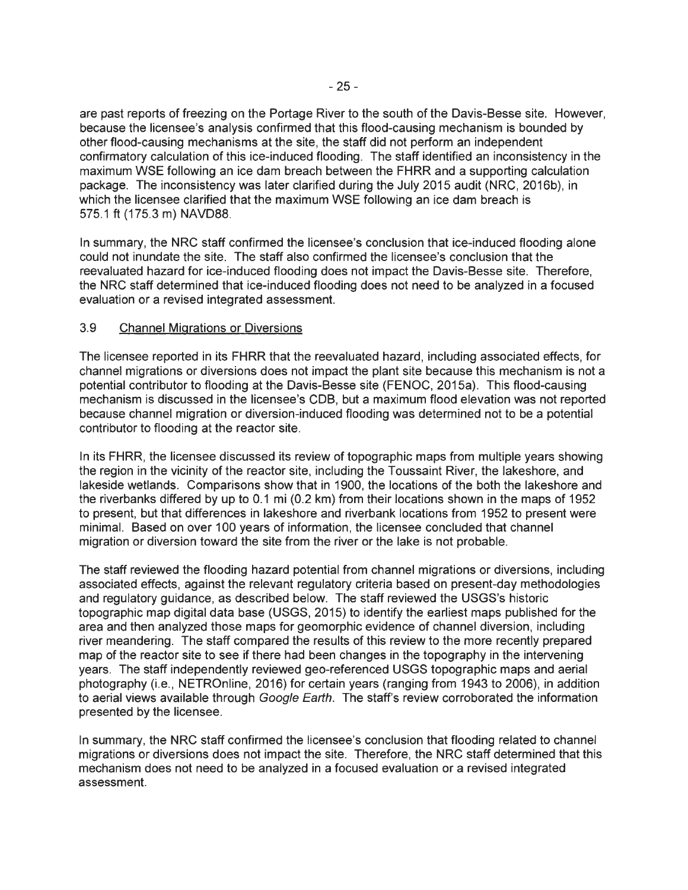are past reports of freezing on the Portage River to the south of the Davis-Besse site. However, because the licensee's analysis confirmed that this flood-causing mechanism is bounded by other flood-causing mechanisms at the site, the staff did not perform an independent confirmatory calculation of this ice-induced flooding. The staff identified an inconsistency in the maximum WSE following an ice dam breach between the FHRR and a supporting calculation package. The inconsistency was later clarified during the July 2015 audit (NRC, 2016b), in which the licensee clarified that the maximum WSE following an ice dam breach is 575.1 ft (175.3 m) NAVD88.

In summary, the NRC staff confirmed the licensee's conclusion that ice-induced flooding alone could not inundate the site. The staff also confirmed the licensee's conclusion that the reevaluated hazard for ice-induced flooding does not impact the Davis-Besse site. Therefore, the NRC staff determined that ice-induced flooding does not need to be analyzed in a focused evaluation or a revised integrated assessment.

### 3.9 Channel Migrations or Diversions

The licensee reported in its FHRR that the reevaluated hazard, including associated effects, for channel migrations or diversions does not impact the plant site because this mechanism is not a potential contributor to flooding at the Davis-Besse site (FENOC, 2015a). This flood-causing mechanism is discussed in the licensee's CDB, but a maximum flood elevation was not reported because channel migration or diversion-induced flooding was determined not to be a potential contributor to flooding at the reactor site.

In its FHRR, the licensee discussed its review of topographic maps from multiple years showing the region in the vicinity of the reactor site, including the Toussaint River, the lakeshore, and lakeside wetlands. Comparisons show that in 1900, the locations of the both the lakeshore and the riverbanks differed by up to 0.1 mi (0.2 km) from their locations shown in the maps of 1952 to present, but that differences in lakeshore and riverbank locations from 1952 to present were minimal. Based on over 100 years of information, the licensee concluded that channel migration or diversion toward the site from the river or the lake is not probable.

The staff reviewed the flooding hazard potential from channel migrations or diversions, including associated effects, against the relevant regulatory criteria based on present-day methodologies and regulatory guidance, as described below. The staff reviewed the USGS's historic topographic map digital data base (USGS, 2015) to identify the earliest maps published for the area and then analyzed those maps for geomorphic evidence of channel diversion, including river meandering. The staff compared the results of this review to the more recently prepared map of the reactor site to see if there had been changes in the topography in the intervening years. The staff independently reviewed geo-referenced USGS topographic maps and aerial photography (i.e., NETROnline, 2016) for certain years (ranging from 1943 to 2006), in addition to aerial views available through *Google Earth*. The staff's review corroborated the information presented by the licensee.

In summary, the NRC staff confirmed the licensee's conclusion that flooding related to channel migrations or diversions does not impact the site. Therefore, the NRC staff determined that this mechanism does not need to be analyzed in a focused evaluation or a revised integrated assessment.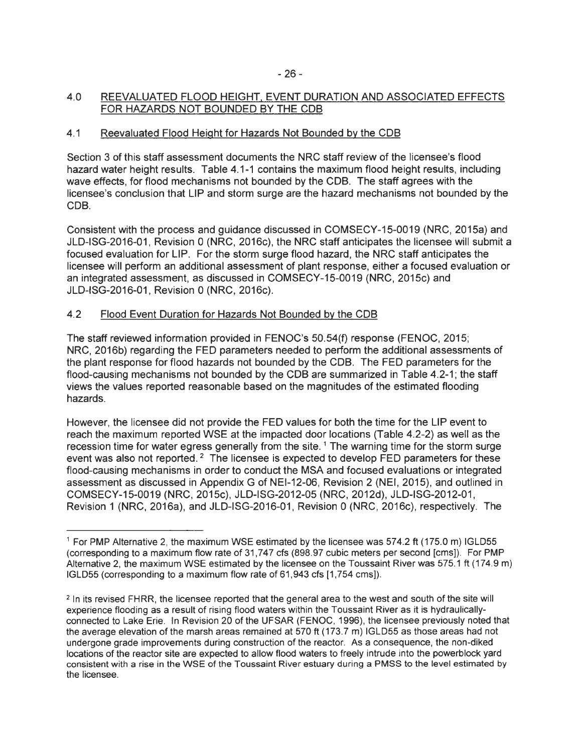## 4.0 REEVALUATED FLOOD HEIGHT, EVENT DURATION AND ASSOCIATED EFFECTS FOR HAZARDS NOT BOUNDED BY THE CDB

### 4.1 Reevaluated Flood Height for Hazards Not Bounded by the CDB

Section 3 of this staff assessment documents the NRC staff review of the licensee's flood hazard water height results. Table 4.1-1 contains the maximum flood height results, including wave effects, for flood mechanisms not bounded by the CDB. The staff agrees with the licensee's conclusion that LIP and storm surge are the hazard mechanisms not bounded by the CDB.

Consistent with the process and guidance discussed in COMSECY-15-0019 (NRC, 2015a) and JLD-ISG-2016-01, Revision 0 (NRC, 2016c), the NRC staff anticipates the licensee will submit a focused evaluation for LIP. For the storm surge flood hazard, the NRC staff anticipates the licensee will perform an additional assessment of plant response, either a focused evaluation or an integrated assessment, as discussed in COMSECY-15-0019 (NRC, 2015c) and JLD-ISG-2016-01, Revision 0 (NRC, 2016c).

### 4.2 Flood Event Duration for Hazards Not Bounded by the CDB

The staff reviewed information provided in FENOC's 50.54(f) response (FENOC, 2015; NRC, 2016b) regarding the FED parameters needed to perform the additional assessments of the plant response for flood hazards not bounded by the CDB. The FED parameters for the flood-causing mechanisms not bounded by the CDB are summarized in Table 4.2-1; the staff views the values reported reasonable based on the magnitudes of the estimated flooding hazards.

However, the licensee did not provide the FED values for both the time for the LIP event to reach the maximum reported WSE at the impacted door locations (Table 4.2-2) as well as the recession time for water egress generally from the site. [1] The warning time for the storm surge event was also not reported. [2] The licensee is expected to develop FED parameters for these flood-causing mechanisms in order to conduct the MSA and focused evaluations or integrated assessment as discussed in Appendix G of NEI-12-06, Revision 2 (NEI, 2015), and outlined in COMSECY-15-0019 (NRC, 2015c), JLD-ISG-2012-05 (NRC, 2012d), JLD-ISG-2012-01, Revision 1 (NRC, 2016a), and JLD-ISG-2016-01, Revision 0 (NRC, 2016c), respectively. The

[1] For PMP Alternative 2, the maximum WSE estimated by the licensee was 574.2 ft (175.0 m) IGLD55 (corresponding to a maximum flow rate of 31,747 cfs (898.97 cubic meters per second [cms]). For PMP Alternative 2, the maximum WSE estimated by the licensee on the Toussaint River was 575.1 ft (174.9 m) IGLD55 (corresponding to a maximum flow rate of 61,943 cfs [1,754 cms]).

[2] In its revised FHRR, the licensee reported that the general area to the west and south of the site will experience flooding as a result of rising flood waters within the Toussaint River as it is hydraulically-connected to Lake Erie. In Revision 20 of the UFSAR (FENOC, 1996), the licensee previously noted that the average elevation of the marsh areas remained at 570 ft (173.7 m) IGLD55 as those areas had not undergone grade improvements during construction of the reactor. As a consequence, the non-diked locations of the reactor site are expected to allow flood waters to freely intrude into the powerblock yard consistent with a rise in the WSE of the Toussaint River estuary during a PMSS to the level estimated by the licensee.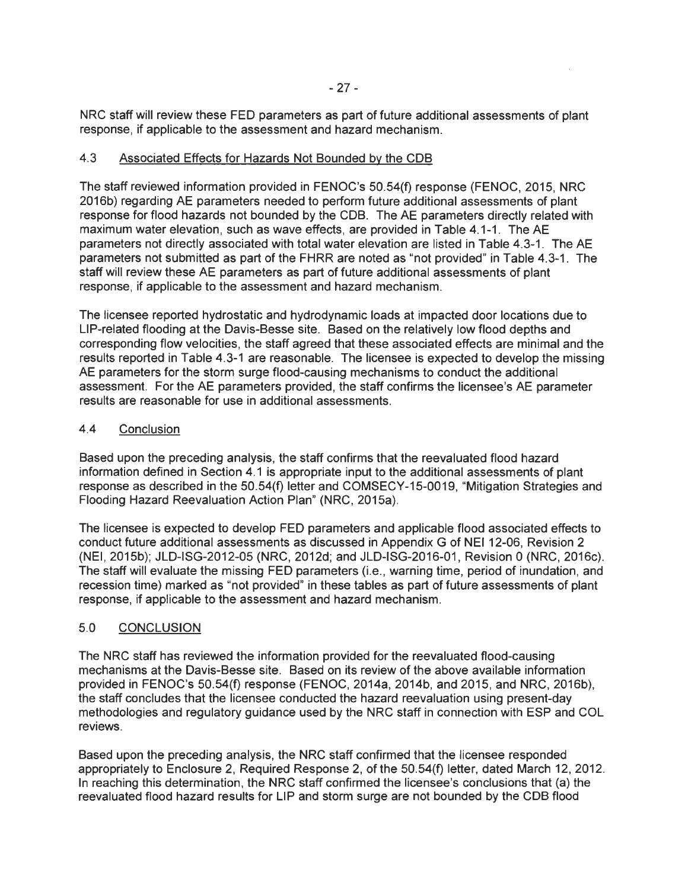NRC staff will review these FED parameters as part of future additional assessments of plant response, if applicable to the assessment and hazard mechanism.

### 4.3 Associated Effects for Hazards Not Bounded by the CDB

The staff reviewed information provided in FENOC's 50.54(f) response (FENOC, 2015, NRC 2016b) regarding AE parameters needed to perform future additional assessments of plant response for flood hazards not bounded by the CDB. The AE parameters directly related with maximum water elevation, such as wave effects, are provided in Table 4.1-1. The AE parameters not directly associated with total water elevation are listed in Table 4.3-1. The AE parameters not submitted as part of the FHRR are noted as "not provided" in Table 4.3-1. The staff will review these AE parameters as part of future additional assessments of plant response, if applicable to the assessment and hazard mechanism.

The licensee reported hydrostatic and hydrodynamic loads at impacted door locations due to LIP-related flooding at the Davis-Besse site. Based on the relatively low flood depths and corresponding flow velocities, the staff agreed that these associated effects are minimal and the results reported in Table 4.3-1 are reasonable. The licensee is expected to develop the missing AE parameters for the storm surge flood-causing mechanisms to conduct the additional assessment. For the AE parameters provided, the staff confirms the licensee's AE parameter results are reasonable for use in additional assessments.

### 4.4 Conclusion

Based upon the preceding analysis, the staff confirms that the reevaluated flood hazard information defined in Section 4.1 is appropriate input to the additional assessments of plant response as described in the 50.54(f) letter and COMSECY-15-0019, "Mitigation Strategies and Flooding Hazard Reevaluation Action Plan" (NRC, 2015a).

The licensee is expected to develop FED parameters and applicable flood associated effects to conduct future additional assessments as discussed in Appendix G of NEI 12-06, Revision 2 (NEI, 2015b); JLD-ISG-2012-05 (NRC, 2012d; and JLD-ISG-2016-01, Revision 0 (NRC, 2016c). The staff will evaluate the missing FED parameters (i.e., warning time, period of inundation, and recession time) marked as "not provided" in these tables as part of future assessments of plant response, if applicable to the assessment and hazard mechanism.

## 5.0 CONCLUSION

The NRC staff has reviewed the information provided for the reevaluated flood-causing mechanisms at the Davis-Besse site. Based on its review of the above available information provided in FENOC's 50.54(f) response (FENOC, 2014a, 2014b, and 2015, and NRC, 2016b), the staff concludes that the licensee conducted the hazard reevaluation using present-day methodologies and regulatory guidance used by the NRC staff in connection with ESP and COL reviews.

Based upon the preceding analysis, the NRC staff confirmed that the licensee responded appropriately to Enclosure 2, Required Response 2, of the 50.54(f) letter, dated March 12, 2012. In reaching this determination, the NRC staff confirmed the licensee's conclusions that (a) the reevaluated flood hazard results for LIP and storm surge are not bounded by the CDB flood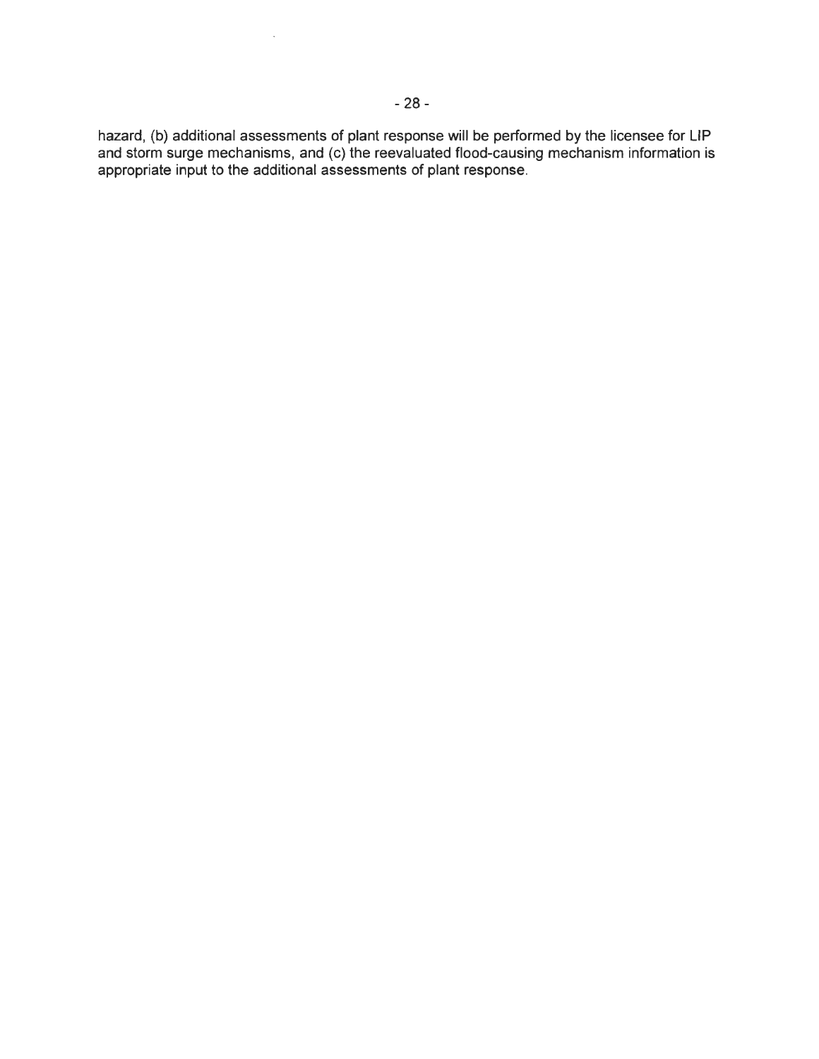hazard, (b) additional assessments of plant response will be performed by the licensee for LIP and storm surge mechanisms, and (c) the reevaluated flood-causing mechanism information is appropriate input to the additional assessments of plant response.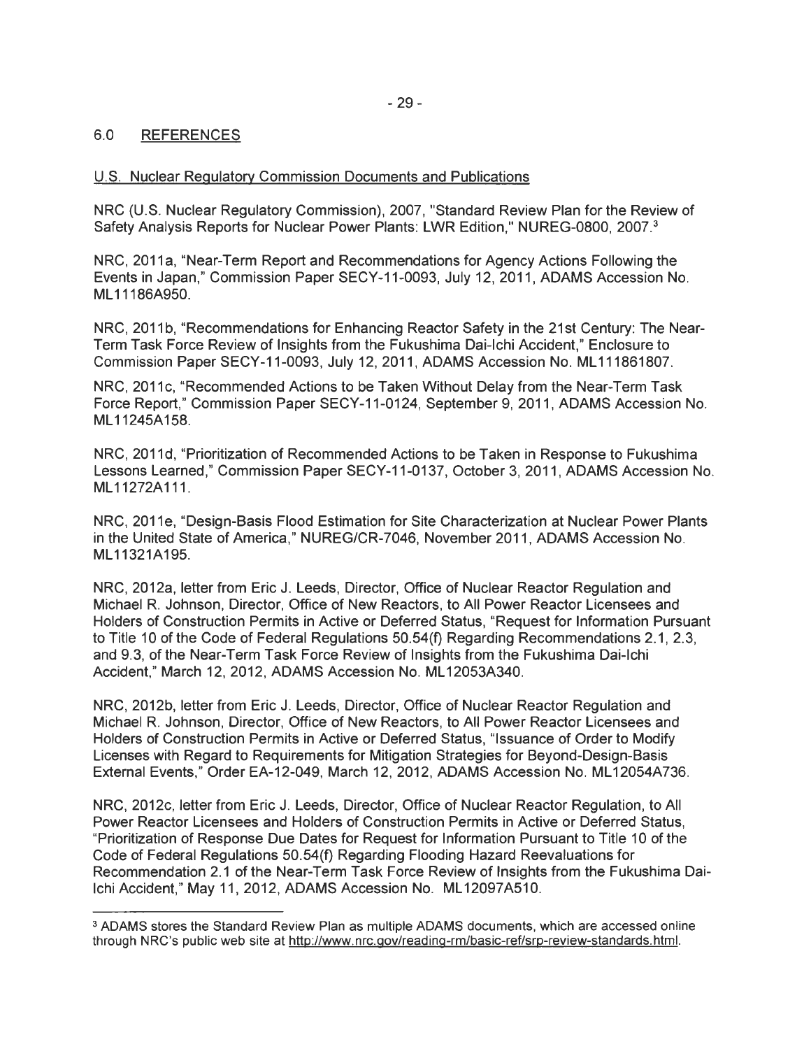## 6.0 REFERENCES

U.S. Nuclear Regulatory Commission Documents and Publications

NRC (U.S. Nuclear Regulatory Commission), 2007, "Standard Review Plan for the Review of Safety Analysis Reports for Nuclear Power Plants: LWR Edition," NUREG-0800, 2007.[3]

NRC, 2011a, "Near-Term Report and Recommendations for Agency Actions Following the Events in Japan," Commission Paper SECY-11-0093, July 12, 2011, ADAMS Accession No. ML11186A950.

NRC, 2011b, "Recommendations for Enhancing Reactor Safety in the 21st Century: The Near-Term Task Force Review of Insights from the Fukushima Dai-Ichi Accident," Enclosure to Commission Paper SECY-11-0093, July 12, 2011, ADAMS Accession No. ML111861807.

NRC, 2011c, "Recommended Actions to be Taken Without Delay from the Near-Term Task Force Report," Commission Paper SECY-11-0124, September 9, 2011, ADAMS Accession No. ML11245A158.

NRC, 2011d, "Prioritization of Recommended Actions to be Taken in Response to Fukushima Lessons Learned," Commission Paper SECY-11-0137, October 3, 2011, ADAMS Accession No. ML11272A111.

NRC, 2011e, "Design-Basis Flood Estimation for Site Characterization at Nuclear Power Plants in the United State of America," NUREG/CR-7046, November 2011, ADAMS Accession No. ML11321A195.

NRC, 2012a, letter from Eric J. Leeds, Director, Office of Nuclear Reactor Regulation and Michael R. Johnson, Director, Office of New Reactors, to All Power Reactor Licensees and Holders of Construction Permits in Active or Deferred Status, "Request for Information Pursuant to Title 10 of the Code of Federal Regulations 50.54(f) Regarding Recommendations 2.1, 2.3, and 9.3, of the Near-Term Task Force Review of Insights from the Fukushima Dai-Ichi Accident," March 12, 2012, ADAMS Accession No. ML12053A340.

NRC, 2012b, letter from Eric J. Leeds, Director, Office of Nuclear Reactor Regulation and Michael R. Johnson, Director, Office of New Reactors, to All Power Reactor Licensees and Holders of Construction Permits in Active or Deferred Status, "Issuance of Order to Modify Licenses with Regard to Requirements for Mitigation Strategies for Beyond-Design-Basis External Events," Order EA-12-049, March 12, 2012, ADAMS Accession No. ML12054A736.

NRC, 2012c, letter from Eric J. Leeds, Director, Office of Nuclear Reactor Regulation, to All Power Reactor Licensees and Holders of Construction Permits in Active or Deferred Status, "Prioritization of Response Due Dates for Request for Information Pursuant to Title 10 of the Code of Federal Regulations 50.54(f) Regarding Flooding Hazard Reevaluations for Recommendation 2.1 of the Near-Term Task Force Review of Insights from the Fukushima Dai-Ichi Accident," May 11, 2012, ADAMS Accession No. ML12097A510.

---

[3] ADAMS stores the Standard Review Plan as multiple ADAMS documents, which are accessed online through NRC's public web site at http://www.nrc.gov/reading-rm/basic-ref/srp-review-standards.html.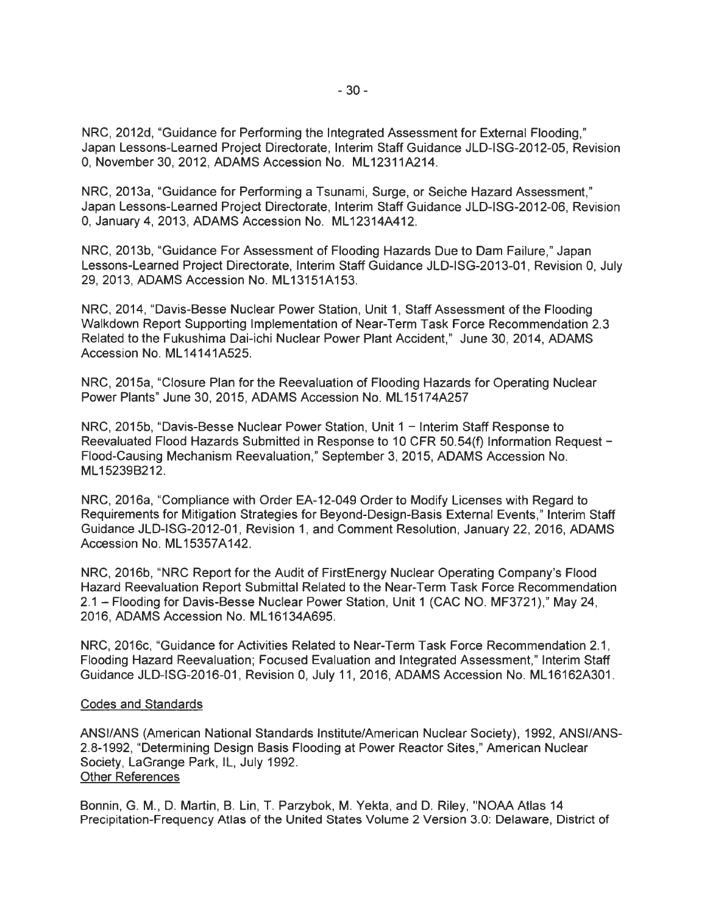NRC, 2012d, "Guidance for Performing the Integrated Assessment for External Flooding," Japan Lessons-Learned Project Directorate, Interim Staff Guidance JLD-ISG-2012-05, Revision 0, November 30, 2012, ADAMS Accession No. ML12311A214.

NRC, 2013a, "Guidance for Performing a Tsunami, Surge, or Seiche Hazard Assessment," Japan Lessons-Learned Project Directorate, Interim Staff Guidance JLD-ISG-2012-06, Revision 0, January 4, 2013, ADAMS Accession No. ML12314A412.

NRC, 2013b, "Guidance For Assessment of Flooding Hazards Due to Dam Failure," Japan Lessons-Learned Project Directorate, Interim Staff Guidance JLD-ISG-2013-01, Revision 0, July 29, 2013, ADAMS Accession No. ML13151A153.

NRC, 2014, "Davis-Besse Nuclear Power Station, Unit 1, Staff Assessment of the Flooding Walkdown Report Supporting Implementation of Near-Term Task Force Recommendation 2.3 Related to the Fukushima Dai-ichi Nuclear Power Plant Accident," June 30, 2014, ADAMS Accession No. ML14141A525.

NRC, 2015a, "Closure Plan for the Reevaluation of Flooding Hazards for Operating Nuclear Power Plants" June 30, 2015, ADAMS Accession No. ML15174A257

NRC, 2015b, "Davis-Besse Nuclear Power Station, Unit 1 – Interim Staff Response to Reevaluated Flood Hazards Submitted in Response to 10 CFR 50.54(f) Information Request – Flood-Causing Mechanism Reevaluation," September 3, 2015, ADAMS Accession No. ML15239B212.

NRC, 2016a, "Compliance with Order EA-12-049 Order to Modify Licenses with Regard to Requirements for Mitigation Strategies for Beyond-Design-Basis External Events," Interim Staff Guidance JLD-ISG-2012-01, Revision 1, and Comment Resolution, January 22, 2016, ADAMS Accession No. ML15357A142.

NRC, 2016b, "NRC Report for the Audit of FirstEnergy Nuclear Operating Company's Flood Hazard Reevaluation Report Submittal Related to the Near-Term Task Force Recommendation 2.1 – Flooding for Davis-Besse Nuclear Power Station, Unit 1 (CAC NO. MF3721)," May 24, 2016, ADAMS Accession No. ML16134A695.

NRC, 2016c, "Guidance for Activities Related to Near-Term Task Force Recommendation 2.1, Flooding Hazard Reevaluation; Focused Evaluation and Integrated Assessment," Interim Staff Guidance JLD-ISG-2016-01, Revision 0, July 11, 2016, ADAMS Accession No. ML16162A301.

Codes and Standards

ANSI/ANS (American National Standards Institute/American Nuclear Society), 1992, ANSI/ANS-2.8-1992, "Determining Design Basis Flooding at Power Reactor Sites," American Nuclear Society, LaGrange Park, IL, July 1992.

Other References

Bonnin, G. M., D. Martin, B. Lin, T. Parzybok, M. Yekta, and D. Riley, "NOAA Atlas 14 Precipitation-Frequency Atlas of the United States Volume 2 Version 3.0: Delaware, District of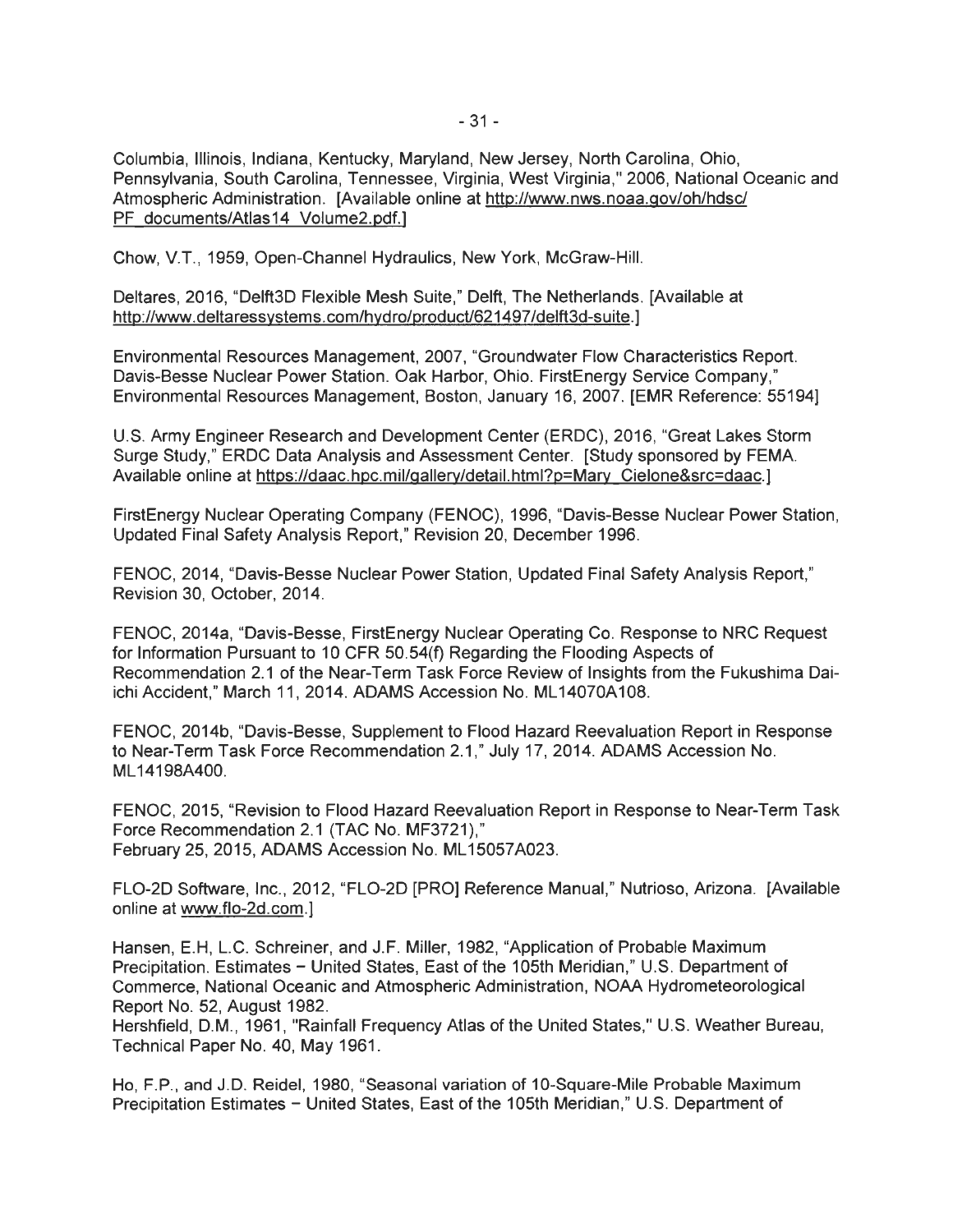Columbia, Illinois, Indiana, Kentucky, Maryland, New Jersey, North Carolina, Ohio, Pennsylvania, South Carolina, Tennessee, Virginia, West Virginia," 2006, National Oceanic and Atmospheric Administration. [Available online at http://www.nws.noaa.gov/oh/hdsc/PF_documents/Atlas14_Volume2.pdf.]

Chow, V.T., 1959, Open-Channel Hydraulics, New York, McGraw-Hill.

Deltares, 2016, "Delft3D Flexible Mesh Suite," Delft, The Netherlands. [Available at http://www.deltaressystems.com/hydro/product/621497/delft3d-suite.]

Environmental Resources Management, 2007, "Groundwater Flow Characteristics Report. Davis-Besse Nuclear Power Station. Oak Harbor, Ohio. FirstEnergy Service Company," Environmental Resources Management, Boston, January 16, 2007. [EMR Reference: 55194]

U.S. Army Engineer Research and Development Center (ERDC), 2016, "Great Lakes Storm Surge Study," ERDC Data Analysis and Assessment Center. [Study sponsored by FEMA. Available online at https://daac.hpc.mil/gallery/detail.html?p=Mary_Cielone&src=daac.]

FirstEnergy Nuclear Operating Company (FENOC), 1996, "Davis-Besse Nuclear Power Station, Updated Final Safety Analysis Report," Revision 20, December 1996.

FENOC, 2014, "Davis-Besse Nuclear Power Station, Updated Final Safety Analysis Report," Revision 30, October, 2014.

FENOC, 2014a, "Davis-Besse, FirstEnergy Nuclear Operating Co. Response to NRC Request for Information Pursuant to 10 CFR 50.54(f) Regarding the Flooding Aspects of Recommendation 2.1 of the Near-Term Task Force Review of Insights from the Fukushima Dai-ichi Accident," March 11, 2014. ADAMS Accession No. ML14070A108.

FENOC, 2014b, "Davis-Besse, Supplement to Flood Hazard Reevaluation Report in Response to Near-Term Task Force Recommendation 2.1," July 17, 2014. ADAMS Accession No. ML14198A400.

FENOC, 2015, "Revision to Flood Hazard Reevaluation Report in Response to Near-Term Task Force Recommendation 2.1 (TAC No. MF3721)," February 25, 2015, ADAMS Accession No. ML15057A023.

FLO-2D Software, Inc., 2012, "FLO-2D [PRO] Reference Manual," Nutrioso, Arizona. [Available online at www.flo-2d.com.]

Hansen, E.H, L.C. Schreiner, and J.F. Miller, 1982, "Application of Probable Maximum Precipitation. Estimates – United States, East of the 105th Meridian," U.S. Department of Commerce, National Oceanic and Atmospheric Administration, NOAA Hydrometeorological Report No. 52, August 1982.

Hershfield, D.M., 1961, "Rainfall Frequency Atlas of the United States," U.S. Weather Bureau, Technical Paper No. 40, May 1961.

Ho, F.P., and J.D. Reidel, 1980, "Seasonal variation of 10-Square-Mile Probable Maximum Precipitation Estimates – United States, East of the 105th Meridian," U.S. Department of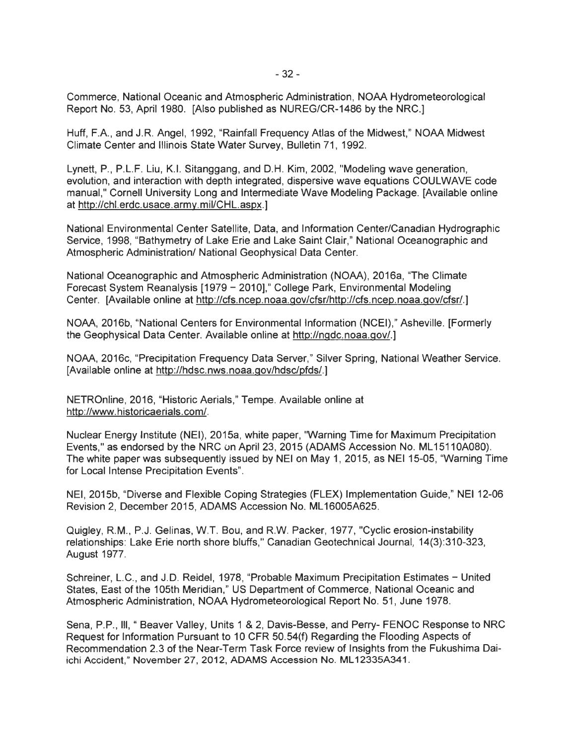Commerce, National Oceanic and Atmospheric Administration, NOAA Hydrometeorological Report No. 53, April 1980. [Also published as NUREG/CR-1486 by the NRC.]

Huff, F.A., and J.R. Angel, 1992, "Rainfall Frequency Atlas of the Midwest," NOAA Midwest Climate Center and Illinois State Water Survey, Bulletin 71, 1992.

Lynett, P., P.L.F. Liu, K.I. Sitanggang, and D.H. Kim, 2002, "Modeling wave generation, evolution, and interaction with depth integrated, dispersive wave equations COULWAVE code manual," Cornell University Long and Intermediate Wave Modeling Package. [Available online at http://chl.erdc.usace.army.mil/CHL.aspx.]

National Environmental Center Satellite, Data, and Information Center/Canadian Hydrographic Service, 1998, "Bathymetry of Lake Erie and Lake Saint Clair," National Oceanographic and Atmospheric Administration/ National Geophysical Data Center.

National Oceanographic and Atmospheric Administration (NOAA), 2016a, "The Climate Forecast System Reanalysis [1979 – 2010]," College Park, Environmental Modeling Center. [Available online at http://cfs.ncep.noaa.gov/cfsr/http://cfs.ncep.noaa.gov/cfsr/.]

NOAA, 2016b, "National Centers for Environmental Information (NCEI)," Asheville. [Formerly the Geophysical Data Center. Available online at http://ngdc.noaa.gov/.]

NOAA, 2016c, "Precipitation Frequency Data Server," Silver Spring, National Weather Service. [Available online at http://hdsc.nws.noaa.gov/hdsc/pfds/.]

NETROnline, 2016, "Historic Aerials," Tempe. Available online at http://www.historicaerials.com/.

Nuclear Energy Institute (NEI), 2015a, white paper, "Warning Time for Maximum Precipitation Events," as endorsed by the NRC on April 23, 2015 (ADAMS Accession No. ML15110A080). The white paper was subsequently issued by NEI on May 1, 2015, as NEI 15-05, "Warning Time for Local Intense Precipitation Events".

NEI, 2015b, "Diverse and Flexible Coping Strategies (FLEX) Implementation Guide," NEI 12-06 Revision 2, December 2015, ADAMS Accession No. ML16005A625.

Quigley, R.M., P.J. Gelinas, W.T. Bou, and R.W. Packer, 1977, "Cyclic erosion-instability relationships: Lake Erie north shore bluffs," Canadian Geotechnical Journal, 14(3):310-323, August 1977.

Schreiner, L.C., and J.D. Reidel, 1978, "Probable Maximum Precipitation Estimates – United States, East of the 105th Meridian," US Department of Commerce, National Oceanic and Atmospheric Administration, NOAA Hydrometeorological Report No. 51, June 1978.

Sena, P.P., III, " Beaver Valley, Units 1 & 2, Davis-Besse, and Perry- FENOC Response to NRC Request for Information Pursuant to 10 CFR 50.54(f) Regarding the Flooding Aspects of Recommendation 2.3 of the Near-Term Task Force review of Insights from the Fukushima Dai-ichi Accident," November 27, 2012, ADAMS Accession No. ML12335A341.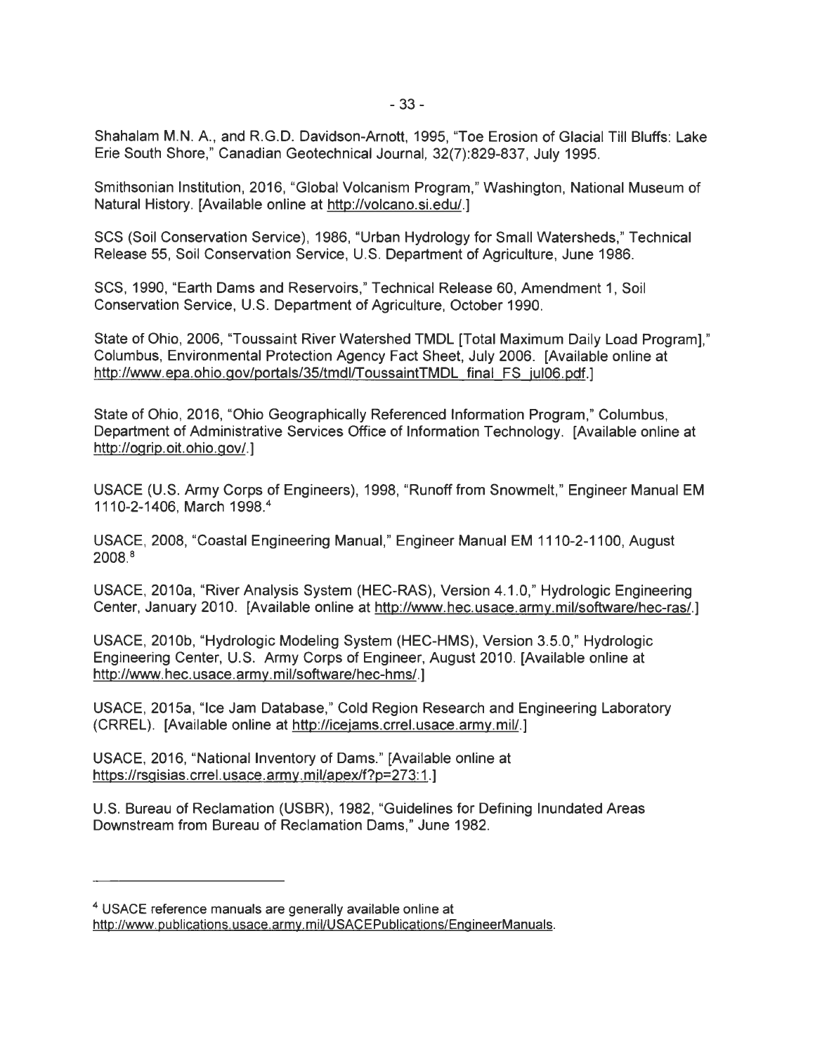Shahalam M.N. A., and R.G.D. Davidson-Arnott, 1995, "Toe Erosion of Glacial Till Bluffs: Lake Erie South Shore," Canadian Geotechnical Journal, 32(7):829-837, July 1995.

Smithsonian Institution, 2016, "Global Volcanism Program," Washington, National Museum of Natural History. [Available online at http://volcano.si.edu/.]

SCS (Soil Conservation Service), 1986, "Urban Hydrology for Small Watersheds," Technical Release 55, Soil Conservation Service, U.S. Department of Agriculture, June 1986.

SCS, 1990, "Earth Dams and Reservoirs," Technical Release 60, Amendment 1, Soil Conservation Service, U.S. Department of Agriculture, October 1990.

State of Ohio, 2006, "Toussaint River Watershed TMDL [Total Maximum Daily Load Program]," Columbus, Environmental Protection Agency Fact Sheet, July 2006. [Available online at http://www.epa.ohio.gov/portals/35/tmdl/ToussaintTMDL_final_FS_jul06.pdf.]

State of Ohio, 2016, "Ohio Geographically Referenced Information Program," Columbus, Department of Administrative Services Office of Information Technology. [Available online at http://ogrip.oit.ohio.gov/.]

USACE (U.S. Army Corps of Engineers), 1998, "Runoff from Snowmelt," Engineer Manual EM 1110-2-1406, March 1998.[4]

USACE, 2008, "Coastal Engineering Manual," Engineer Manual EM 1110-2-1100, August 2008.[8]

USACE, 2010a, "River Analysis System (HEC-RAS), Version 4.1.0," Hydrologic Engineering Center, January 2010. [Available online at http://www.hec.usace.army.mil/software/hec-ras/.]

USACE, 2010b, "Hydrologic Modeling System (HEC-HMS), Version 3.5.0," Hydrologic Engineering Center, U.S. Army Corps of Engineer, August 2010. [Available online at http://www.hec.usace.army.mil/software/hec-hms/.]

USACE, 2015a, "Ice Jam Database," Cold Region Research and Engineering Laboratory (CRREL). [Available online at http://icejams.crrel.usace.army.mil/.]

USACE, 2016, "National Inventory of Dams." [Available online at https://rsgisias.crrel.usace.army.mil/apex/f?p=273:1.]

U.S. Bureau of Reclamation (USBR), 1982, "Guidelines for Defining Inundated Areas Downstream from Bureau of Reclamation Dams," June 1982.

---

[4] USACE reference manuals are generally available online at http://www.publications.usace.army.mil/USACEPublications/EngineerManuals.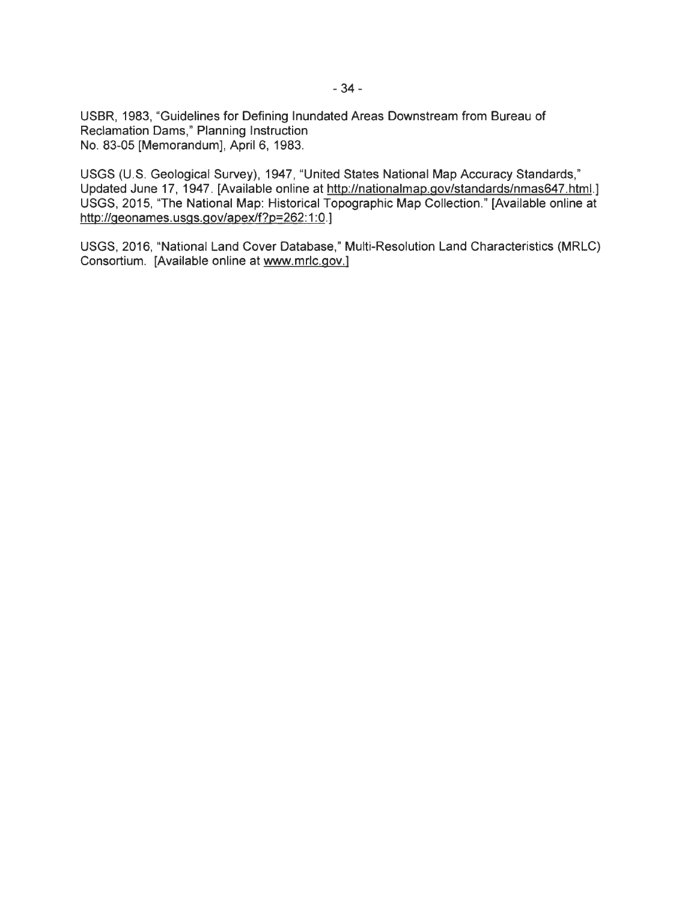USBR, 1983, "Guidelines for Defining Inundated Areas Downstream from Bureau of Reclamation Dams," Planning Instruction No. 83-05 [Memorandum], April 6, 1983.

USGS (U.S. Geological Survey), 1947, "United States National Map Accuracy Standards," Updated June 17, 1947. [Available online at http://nationalmap.gov/standards/nmas647.html.]
USGS, 2015, "The National Map: Historical Topographic Map Collection." [Available online at http://geonames.usgs.gov/apex/f?p=262:1:0.]

USGS, 2016, "National Land Cover Database," Multi-Resolution Land Characteristics (MRLC) Consortium. [Available online at www.mrlc.gov.]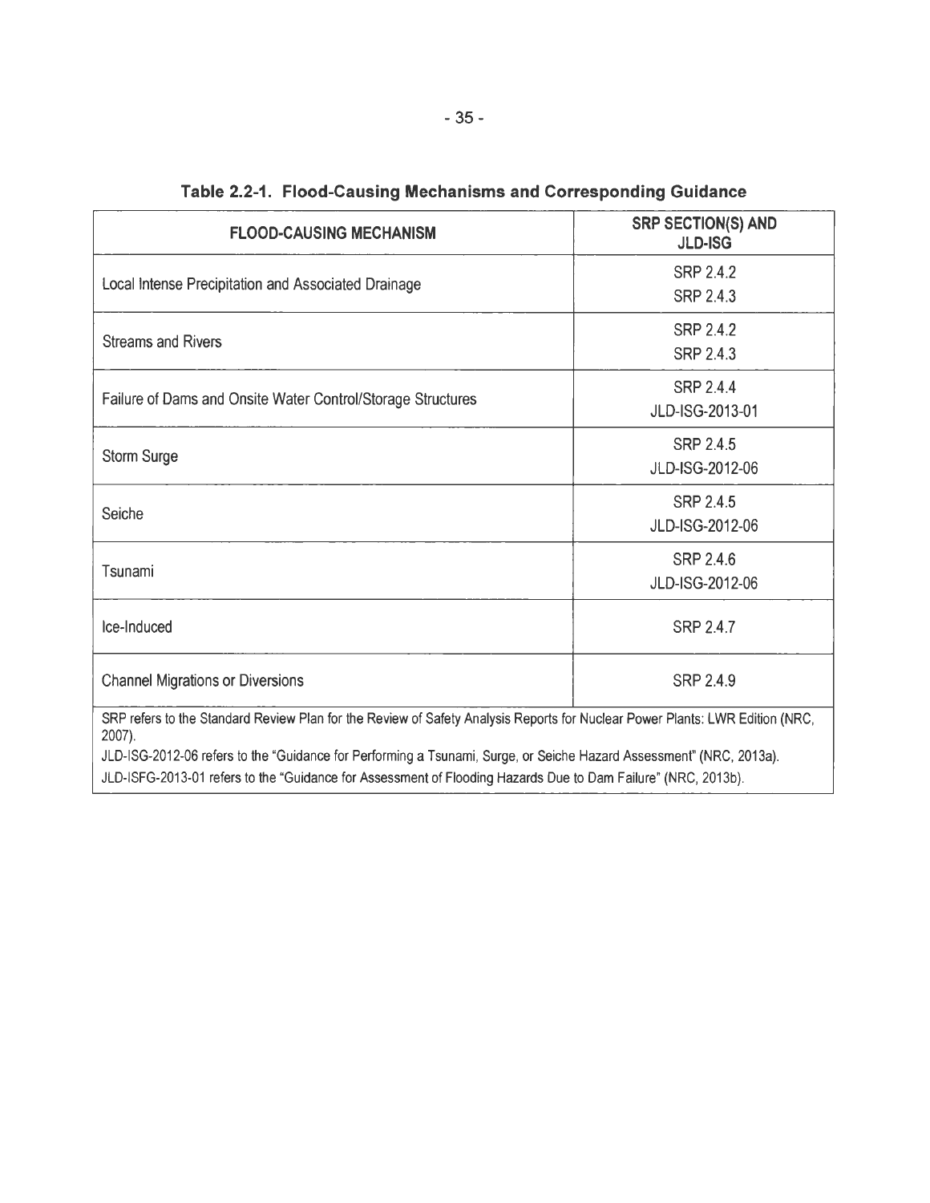**Table 2.2-1. Flood-Causing Mechanisms and Corresponding Guidance**

| FLOOD-CAUSING MECHANISM | SRP SECTION(S) AND JLD-ISG |
|---|---|
| Local Intense Precipitation and Associated Drainage | SRP 2.4.2<br>SRP 2.4.3 |
| Streams and Rivers | SRP 2.4.2<br>SRP 2.4.3 |
| Failure of Dams and Onsite Water Control/Storage Structures | SRP 2.4.4<br>JLD-ISG-2013-01 |
| Storm Surge | SRP 2.4.5<br>JLD-ISG-2012-06 |
| Seiche | SRP 2.4.5<br>JLD-ISG-2012-06 |
| Tsunami | SRP 2.4.6<br>JLD-ISG-2012-06 |
| Ice-Induced | SRP 2.4.7 |
| Channel Migrations or Diversions | SRP 2.4.9 |

SRP refers to the Standard Review Plan for the Review of Safety Analysis Reports for Nuclear Power Plants: LWR Edition (NRC, 2007).

JLD-ISG-2012-06 refers to the "Guidance for Performing a Tsunami, Surge, or Seiche Hazard Assessment" (NRC, 2013a).

JLD-ISFG-2013-01 refers to the "Guidance for Assessment of Flooding Hazards Due to Dam Failure" (NRC, 2013b).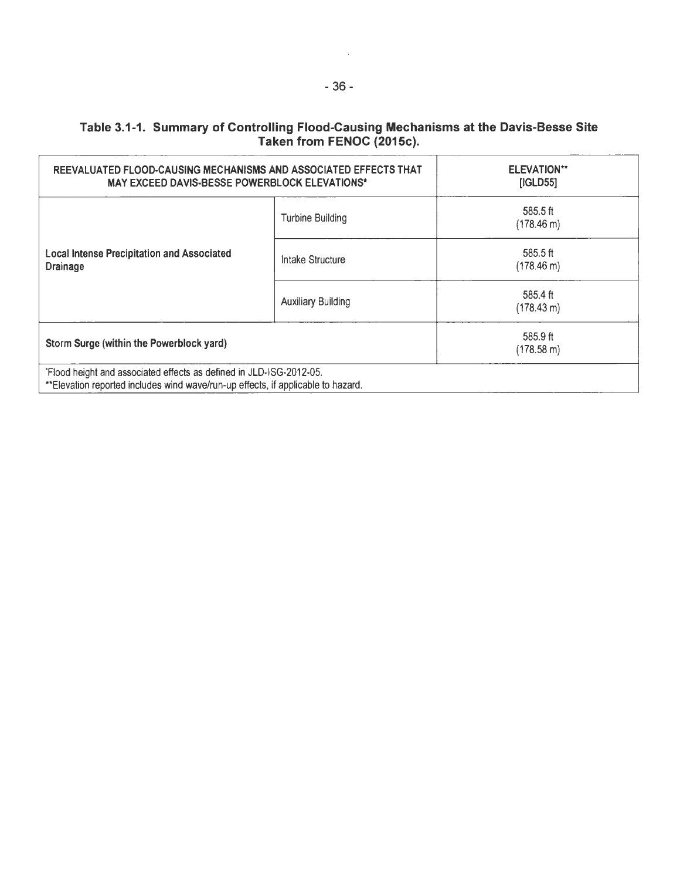**Table 3.1-1. Summary of Controlling Flood-Causing Mechanisms at the Davis-Besse Site Taken from FENOC (2015c).**

| REEVALUATED FLOOD-CAUSING MECHANISMS AND ASSOCIATED EFFECTS THAT MAY EXCEED DAVIS-BESSE POWERBLOCK ELEVATIONS* | | ELEVATION** [IGLD55] |
|---|---|---|
| **Local Intense Precipitation and Associated Drainage** | Turbine Building | 585.5 ft (178.46 m) |
| | Intake Structure | 585.5 ft (178.46 m) |
| | Auxiliary Building | 585.4 ft (178.43 m) |
| **Storm Surge (within the Powerblock yard)** | | 585.9 ft (178.58 m) |

*Flood height and associated effects as defined in JLD-ISG-2012-05.
**Elevation reported includes wind wave/run-up effects, if applicable to hazard.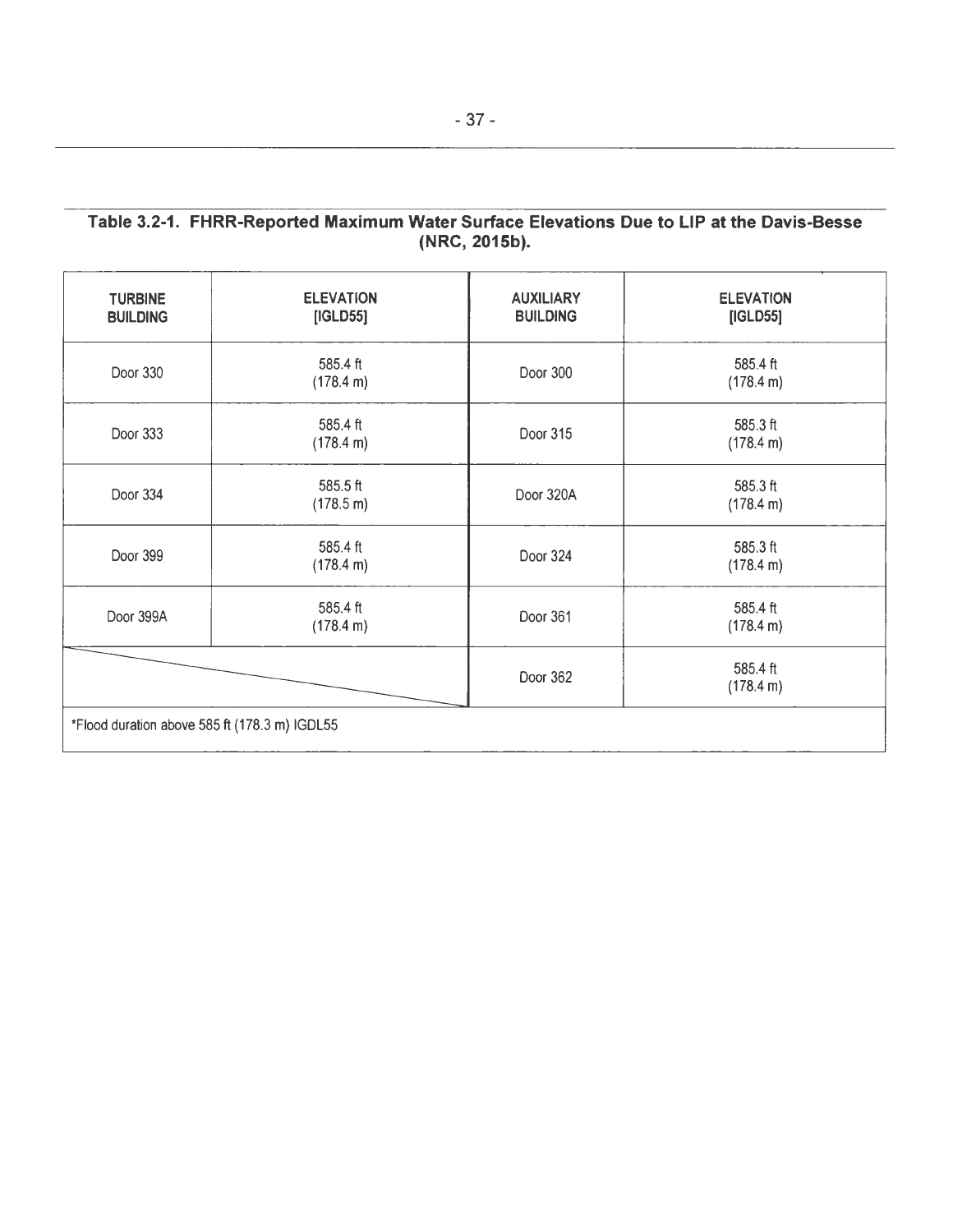**Table 3.2-1. FHRR-Reported Maximum Water Surface Elevations Due to LIP at the Davis-Besse (NRC, 2015b).**

| TURBINE BUILDING | ELEVATION [IGLD55] | AUXILIARY BUILDING | ELEVATION [IGLD55] |
|---|---|---|---|
| Door 330 | 585.4 ft (178.4 m) | Door 300 | 585.4 ft (178.4 m) |
| Door 333 | 585.4 ft (178.4 m) | Door 315 | 585.3 ft (178.4 m) |
| Door 334 | 585.5 ft (178.5 m) | Door 320A | 585.3 ft (178.4 m) |
| Door 399 | 585.4 ft (178.4 m) | Door 324 | 585.3 ft (178.4 m) |
| Door 399A | 585.4 ft (178.4 m) | Door 361 | 585.4 ft (178.4 m) |
| | | Door 362 | 585.4 ft (178.4 m) |
| *Flood duration above 585 ft (178.3 m) IGDL55 | | | |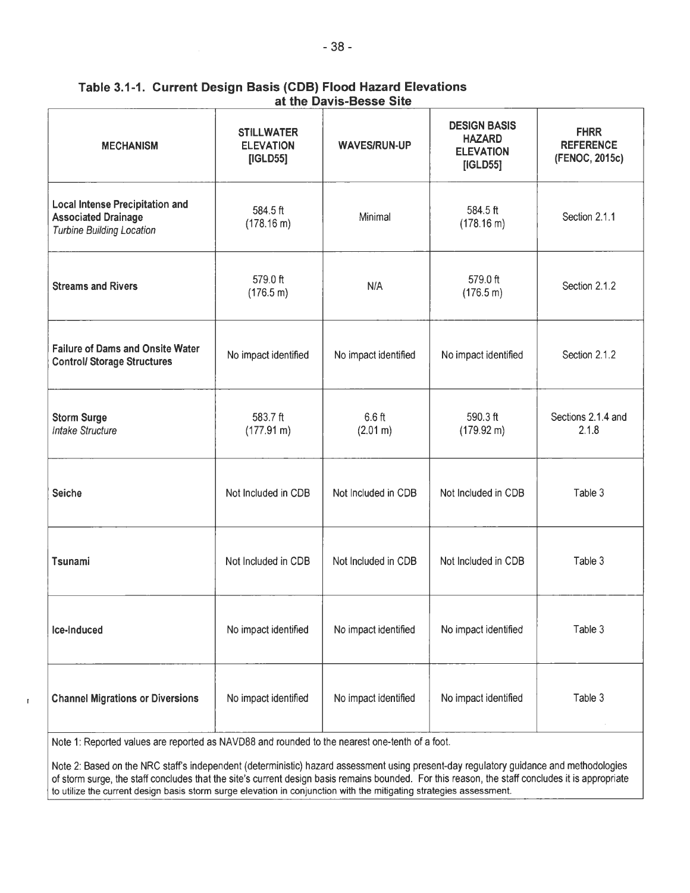**Table 3.1-1. Current Design Basis (CDB) Flood Hazard Elevations at the Davis-Besse Site**

| MECHANISM | STILLWATER ELEVATION [IGLD55] | WAVES/RUN-UP | DESIGN BASIS HAZARD ELEVATION [IGLD55] | FHRR REFERENCE (FENOC, 2015c) |
|---|---|---|---|---|
| **Local Intense Precipitation and Associated Drainage** *Turbine Building Location* | 584.5 ft (178.16 m) | Minimal | 584.5 ft (178.16 m) | Section 2.1.1 |
| **Streams and Rivers** | 579.0 ft (176.5 m) | N/A | 579.0 ft (176.5 m) | Section 2.1.2 |
| **Failure of Dams and Onsite Water Control/ Storage Structures** | No impact identified | No impact identified | No impact identified | Section 2.1.2 |
| **Storm Surge** *Intake Structure* | 583.7 ft (177.91 m) | 6.6 ft (2.01 m) | 590.3 ft (179.92 m) | Sections 2.1.4 and 2.1.8 |
| **Seiche** | Not Included in CDB | Not Included in CDB | Not Included in CDB | Table 3 |
| **Tsunami** | Not Included in CDB | Not Included in CDB | Not Included in CDB | Table 3 |
| **Ice-Induced** | No impact identified | No impact identified | No impact identified | Table 3 |
| **Channel Migrations or Diversions** | No impact identified | No impact identified | No impact identified | Table 3 |

Note 1: Reported values are reported as NAVD88 and rounded to the nearest one-tenth of a foot.

Note 2: Based on the NRC staff's independent (deterministic) hazard assessment using present-day regulatory guidance and methodologies of storm surge, the staff concludes that the site's current design basis remains bounded. For this reason, the staff concludes it is appropriate to utilize the current design basis storm surge elevation in conjunction with the mitigating strategies assessment.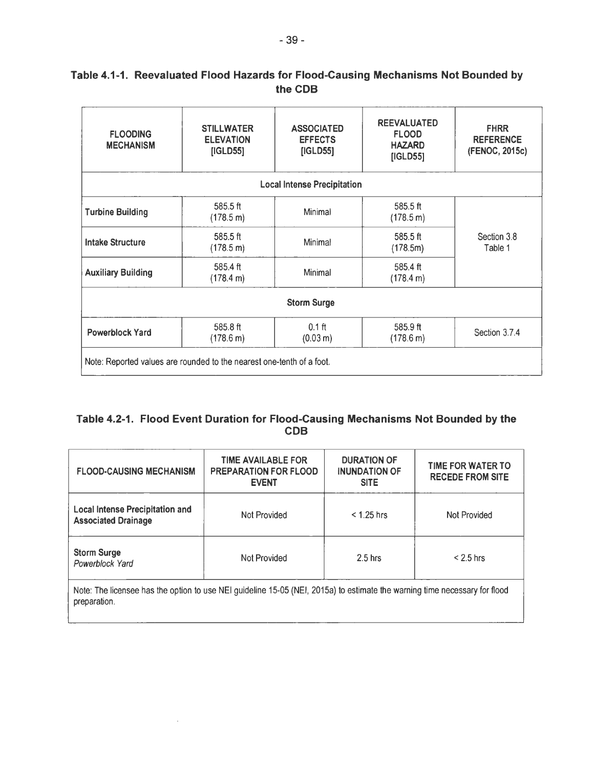**Table 4.1-1. Reevaluated Flood Hazards for Flood-Causing Mechanisms Not Bounded by the CDB**

| FLOODING MECHANISM | STILLWATER ELEVATION [IGLD55] | ASSOCIATED EFFECTS [IGLD55] | REEVALUATED FLOOD HAZARD [IGLD55] | FHRR REFERENCE (FENOC, 2015c) |
|---|---|---|---|---|
| **Local Intense Precipitation** | | | | |
| **Turbine Building** | 585.5 ft (178.5 m) | Minimal | 585.5 ft (178.5 m) | Section 3.8 Table 1 |
| **Intake Structure** | 585.5 ft (178.5 m) | Minimal | 585.5 ft (178.5m) | |
| **Auxiliary Building** | 585.4 ft (178.4 m) | Minimal | 585.4 ft (178.4 m) | |
| **Storm Surge** | | | | |
| **Powerblock Yard** | 585.8 ft (178.6 m) | 0.1 ft (0.03 m) | 585.9 ft (178.6 m) | Section 3.7.4 |
| Note: Reported values are rounded to the nearest one-tenth of a foot. | | | | |

**Table 4.2-1. Flood Event Duration for Flood-Causing Mechanisms Not Bounded by the CDB**

| FLOOD-CAUSING MECHANISM | TIME AVAILABLE FOR PREPARATION FOR FLOOD EVENT | DURATION OF INUNDATION OF SITE | TIME FOR WATER TO RECEDE FROM SITE |
|---|---|---|---|
| **Local Intense Precipitation and Associated Drainage** | Not Provided | < 1.25 hrs | Not Provided |
| **Storm Surge** *Powerblock Yard* | Not Provided | 2.5 hrs | < 2.5 hrs |
| Note: The licensee has the option to use NEI guideline 15-05 (NEI, 2015a) to estimate the warning time necessary for flood preparation. | | | |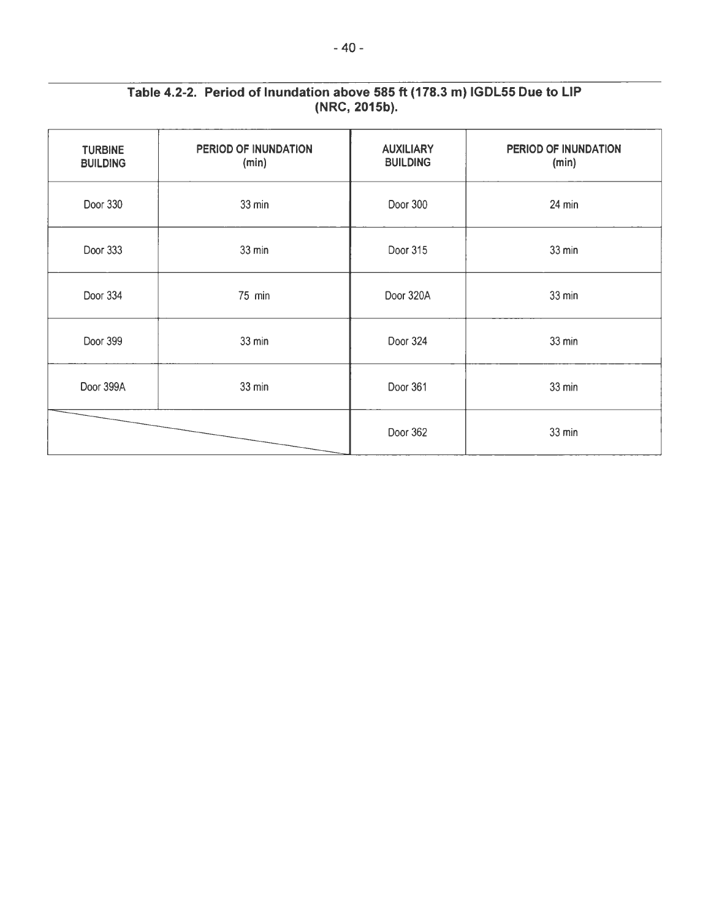**Table 4.2-2. Period of Inundation above 585 ft (178.3 m) IGDL55 Due to LIP (NRC, 2015b).**

| TURBINE BUILDING | PERIOD OF INUNDATION (min) | AUXILIARY BUILDING | PERIOD OF INUNDATION (min) |
|---|---|---|---|
| Door 330 | 33 min | Door 300 | 24 min |
| Door 333 | 33 min | Door 315 | 33 min |
| Door 334 | 75 min | Door 320A | 33 min |
| Door 399 | 33 min | Door 324 | 33 min |
| Door 399A | 33 min | Door 361 | 33 min |
| | | Door 362 | 33 min |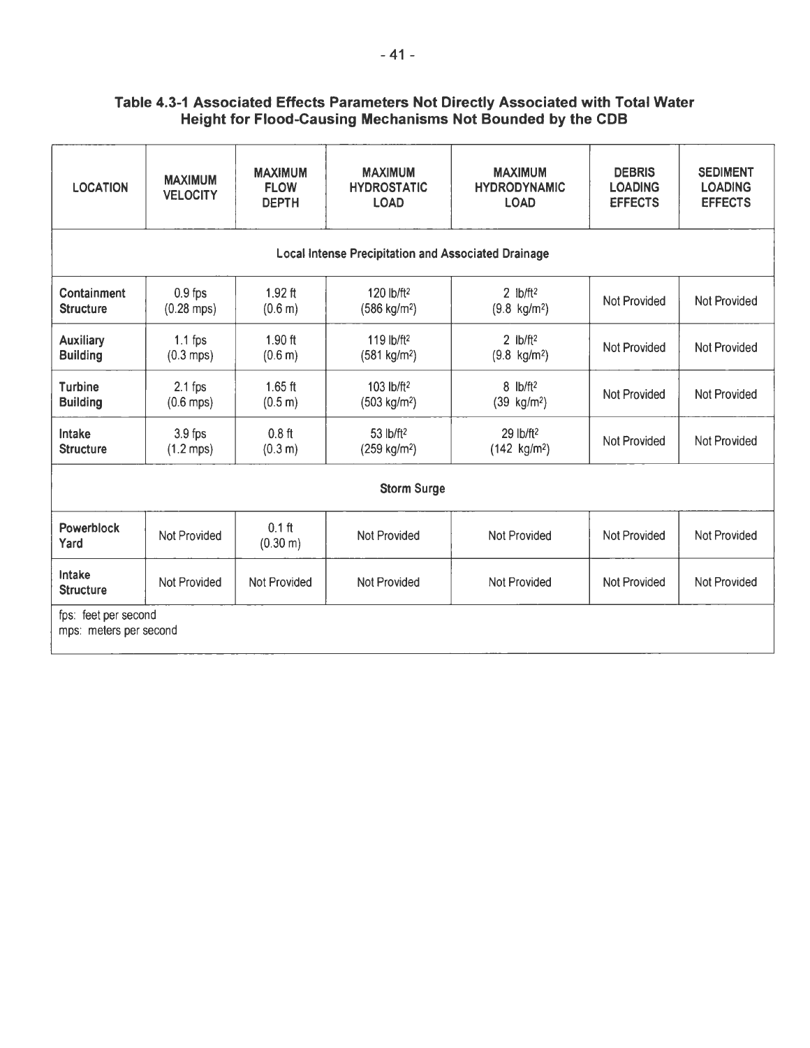**Table 4.3-1 Associated Effects Parameters Not Directly Associated with Total Water Height for Flood-Causing Mechanisms Not Bounded by the CDB**

| LOCATION | MAXIMUM VELOCITY | MAXIMUM FLOW DEPTH | MAXIMUM HYDROSTATIC LOAD | MAXIMUM HYDRODYNAMIC LOAD | DEBRIS LOADING EFFECTS | SEDIMENT LOADING EFFECTS |
|---|---|---|---|---|---|---|
| **Local Intense Precipitation and Associated Drainage** | | | | | | |
| **Containment Structure** | 0.9 fps (0.28 mps) | 1.92 ft (0.6 m) | 120 $lb/ft^2$ (586 $kg/m^2$) | 2 $lb/ft^2$ (9.8 $kg/m^2$) | Not Provided | Not Provided |
| **Auxiliary Building** | 1.1 fps (0.3 mps) | 1.90 ft (0.6 m) | 119 $lb/ft^2$ (581 $kg/m^2$) | 2 $lb/ft^2$ (9.8 $kg/m^2$) | Not Provided | Not Provided |
| **Turbine Building** | 2.1 fps (0.6 mps) | 1.65 ft (0.5 m) | 103 $lb/ft^2$ (503 $kg/m^2$) | 8 $lb/ft^2$ (39 $kg/m^2$) | Not Provided | Not Provided |
| **Intake Structure** | 3.9 fps (1.2 mps) | 0.8 ft (0.3 m) | 53 $lb/ft^2$ (259 $kg/m^2$) | 29 $lb/ft^2$ (142 $kg/m^2$) | Not Provided | Not Provided |
| **Storm Surge** | | | | | | |
| **Powerblock Yard** | Not Provided | 0.1 ft (0.30 m) | Not Provided | Not Provided | Not Provided | Not Provided |
| **Intake Structure** | Not Provided | Not Provided | Not Provided | Not Provided | Not Provided | Not Provided |

fps: feet per second
mps: meters per second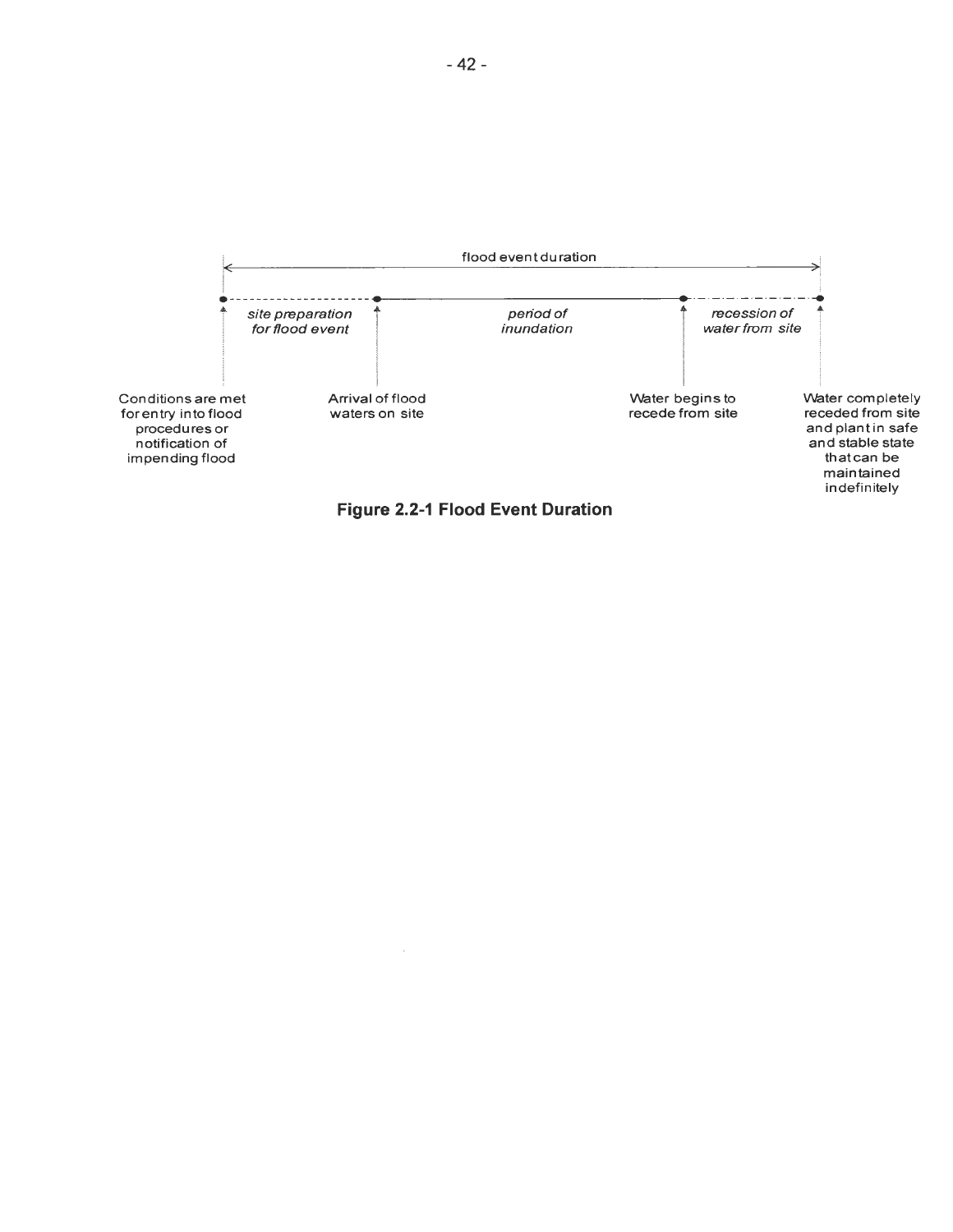flood event duration

*site preparation for flood event* | *period of inundation* | *recession of water from site*

Conditions are met for entry into flood procedures or notification of impending flood

Arrival of flood waters on site

Water begins to recede from site

Water completely receded from site and plant in safe and stable state that can be maintained indefinitely

**Figure 2.2-1 Flood Event Duration**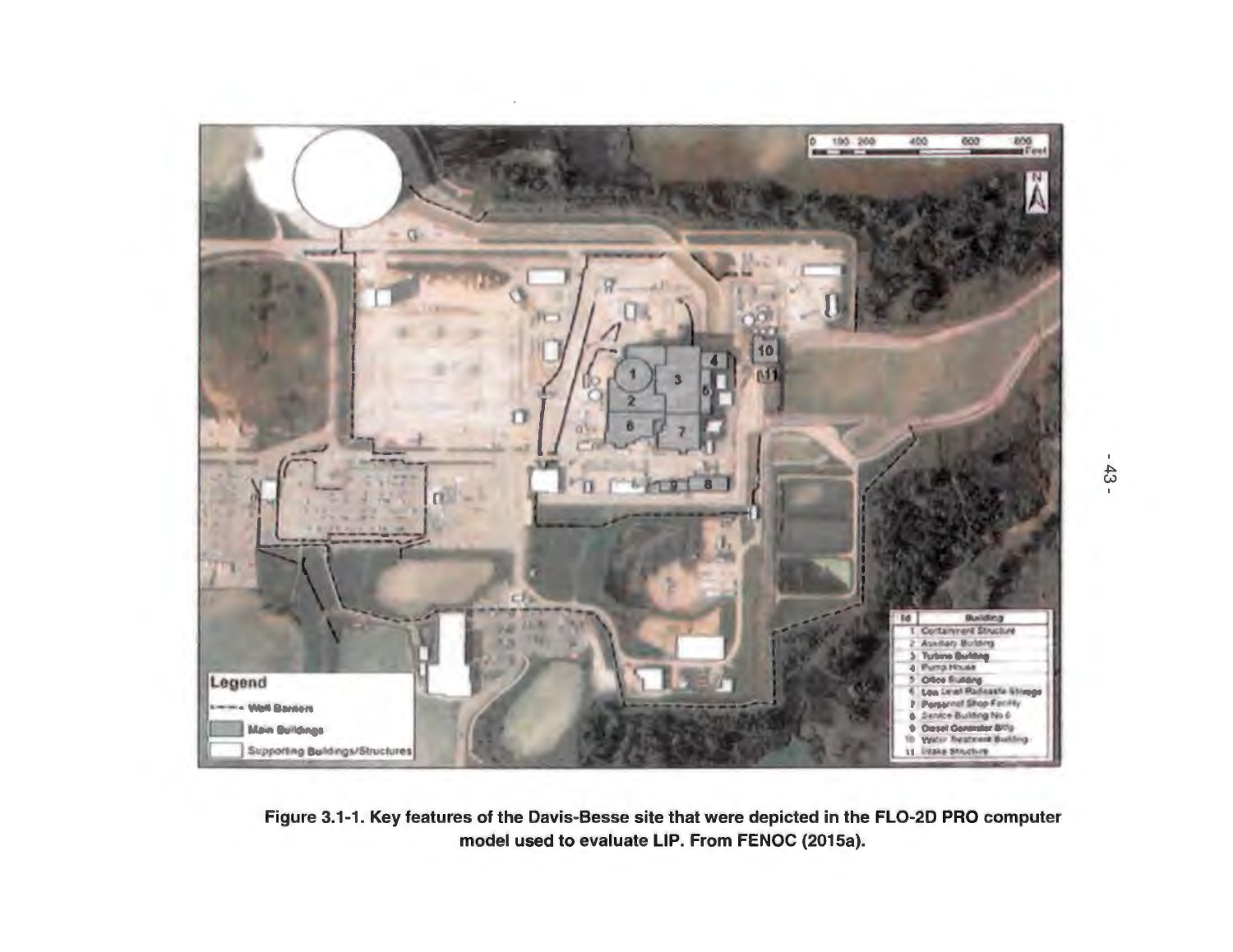**Figure 3.1-1. Key features of the Davis-Besse site that were depicted in the FLO-2D PRO computer model used to evaluate LIP. From FENOC (2015a).**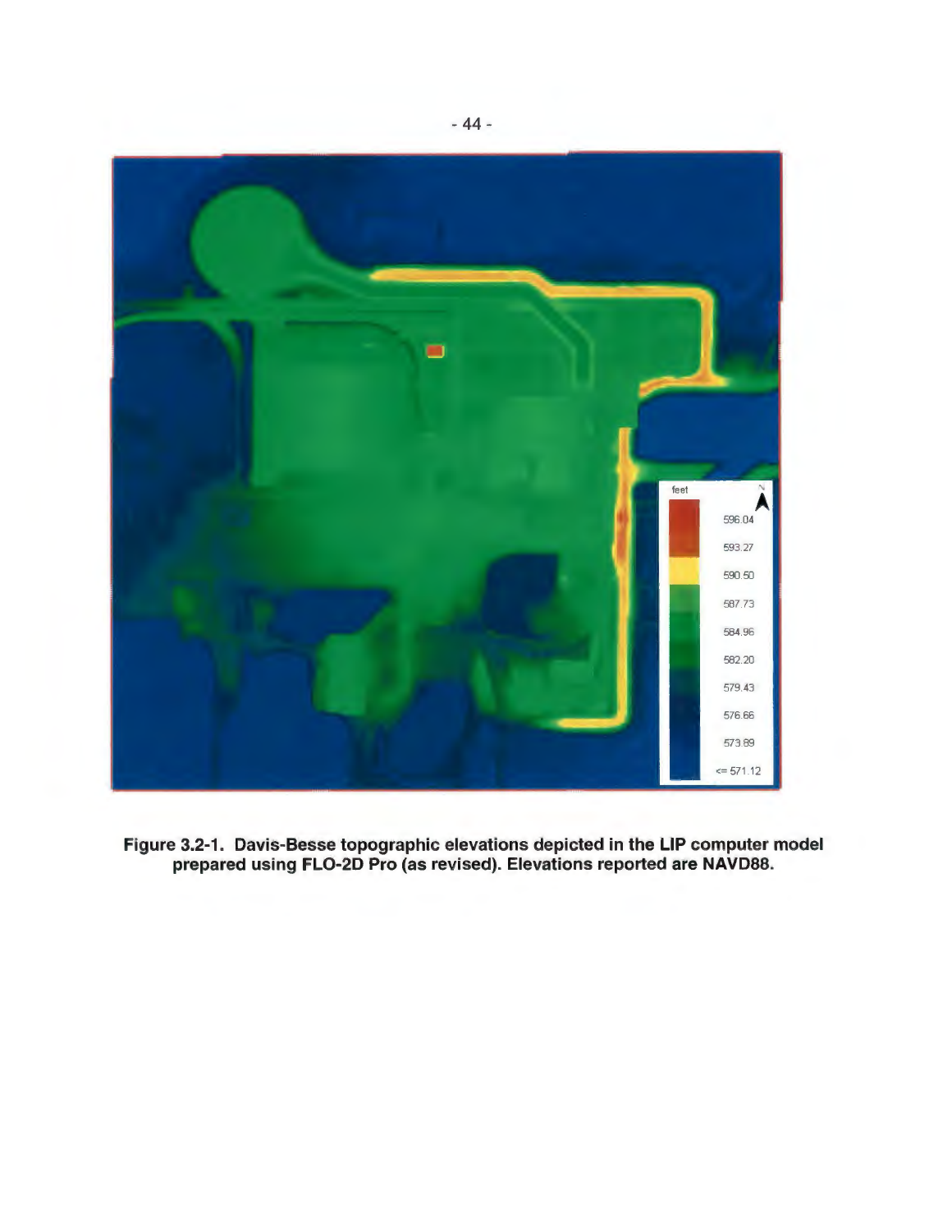**Figure 3.2-1. Davis-Besse topographic elevations depicted in the LIP computer model prepared using FLO-2D Pro (as revised). Elevations reported are NAVD88.**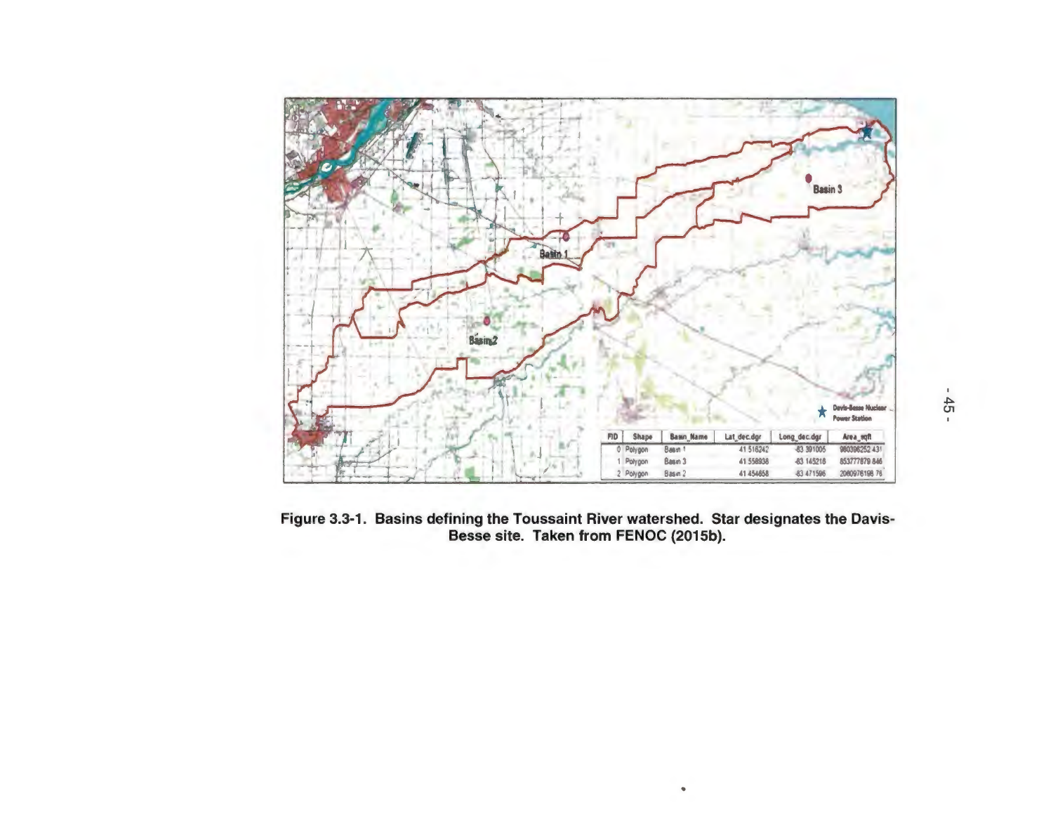Figure 3.3-1. Basins defining the Toussaint River watershed. Star designates the Davis-Besse site. Taken from FENOC (2015b).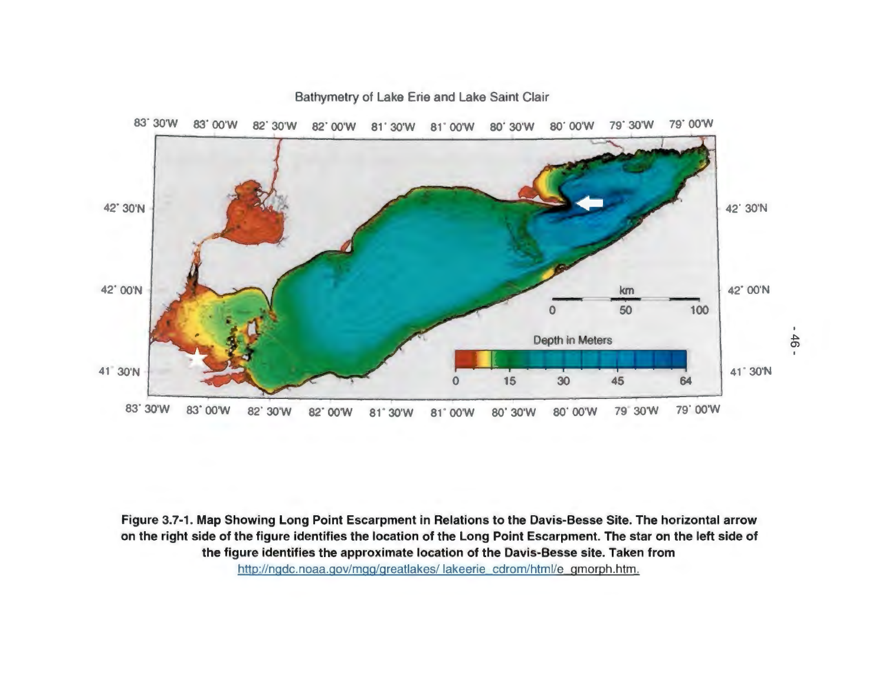**Figure 3.7-1. Map Showing Long Point Escarpment in Relations to the Davis-Besse Site. The horizontal arrow on the right side of the figure identifies the location of the Long Point Escarpment. The star on the left side of the figure identifies the approximate location of the Davis-Besse site. Taken from** http://ngdc.noaa.gov/mgg/greatlakes/ lakeerie_cdrom/html/e_gmorph.htm.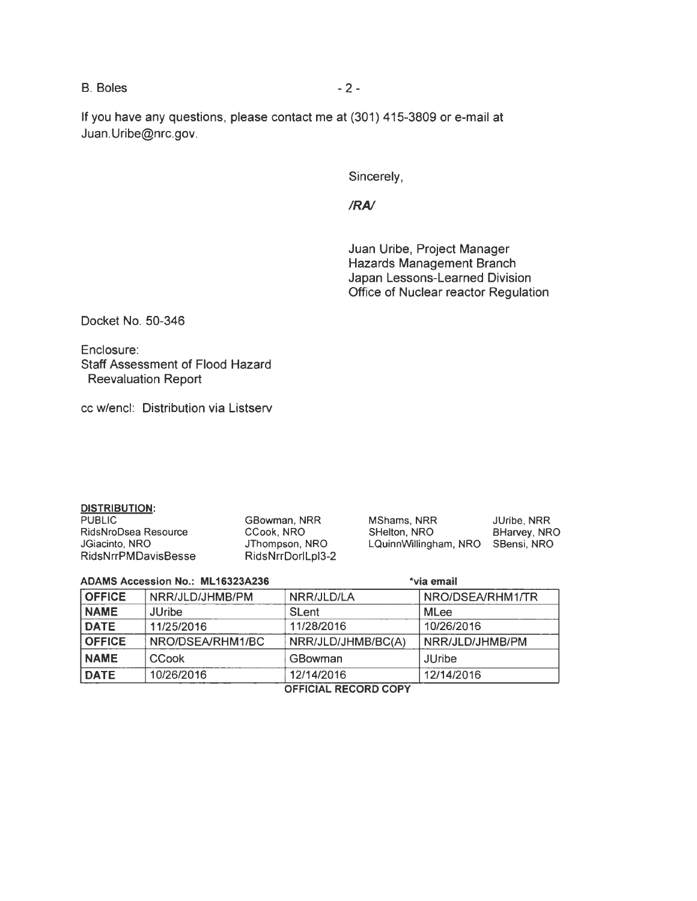If you have any questions, please contact me at (301) 415-3809 or e-mail at Juan.Uribe@nrc.gov.

Sincerely,

***/RA/***

Juan Uribe, Project Manager
Hazards Management Branch
Japan Lessons-Learned Division
Office of Nuclear reactor Regulation

Docket No. 50-346

Enclosure:
Staff Assessment of Flood Hazard Reevaluation Report

cc w/encl: Distribution via Listserv

**DISTRIBUTION:**

| | | | |
|---|---|---|---|
| PUBLIC | GBowman, NRR | MShams, NRR | JUribe, NRR |
| RidsNroDsea Resource | CCook, NRO | SHelton, NRO | BHarvey, NRO |
| JGiacinto, NRO | JThompson, NRO | LQuinnWillingham, NRO | SBensi, NRO |
| RidsNrrPMDavisBesse | RidsNrrDorlLpl3-2 | | |

**ADAMS Accession No.: ML16323A236** *via email

| | | | |
|---|---|---|---|
| **OFFICE** | NRR/JLD/JHMB/PM | NRR/JLD/LA | NRO/DSEA/RHM1/TR |
| **NAME** | JUribe | SLent | MLee |
| **DATE** | 11/25/2016 | 11/28/2016 | 10/26/2016 |
| **OFFICE** | NRO/DSEA/RHM1/BC | NRR/JLD/JHMB/BC(A) | NRR/JLD/JHMB/PM |
| **NAME** | CCook | GBowman | JUribe |
| **DATE** | 10/26/2016 | 12/14/2016 | 12/14/2016 |

**OFFICIAL RECORD COPY**